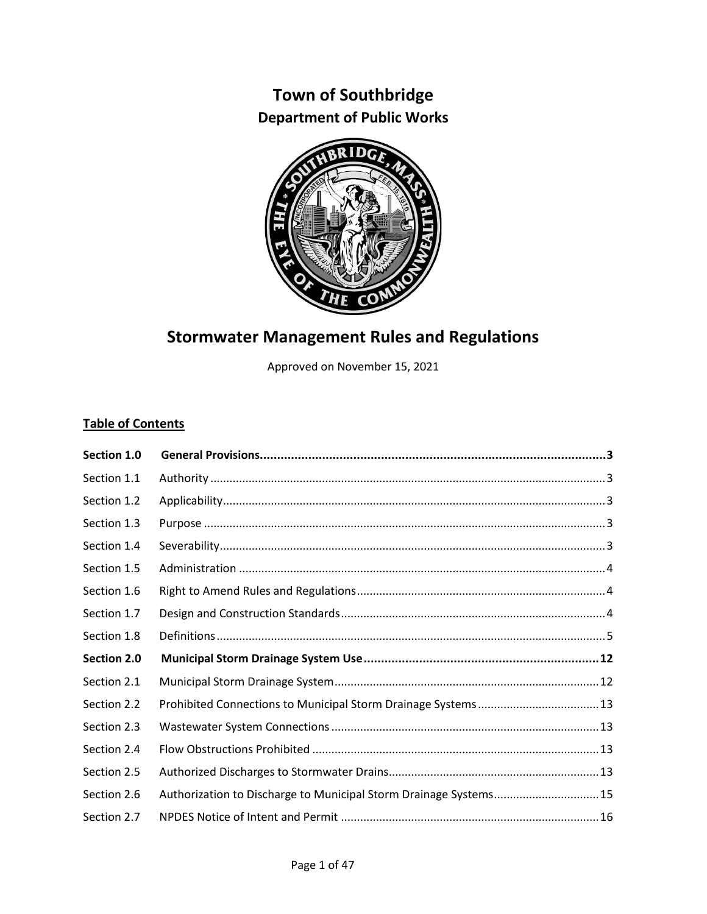# Town of Southbridge

## Department of Public Works

# Stormwater Management Rules and Regulations

Approved on November 15, 2021

**Table of Contents**

| | | |
|---|---|---|
| **Section 1.0** | **General Provisions** | **3** |
| Section 1.1 | Authority | 3 |
| Section 1.2 | Applicability | 3 |
| Section 1.3 | Purpose | 3 |
| Section 1.4 | Severability | 3 |
| Section 1.5 | Administration | 4 |
| Section 1.6 | Right to Amend Rules and Regulations | 4 |
| Section 1.7 | Design and Construction Standards | 4 |
| Section 1.8 | Definitions | 5 |
| **Section 2.0** | **Municipal Storm Drainage System Use** | **12** |
| Section 2.1 | Municipal Storm Drainage System | 12 |
| Section 2.2 | Prohibited Connections to Municipal Storm Drainage Systems | 13 |
| Section 2.3 | Wastewater System Connections | 13 |
| Section 2.4 | Flow Obstructions Prohibited | 13 |
| Section 2.5 | Authorized Discharges to Stormwater Drains | 13 |
| Section 2.6 | Authorization to Discharge to Municipal Storm Drainage Systems | 15 |
| Section 2.7 | NPDES Notice of Intent and Permit | 16 |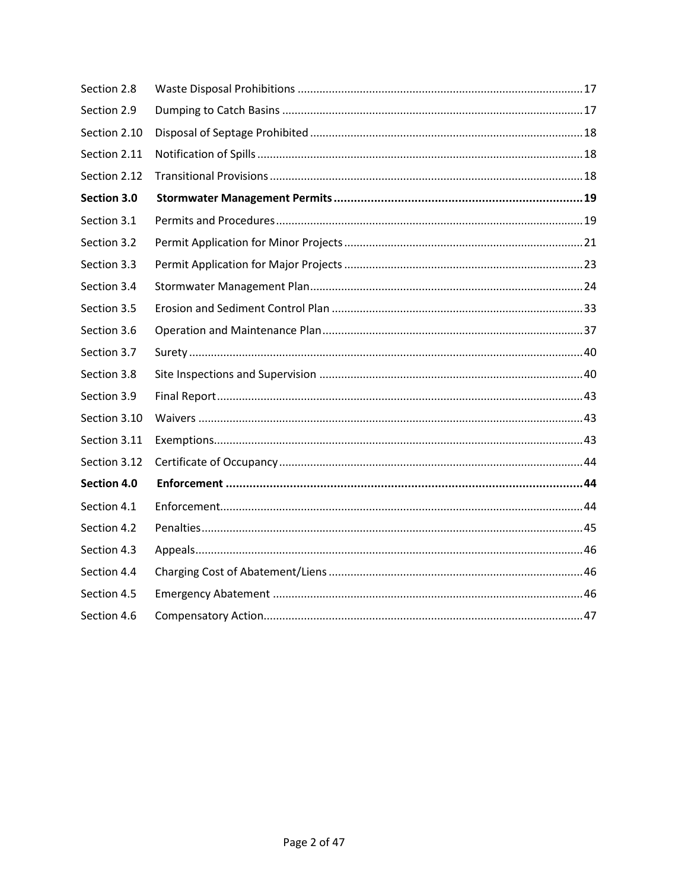| | | |
|---|---|---|
| Section 2.8 | Waste Disposal Prohibitions | 17 |
| Section 2.9 | Dumping to Catch Basins | 17 |
| Section 2.10 | Disposal of Septage Prohibited | 18 |
| Section 2.11 | Notification of Spills | 18 |
| Section 2.12 | Transitional Provisions | 18 |
| **Section 3.0** | **Stormwater Management Permits** | **19** |
| Section 3.1 | Permits and Procedures | 19 |
| Section 3.2 | Permit Application for Minor Projects | 21 |
| Section 3.3 | Permit Application for Major Projects | 23 |
| Section 3.4 | Stormwater Management Plan | 24 |
| Section 3.5 | Erosion and Sediment Control Plan | 33 |
| Section 3.6 | Operation and Maintenance Plan | 37 |
| Section 3.7 | Surety | 40 |
| Section 3.8 | Site Inspections and Supervision | 40 |
| Section 3.9 | Final Report | 43 |
| Section 3.10 | Waivers | 43 |
| Section 3.11 | Exemptions | 43 |
| Section 3.12 | Certificate of Occupancy | 44 |
| **Section 4.0** | **Enforcement** | **44** |
| Section 4.1 | Enforcement | 44 |
| Section 4.2 | Penalties | 45 |
| Section 4.3 | Appeals | 46 |
| Section 4.4 | Charging Cost of Abatement/Liens | 46 |
| Section 4.5 | Emergency Abatement | 46 |
| Section 4.6 | Compensatory Action | 47 |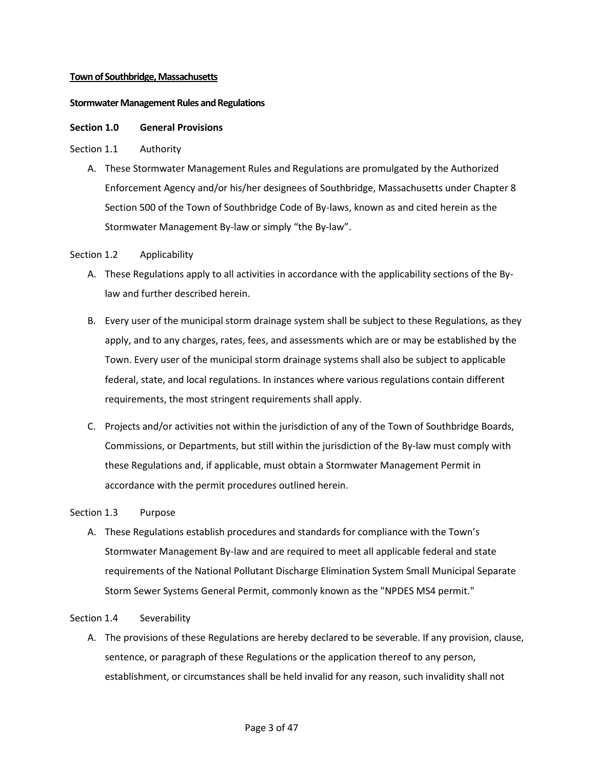**Town of Southbridge, Massachusetts**

**Stormwater Management Rules and Regulations**

## Section 1.0 General Provisions

### Section 1.1 Authority

A. These Stormwater Management Rules and Regulations are promulgated by the Authorized Enforcement Agency and/or his/her designees of Southbridge, Massachusetts under Chapter 8 Section 500 of the Town of Southbridge Code of By-laws, known as and cited herein as the Stormwater Management By-law or simply "the By-law".

### Section 1.2 Applicability

A. These Regulations apply to all activities in accordance with the applicability sections of the By-law and further described herein.

B. Every user of the municipal storm drainage system shall be subject to these Regulations, as they apply, and to any charges, rates, fees, and assessments which are or may be established by the Town. Every user of the municipal storm drainage systems shall also be subject to applicable federal, state, and local regulations. In instances where various regulations contain different requirements, the most stringent requirements shall apply.

C. Projects and/or activities not within the jurisdiction of any of the Town of Southbridge Boards, Commissions, or Departments, but still within the jurisdiction of the By-law must comply with these Regulations and, if applicable, must obtain a Stormwater Management Permit in accordance with the permit procedures outlined herein.

### Section 1.3 Purpose

A. These Regulations establish procedures and standards for compliance with the Town's Stormwater Management By-law and are required to meet all applicable federal and state requirements of the National Pollutant Discharge Elimination System Small Municipal Separate Storm Sewer Systems General Permit, commonly known as the "NPDES MS4 permit."

### Section 1.4 Severability

A. The provisions of these Regulations are hereby declared to be severable. If any provision, clause, sentence, or paragraph of these Regulations or the application thereof to any person, establishment, or circumstances shall be held invalid for any reason, such invalidity shall not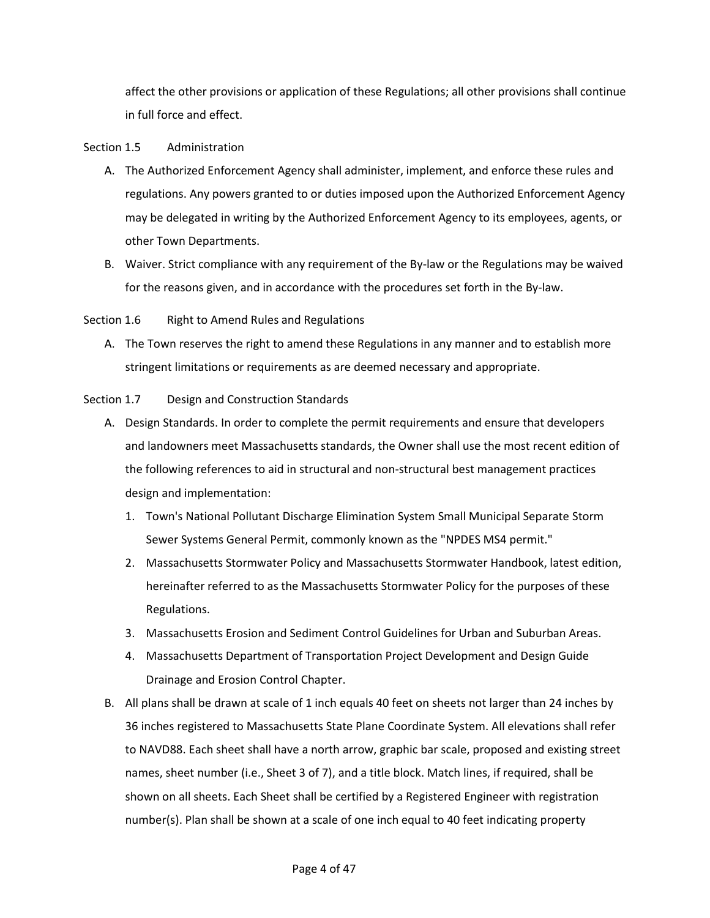affect the other provisions or application of these Regulations; all other provisions shall continue in full force and effect.

Section 1.5 Administration

A. The Authorized Enforcement Agency shall administer, implement, and enforce these rules and regulations. Any powers granted to or duties imposed upon the Authorized Enforcement Agency may be delegated in writing by the Authorized Enforcement Agency to its employees, agents, or other Town Departments.

B. Waiver. Strict compliance with any requirement of the By-law or the Regulations may be waived for the reasons given, and in accordance with the procedures set forth in the By-law.

Section 1.6 Right to Amend Rules and Regulations

A. The Town reserves the right to amend these Regulations in any manner and to establish more stringent limitations or requirements as are deemed necessary and appropriate.

Section 1.7 Design and Construction Standards

A. Design Standards. In order to complete the permit requirements and ensure that developers and landowners meet Massachusetts standards, the Owner shall use the most recent edition of the following references to aid in structural and non-structural best management practices design and implementation:

   1. Town's National Pollutant Discharge Elimination System Small Municipal Separate Storm Sewer Systems General Permit, commonly known as the "NPDES MS4 permit."
   2. Massachusetts Stormwater Policy and Massachusetts Stormwater Handbook, latest edition, hereinafter referred to as the Massachusetts Stormwater Policy for the purposes of these Regulations.
   3. Massachusetts Erosion and Sediment Control Guidelines for Urban and Suburban Areas.
   4. Massachusetts Department of Transportation Project Development and Design Guide Drainage and Erosion Control Chapter.

B. All plans shall be drawn at scale of 1 inch equals 40 feet on sheets not larger than 24 inches by 36 inches registered to Massachusetts State Plane Coordinate System. All elevations shall refer to NAVD88. Each sheet shall have a north arrow, graphic bar scale, proposed and existing street names, sheet number (i.e., Sheet 3 of 7), and a title block. Match lines, if required, shall be shown on all sheets. Each Sheet shall be certified by a Registered Engineer with registration number(s). Plan shall be shown at a scale of one inch equal to 40 feet indicating property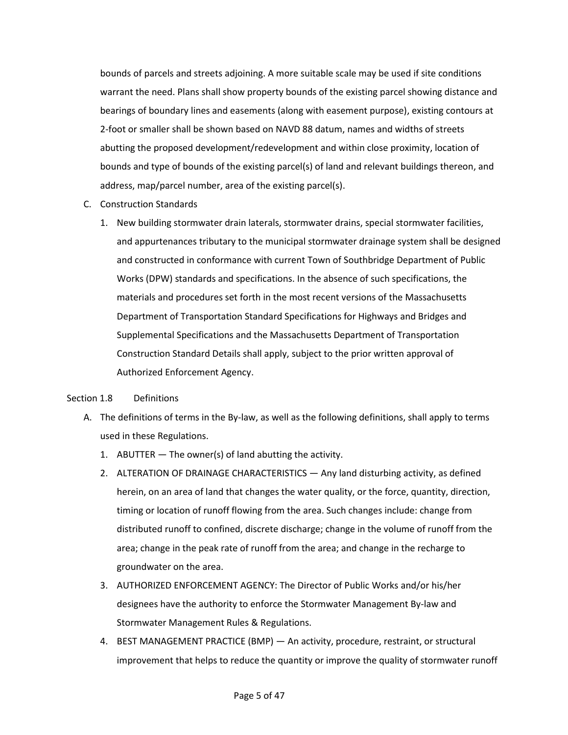bounds of parcels and streets adjoining. A more suitable scale may be used if site conditions warrant the need. Plans shall show property bounds of the existing parcel showing distance and bearings of boundary lines and easements (along with easement purpose), existing contours at 2-foot or smaller shall be shown based on NAVD 88 datum, names and widths of streets abutting the proposed development/redevelopment and within close proximity, location of bounds and type of bounds of the existing parcel(s) of land and relevant buildings thereon, and address, map/parcel number, area of the existing parcel(s).

C. Construction Standards

   1. New building stormwater drain laterals, stormwater drains, special stormwater facilities, and appurtenances tributary to the municipal stormwater drainage system shall be designed and constructed in conformance with current Town of Southbridge Department of Public Works (DPW) standards and specifications. In the absence of such specifications, the materials and procedures set forth in the most recent versions of the Massachusetts Department of Transportation Standard Specifications for Highways and Bridges and Supplemental Specifications and the Massachusetts Department of Transportation Construction Standard Details shall apply, subject to the prior written approval of Authorized Enforcement Agency.

## Section 1.8 Definitions

A. The definitions of terms in the By-law, as well as the following definitions, shall apply to terms used in these Regulations.

   1. ABUTTER — The owner(s) of land abutting the activity.
   2. ALTERATION OF DRAINAGE CHARACTERISTICS — Any land disturbing activity, as defined herein, on an area of land that changes the water quality, or the force, quantity, direction, timing or location of runoff flowing from the area. Such changes include: change from distributed runoff to confined, discrete discharge; change in the volume of runoff from the area; change in the peak rate of runoff from the area; and change in the recharge to groundwater on the area.
   3. AUTHORIZED ENFORCEMENT AGENCY: The Director of Public Works and/or his/her designees have the authority to enforce the Stormwater Management By-law and Stormwater Management Rules & Regulations.
   4. BEST MANAGEMENT PRACTICE (BMP) — An activity, procedure, restraint, or structural improvement that helps to reduce the quantity or improve the quality of stormwater runoff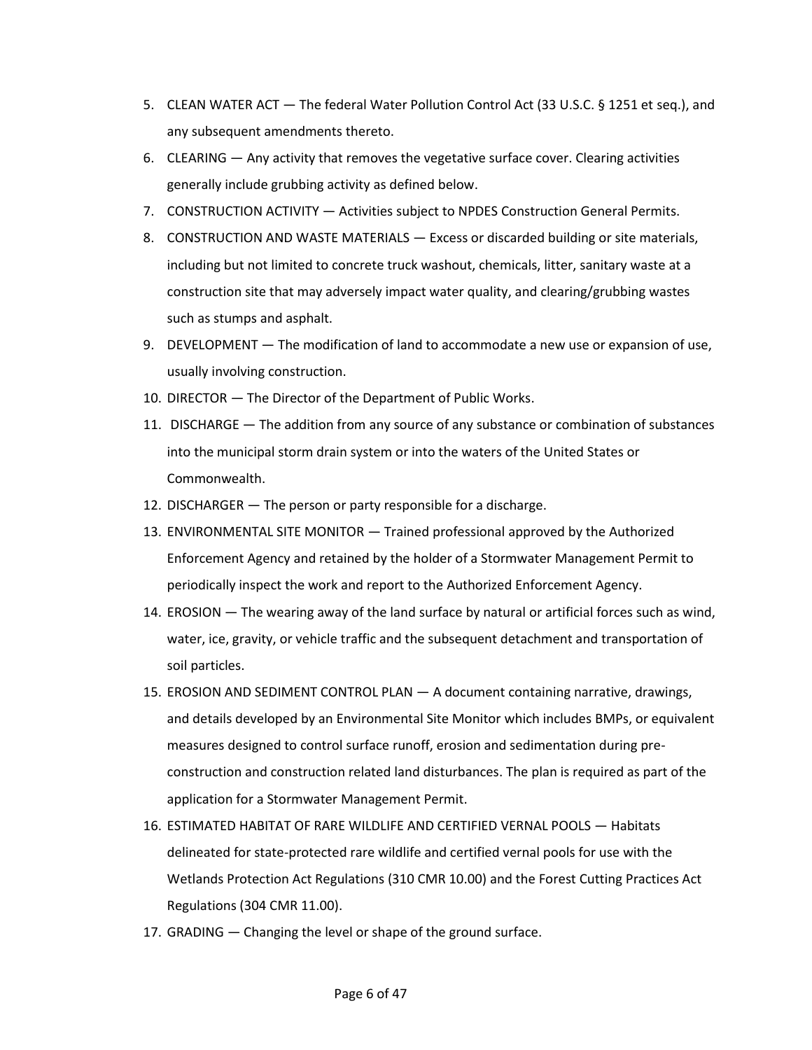5. CLEAN WATER ACT — The federal Water Pollution Control Act (33 U.S.C. § 1251 et seq.), and any subsequent amendments thereto.
6. CLEARING — Any activity that removes the vegetative surface cover. Clearing activities generally include grubbing activity as defined below.
7. CONSTRUCTION ACTIVITY — Activities subject to NPDES Construction General Permits.
8. CONSTRUCTION AND WASTE MATERIALS — Excess or discarded building or site materials, including but not limited to concrete truck washout, chemicals, litter, sanitary waste at a construction site that may adversely impact water quality, and clearing/grubbing wastes such as stumps and asphalt.
9. DEVELOPMENT — The modification of land to accommodate a new use or expansion of use, usually involving construction.
10. DIRECTOR — The Director of the Department of Public Works.
11. DISCHARGE — The addition from any source of any substance or combination of substances into the municipal storm drain system or into the waters of the United States or Commonwealth.
12. DISCHARGER — The person or party responsible for a discharge.
13. ENVIRONMENTAL SITE MONITOR — Trained professional approved by the Authorized Enforcement Agency and retained by the holder of a Stormwater Management Permit to periodically inspect the work and report to the Authorized Enforcement Agency.
14. EROSION — The wearing away of the land surface by natural or artificial forces such as wind, water, ice, gravity, or vehicle traffic and the subsequent detachment and transportation of soil particles.
15. EROSION AND SEDIMENT CONTROL PLAN — A document containing narrative, drawings, and details developed by an Environmental Site Monitor which includes BMPs, or equivalent measures designed to control surface runoff, erosion and sedimentation during pre-construction and construction related land disturbances. The plan is required as part of the application for a Stormwater Management Permit.
16. ESTIMATED HABITAT OF RARE WILDLIFE AND CERTIFIED VERNAL POOLS — Habitats delineated for state-protected rare wildlife and certified vernal pools for use with the Wetlands Protection Act Regulations (310 CMR 10.00) and the Forest Cutting Practices Act Regulations (304 CMR 11.00).
17. GRADING — Changing the level or shape of the ground surface.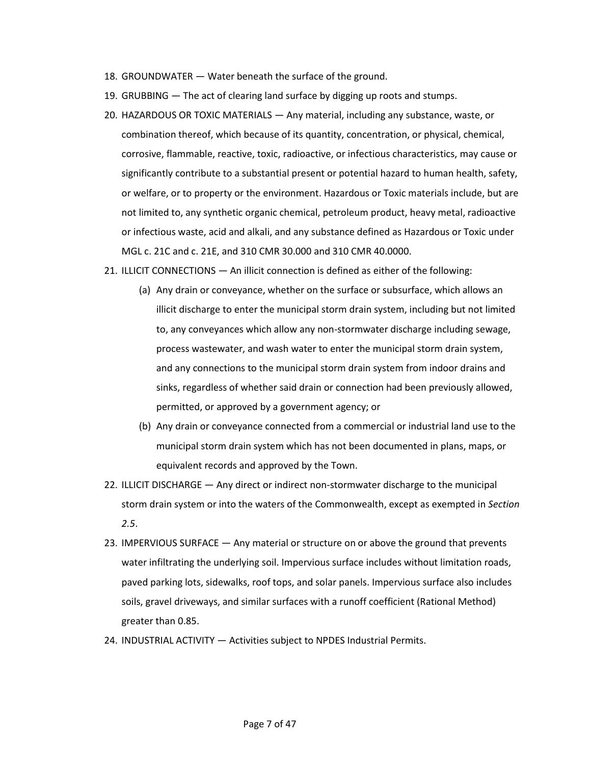18. GROUNDWATER — Water beneath the surface of the ground.
19. GRUBBING — The act of clearing land surface by digging up roots and stumps.
20. HAZARDOUS OR TOXIC MATERIALS — Any material, including any substance, waste, or combination thereof, which because of its quantity, concentration, or physical, chemical, corrosive, flammable, reactive, toxic, radioactive, or infectious characteristics, may cause or significantly contribute to a substantial present or potential hazard to human health, safety, or welfare, or to property or the environment. Hazardous or Toxic materials include, but are not limited to, any synthetic organic chemical, petroleum product, heavy metal, radioactive or infectious waste, acid and alkali, and any substance defined as Hazardous or Toxic under MGL c. 21C and c. 21E, and 310 CMR 30.000 and 310 CMR 40.0000.
21. ILLICIT CONNECTIONS — An illicit connection is defined as either of the following:
    (a) Any drain or conveyance, whether on the surface or subsurface, which allows an illicit discharge to enter the municipal storm drain system, including but not limited to, any conveyances which allow any non-stormwater discharge including sewage, process wastewater, and wash water to enter the municipal storm drain system, and any connections to the municipal storm drain system from indoor drains and sinks, regardless of whether said drain or connection had been previously allowed, permitted, or approved by a government agency; or
    (b) Any drain or conveyance connected from a commercial or industrial land use to the municipal storm drain system which has not been documented in plans, maps, or equivalent records and approved by the Town.
22. ILLICIT DISCHARGE — Any direct or indirect non-stormwater discharge to the municipal storm drain system or into the waters of the Commonwealth, except as exempted in *Section 2.5*.
23. IMPERVIOUS SURFACE — Any material or structure on or above the ground that prevents water infiltrating the underlying soil. Impervious surface includes without limitation roads, paved parking lots, sidewalks, roof tops, and solar panels. Impervious surface also includes soils, gravel driveways, and similar surfaces with a runoff coefficient (Rational Method) greater than 0.85.
24. INDUSTRIAL ACTIVITY — Activities subject to NPDES Industrial Permits.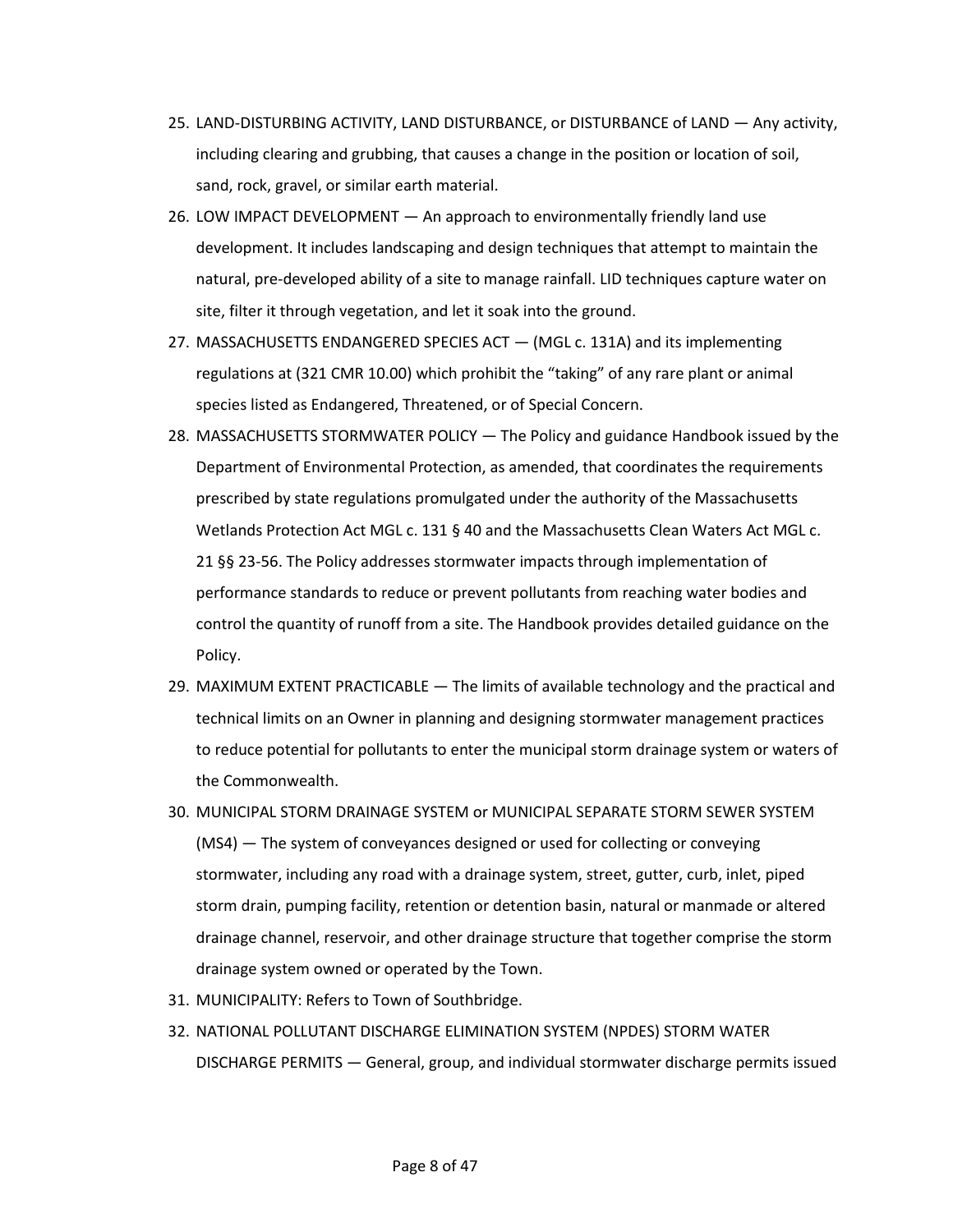25. LAND-DISTURBING ACTIVITY, LAND DISTURBANCE, or DISTURBANCE of LAND — Any activity, including clearing and grubbing, that causes a change in the position or location of soil, sand, rock, gravel, or similar earth material.
26. LOW IMPACT DEVELOPMENT — An approach to environmentally friendly land use development. It includes landscaping and design techniques that attempt to maintain the natural, pre-developed ability of a site to manage rainfall. LID techniques capture water on site, filter it through vegetation, and let it soak into the ground.
27. MASSACHUSETTS ENDANGERED SPECIES ACT — (MGL c. 131A) and its implementing regulations at (321 CMR 10.00) which prohibit the "taking" of any rare plant or animal species listed as Endangered, Threatened, or of Special Concern.
28. MASSACHUSETTS STORMWATER POLICY — The Policy and guidance Handbook issued by the Department of Environmental Protection, as amended, that coordinates the requirements prescribed by state regulations promulgated under the authority of the Massachusetts Wetlands Protection Act MGL c. 131 § 40 and the Massachusetts Clean Waters Act MGL c. 21 §§ 23-56. The Policy addresses stormwater impacts through implementation of performance standards to reduce or prevent pollutants from reaching water bodies and control the quantity of runoff from a site. The Handbook provides detailed guidance on the Policy.
29. MAXIMUM EXTENT PRACTICABLE — The limits of available technology and the practical and technical limits on an Owner in planning and designing stormwater management practices to reduce potential for pollutants to enter the municipal storm drainage system or waters of the Commonwealth.
30. MUNICIPAL STORM DRAINAGE SYSTEM or MUNICIPAL SEPARATE STORM SEWER SYSTEM (MS4) — The system of conveyances designed or used for collecting or conveying stormwater, including any road with a drainage system, street, gutter, curb, inlet, piped storm drain, pumping facility, retention or detention basin, natural or manmade or altered drainage channel, reservoir, and other drainage structure that together comprise the storm drainage system owned or operated by the Town.
31. MUNICIPALITY: Refers to Town of Southbridge.
32. NATIONAL POLLUTANT DISCHARGE ELIMINATION SYSTEM (NPDES) STORM WATER DISCHARGE PERMITS — General, group, and individual stormwater discharge permits issued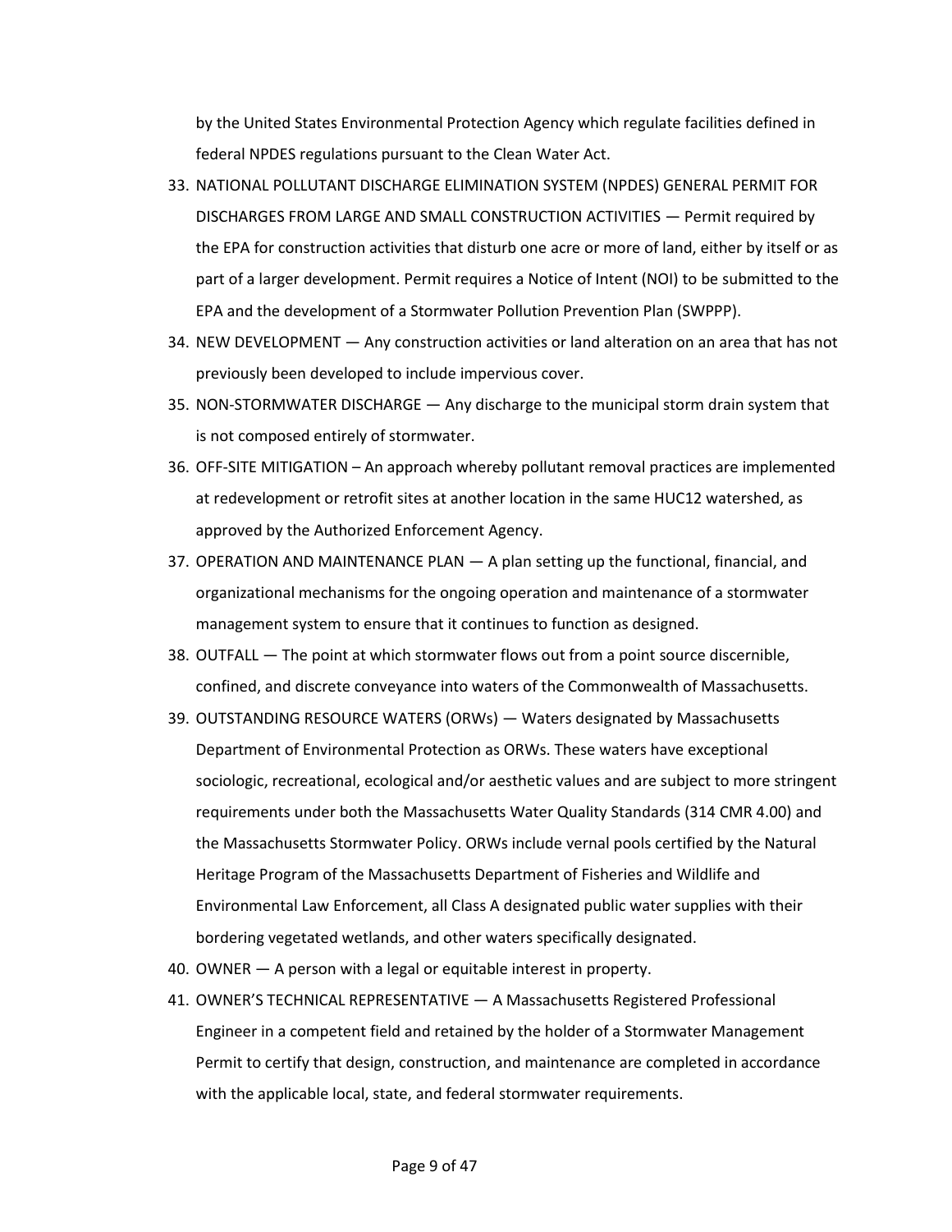by the United States Environmental Protection Agency which regulate facilities defined in federal NPDES regulations pursuant to the Clean Water Act.

33. NATIONAL POLLUTANT DISCHARGE ELIMINATION SYSTEM (NPDES) GENERAL PERMIT FOR DISCHARGES FROM LARGE AND SMALL CONSTRUCTION ACTIVITIES — Permit required by the EPA for construction activities that disturb one acre or more of land, either by itself or as part of a larger development. Permit requires a Notice of Intent (NOI) to be submitted to the EPA and the development of a Stormwater Pollution Prevention Plan (SWPPP).
34. NEW DEVELOPMENT — Any construction activities or land alteration on an area that has not previously been developed to include impervious cover.
35. NON-STORMWATER DISCHARGE — Any discharge to the municipal storm drain system that is not composed entirely of stormwater.
36. OFF-SITE MITIGATION – An approach whereby pollutant removal practices are implemented at redevelopment or retrofit sites at another location in the same HUC12 watershed, as approved by the Authorized Enforcement Agency.
37. OPERATION AND MAINTENANCE PLAN — A plan setting up the functional, financial, and organizational mechanisms for the ongoing operation and maintenance of a stormwater management system to ensure that it continues to function as designed.
38. OUTFALL — The point at which stormwater flows out from a point source discernible, confined, and discrete conveyance into waters of the Commonwealth of Massachusetts.
39. OUTSTANDING RESOURCE WATERS (ORWs) — Waters designated by Massachusetts Department of Environmental Protection as ORWs. These waters have exceptional sociologic, recreational, ecological and/or aesthetic values and are subject to more stringent requirements under both the Massachusetts Water Quality Standards (314 CMR 4.00) and the Massachusetts Stormwater Policy. ORWs include vernal pools certified by the Natural Heritage Program of the Massachusetts Department of Fisheries and Wildlife and Environmental Law Enforcement, all Class A designated public water supplies with their bordering vegetated wetlands, and other waters specifically designated.
40. OWNER — A person with a legal or equitable interest in property.
41. OWNER'S TECHNICAL REPRESENTATIVE — A Massachusetts Registered Professional Engineer in a competent field and retained by the holder of a Stormwater Management Permit to certify that design, construction, and maintenance are completed in accordance with the applicable local, state, and federal stormwater requirements.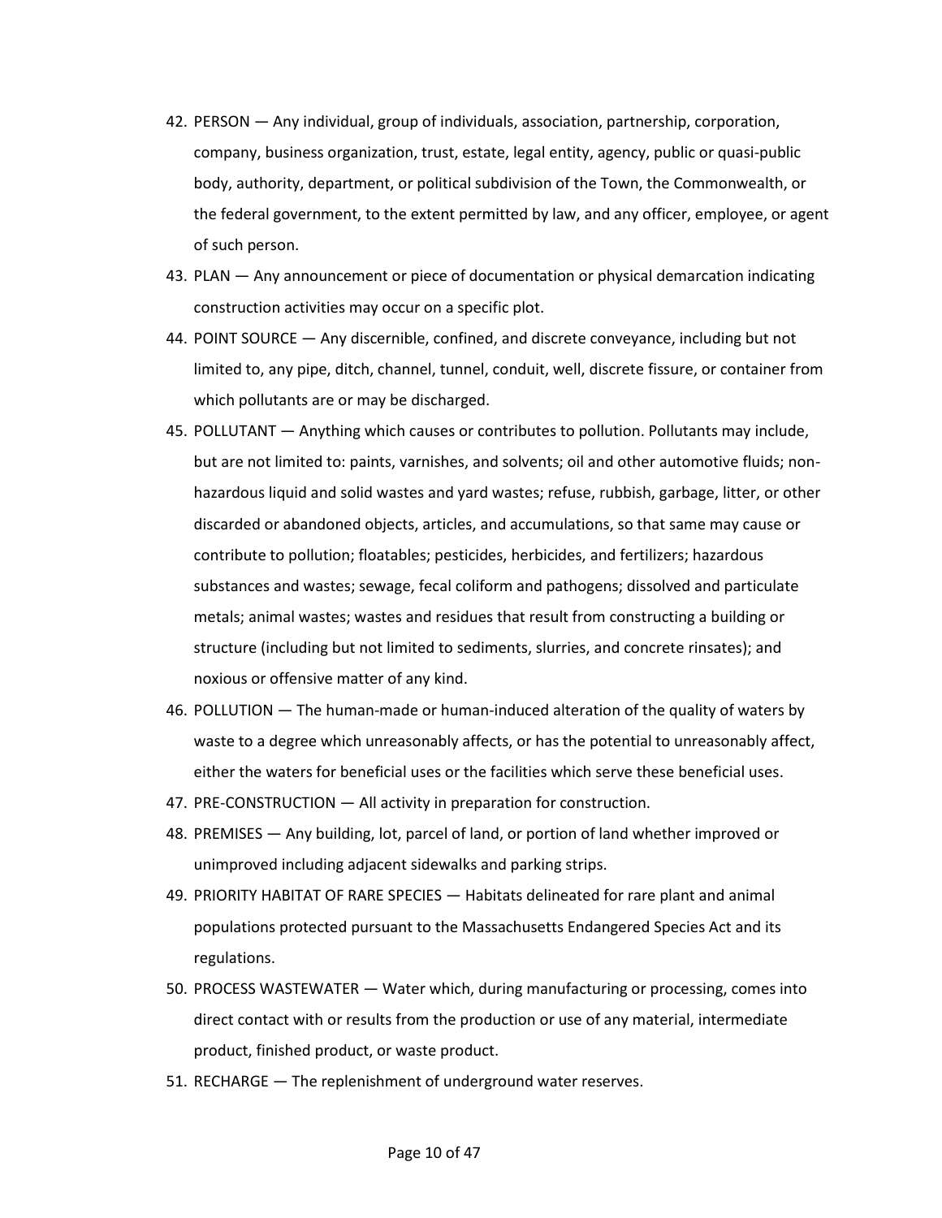42. PERSON — Any individual, group of individuals, association, partnership, corporation, company, business organization, trust, estate, legal entity, agency, public or quasi-public body, authority, department, or political subdivision of the Town, the Commonwealth, or the federal government, to the extent permitted by law, and any officer, employee, or agent of such person.
43. PLAN — Any announcement or piece of documentation or physical demarcation indicating construction activities may occur on a specific plot.
44. POINT SOURCE — Any discernible, confined, and discrete conveyance, including but not limited to, any pipe, ditch, channel, tunnel, conduit, well, discrete fissure, or container from which pollutants are or may be discharged.
45. POLLUTANT — Anything which causes or contributes to pollution. Pollutants may include, but are not limited to: paints, varnishes, and solvents; oil and other automotive fluids; non-hazardous liquid and solid wastes and yard wastes; refuse, rubbish, garbage, litter, or other discarded or abandoned objects, articles, and accumulations, so that same may cause or contribute to pollution; floatables; pesticides, herbicides, and fertilizers; hazardous substances and wastes; sewage, fecal coliform and pathogens; dissolved and particulate metals; animal wastes; wastes and residues that result from constructing a building or structure (including but not limited to sediments, slurries, and concrete rinsates); and noxious or offensive matter of any kind.
46. POLLUTION — The human-made or human-induced alteration of the quality of waters by waste to a degree which unreasonably affects, or has the potential to unreasonably affect, either the waters for beneficial uses or the facilities which serve these beneficial uses.
47. PRE-CONSTRUCTION — All activity in preparation for construction.
48. PREMISES — Any building, lot, parcel of land, or portion of land whether improved or unimproved including adjacent sidewalks and parking strips.
49. PRIORITY HABITAT OF RARE SPECIES — Habitats delineated for rare plant and animal populations protected pursuant to the Massachusetts Endangered Species Act and its regulations.
50. PROCESS WASTEWATER — Water which, during manufacturing or processing, comes into direct contact with or results from the production or use of any material, intermediate product, finished product, or waste product.
51. RECHARGE — The replenishment of underground water reserves.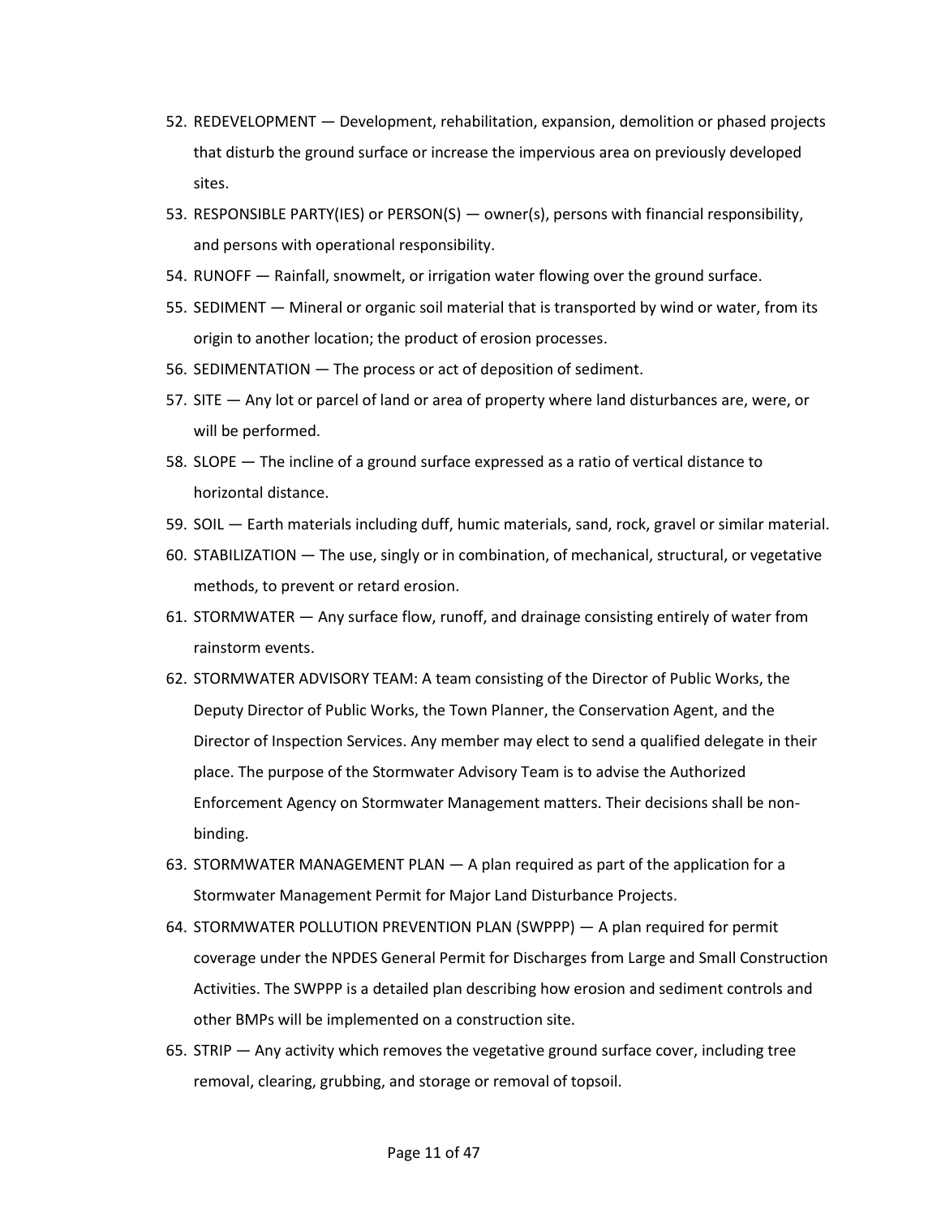52. REDEVELOPMENT — Development, rehabilitation, expansion, demolition or phased projects that disturb the ground surface or increase the impervious area on previously developed sites.
53. RESPONSIBLE PARTY(IES) or PERSON(S) — owner(s), persons with financial responsibility, and persons with operational responsibility.
54. RUNOFF — Rainfall, snowmelt, or irrigation water flowing over the ground surface.
55. SEDIMENT — Mineral or organic soil material that is transported by wind or water, from its origin to another location; the product of erosion processes.
56. SEDIMENTATION — The process or act of deposition of sediment.
57. SITE — Any lot or parcel of land or area of property where land disturbances are, were, or will be performed.
58. SLOPE — The incline of a ground surface expressed as a ratio of vertical distance to horizontal distance.
59. SOIL — Earth materials including duff, humic materials, sand, rock, gravel or similar material.
60. STABILIZATION — The use, singly or in combination, of mechanical, structural, or vegetative methods, to prevent or retard erosion.
61. STORMWATER — Any surface flow, runoff, and drainage consisting entirely of water from rainstorm events.
62. STORMWATER ADVISORY TEAM: A team consisting of the Director of Public Works, the Deputy Director of Public Works, the Town Planner, the Conservation Agent, and the Director of Inspection Services. Any member may elect to send a qualified delegate in their place. The purpose of the Stormwater Advisory Team is to advise the Authorized Enforcement Agency on Stormwater Management matters. Their decisions shall be non-binding.
63. STORMWATER MANAGEMENT PLAN — A plan required as part of the application for a Stormwater Management Permit for Major Land Disturbance Projects.
64. STORMWATER POLLUTION PREVENTION PLAN (SWPPP) — A plan required for permit coverage under the NPDES General Permit for Discharges from Large and Small Construction Activities. The SWPPP is a detailed plan describing how erosion and sediment controls and other BMPs will be implemented on a construction site.
65. STRIP — Any activity which removes the vegetative ground surface cover, including tree removal, clearing, grubbing, and storage or removal of topsoil.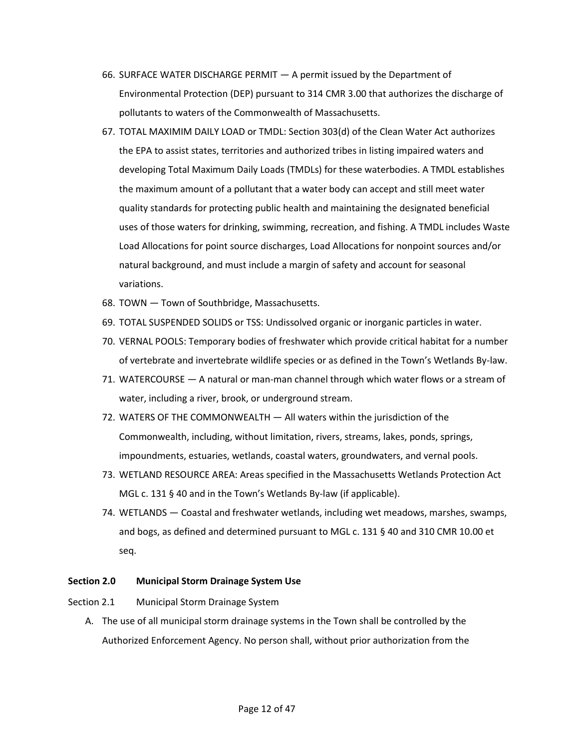66. SURFACE WATER DISCHARGE PERMIT — A permit issued by the Department of Environmental Protection (DEP) pursuant to 314 CMR 3.00 that authorizes the discharge of pollutants to waters of the Commonwealth of Massachusetts.
67. TOTAL MAXIMIM DAILY LOAD or TMDL: Section 303(d) of the Clean Water Act authorizes the EPA to assist states, territories and authorized tribes in listing impaired waters and developing Total Maximum Daily Loads (TMDLs) for these waterbodies. A TMDL establishes the maximum amount of a pollutant that a water body can accept and still meet water quality standards for protecting public health and maintaining the designated beneficial uses of those waters for drinking, swimming, recreation, and fishing. A TMDL includes Waste Load Allocations for point source discharges, Load Allocations for nonpoint sources and/or natural background, and must include a margin of safety and account for seasonal variations.
68. TOWN — Town of Southbridge, Massachusetts.
69. TOTAL SUSPENDED SOLIDS or TSS: Undissolved organic or inorganic particles in water.
70. VERNAL POOLS: Temporary bodies of freshwater which provide critical habitat for a number of vertebrate and invertebrate wildlife species or as defined in the Town's Wetlands By-law.
71. WATERCOURSE — A natural or man-man channel through which water flows or a stream of water, including a river, brook, or underground stream.
72. WATERS OF THE COMMONWEALTH — All waters within the jurisdiction of the Commonwealth, including, without limitation, rivers, streams, lakes, ponds, springs, impoundments, estuaries, wetlands, coastal waters, groundwaters, and vernal pools.
73. WETLAND RESOURCE AREA: Areas specified in the Massachusetts Wetlands Protection Act MGL c. 131 § 40 and in the Town's Wetlands By-law (if applicable).
74. WETLANDS — Coastal and freshwater wetlands, including wet meadows, marshes, swamps, and bogs, as defined and determined pursuant to MGL c. 131 § 40 and 310 CMR 10.00 et seq.

## Section 2.0 Municipal Storm Drainage System Use

### Section 2.1 Municipal Storm Drainage System

A. The use of all municipal storm drainage systems in the Town shall be controlled by the Authorized Enforcement Agency. No person shall, without prior authorization from the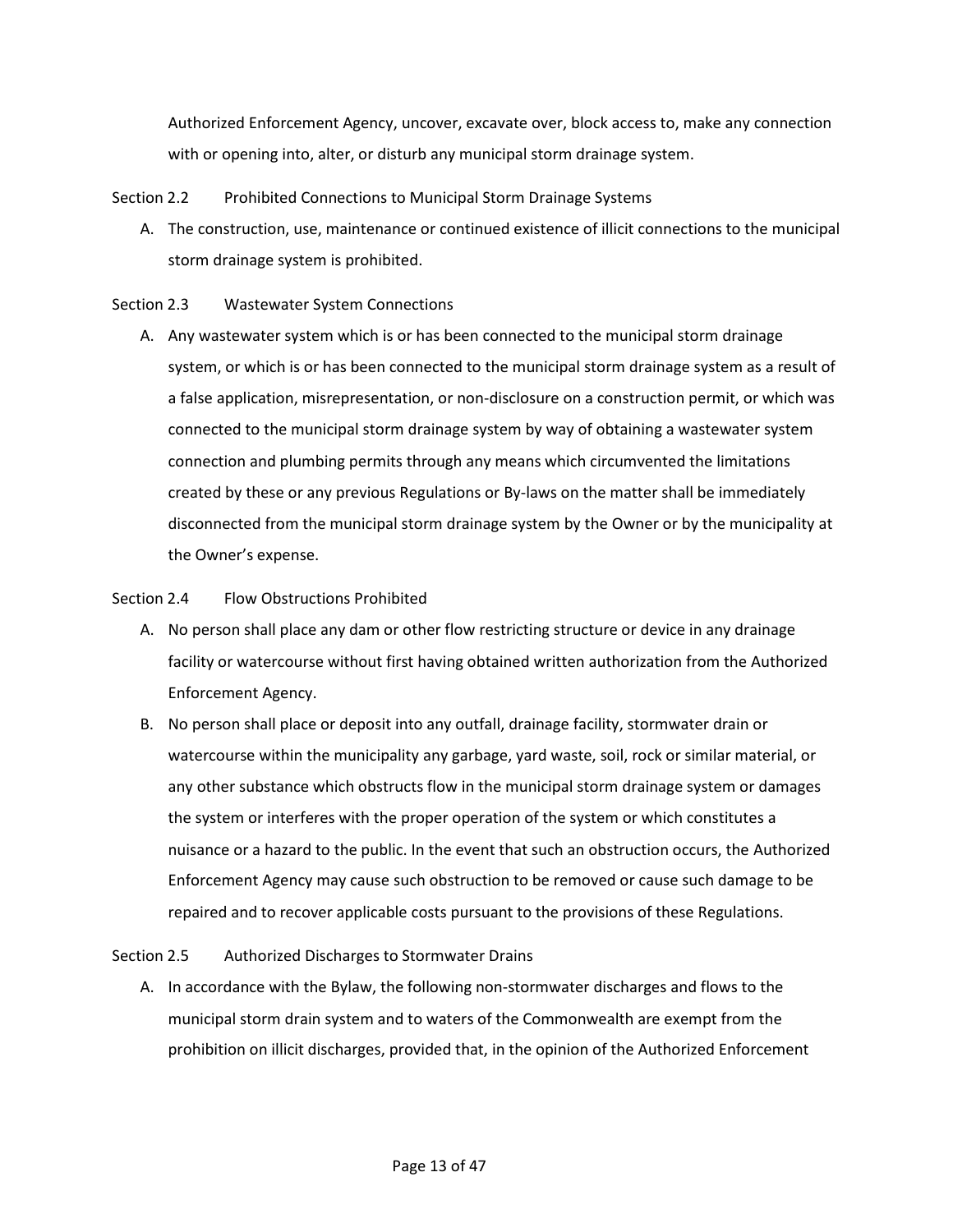Authorized Enforcement Agency, uncover, excavate over, block access to, make any connection with or opening into, alter, or disturb any municipal storm drainage system.

Section 2.2 Prohibited Connections to Municipal Storm Drainage Systems

A. The construction, use, maintenance or continued existence of illicit connections to the municipal storm drainage system is prohibited.

Section 2.3 Wastewater System Connections

A. Any wastewater system which is or has been connected to the municipal storm drainage system, or which is or has been connected to the municipal storm drainage system as a result of a false application, misrepresentation, or non-disclosure on a construction permit, or which was connected to the municipal storm drainage system by way of obtaining a wastewater system connection and plumbing permits through any means which circumvented the limitations created by these or any previous Regulations or By-laws on the matter shall be immediately disconnected from the municipal storm drainage system by the Owner or by the municipality at the Owner's expense.

Section 2.4 Flow Obstructions Prohibited

A. No person shall place any dam or other flow restricting structure or device in any drainage facility or watercourse without first having obtained written authorization from the Authorized Enforcement Agency.

B. No person shall place or deposit into any outfall, drainage facility, stormwater drain or watercourse within the municipality any garbage, yard waste, soil, rock or similar material, or any other substance which obstructs flow in the municipal storm drainage system or damages the system or interferes with the proper operation of the system or which constitutes a nuisance or a hazard to the public. In the event that such an obstruction occurs, the Authorized Enforcement Agency may cause such obstruction to be removed or cause such damage to be repaired and to recover applicable costs pursuant to the provisions of these Regulations.

Section 2.5 Authorized Discharges to Stormwater Drains

A. In accordance with the Bylaw, the following non-stormwater discharges and flows to the municipal storm drain system and to waters of the Commonwealth are exempt from the prohibition on illicit discharges, provided that, in the opinion of the Authorized Enforcement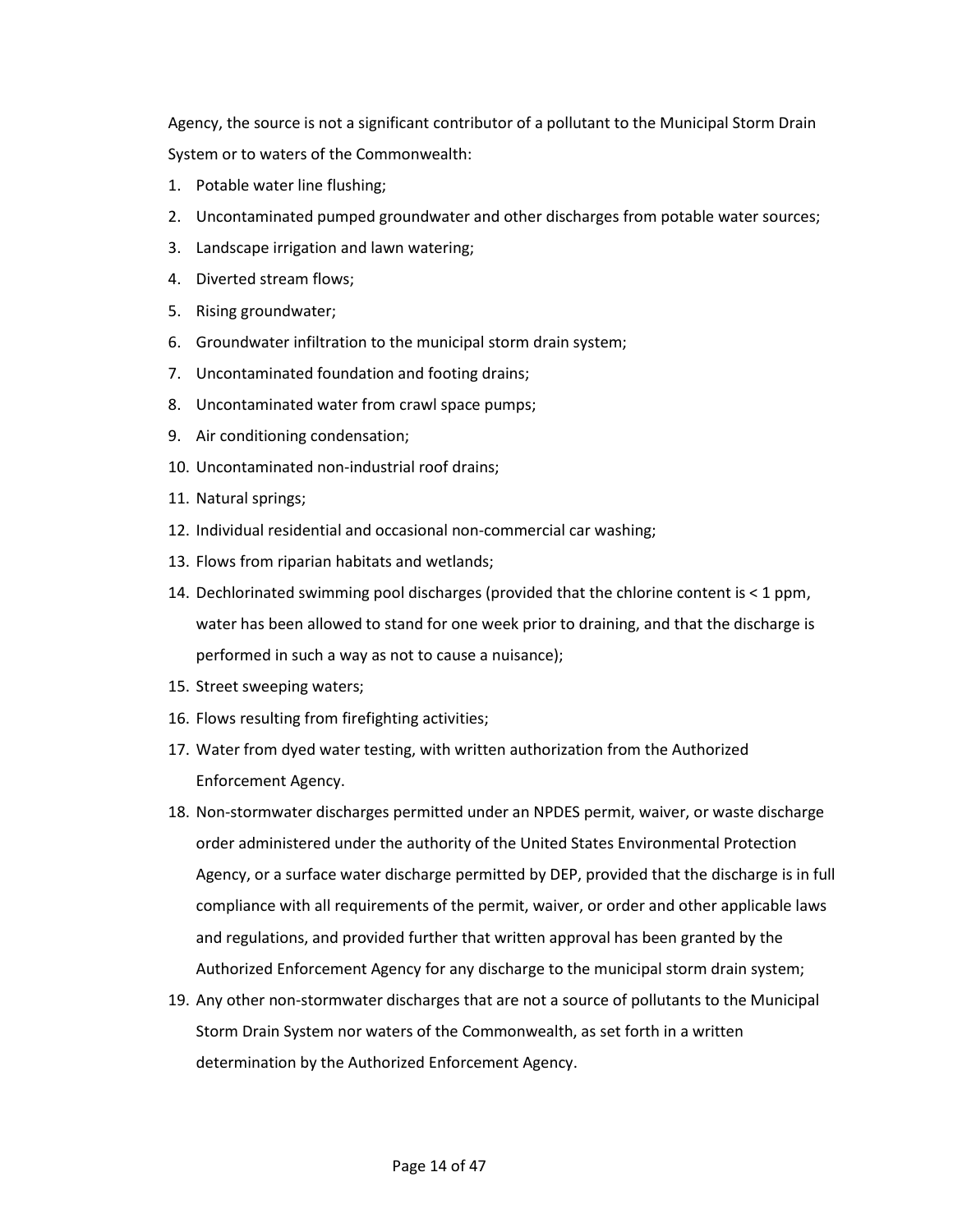Agency, the source is not a significant contributor of a pollutant to the Municipal Storm Drain System or to waters of the Commonwealth:

1. Potable water line flushing;
2. Uncontaminated pumped groundwater and other discharges from potable water sources;
3. Landscape irrigation and lawn watering;
4. Diverted stream flows;
5. Rising groundwater;
6. Groundwater infiltration to the municipal storm drain system;
7. Uncontaminated foundation and footing drains;
8. Uncontaminated water from crawl space pumps;
9. Air conditioning condensation;
10. Uncontaminated non-industrial roof drains;
11. Natural springs;
12. Individual residential and occasional non-commercial car washing;
13. Flows from riparian habitats and wetlands;
14. Dechlorinated swimming pool discharges (provided that the chlorine content is < 1 ppm, water has been allowed to stand for one week prior to draining, and that the discharge is performed in such a way as not to cause a nuisance);
15. Street sweeping waters;
16. Flows resulting from firefighting activities;
17. Water from dyed water testing, with written authorization from the Authorized Enforcement Agency.
18. Non-stormwater discharges permitted under an NPDES permit, waiver, or waste discharge order administered under the authority of the United States Environmental Protection Agency, or a surface water discharge permitted by DEP, provided that the discharge is in full compliance with all requirements of the permit, waiver, or order and other applicable laws and regulations, and provided further that written approval has been granted by the Authorized Enforcement Agency for any discharge to the municipal storm drain system;
19. Any other non-stormwater discharges that are not a source of pollutants to the Municipal Storm Drain System nor waters of the Commonwealth, as set forth in a written determination by the Authorized Enforcement Agency.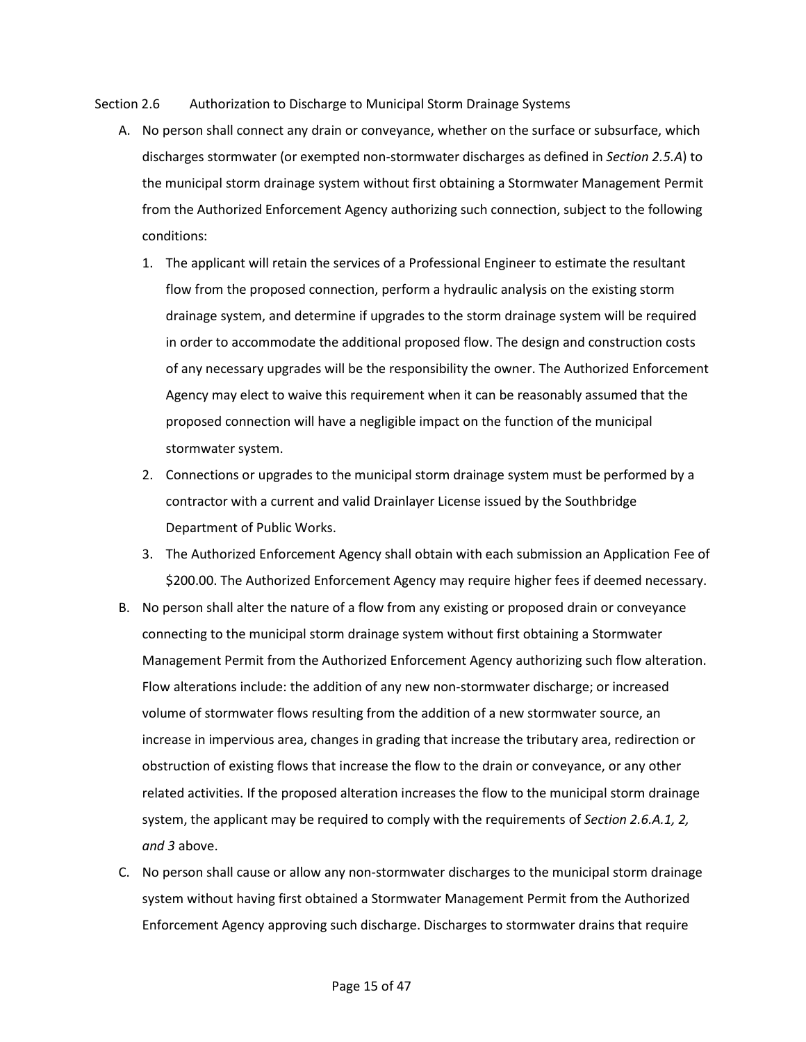Section 2.6 Authorization to Discharge to Municipal Storm Drainage Systems

A. No person shall connect any drain or conveyance, whether on the surface or subsurface, which discharges stormwater (or exempted non-stormwater discharges as defined in *Section 2.5.A*) to the municipal storm drainage system without first obtaining a Stormwater Management Permit from the Authorized Enforcement Agency authorizing such connection, subject to the following conditions:

   1. The applicant will retain the services of a Professional Engineer to estimate the resultant flow from the proposed connection, perform a hydraulic analysis on the existing storm drainage system, and determine if upgrades to the storm drainage system will be required in order to accommodate the additional proposed flow. The design and construction costs of any necessary upgrades will be the responsibility the owner. The Authorized Enforcement Agency may elect to waive this requirement when it can be reasonably assumed that the proposed connection will have a negligible impact on the function of the municipal stormwater system.
   2. Connections or upgrades to the municipal storm drainage system must be performed by a contractor with a current and valid Drainlayer License issued by the Southbridge Department of Public Works.
   3. The Authorized Enforcement Agency shall obtain with each submission an Application Fee of $200.00. The Authorized Enforcement Agency may require higher fees if deemed necessary.

B. No person shall alter the nature of a flow from any existing or proposed drain or conveyance connecting to the municipal storm drainage system without first obtaining a Stormwater Management Permit from the Authorized Enforcement Agency authorizing such flow alteration. Flow alterations include: the addition of any new non-stormwater discharge; or increased volume of stormwater flows resulting from the addition of a new stormwater source, an increase in impervious area, changes in grading that increase the tributary area, redirection or obstruction of existing flows that increase the flow to the drain or conveyance, or any other related activities. If the proposed alteration increases the flow to the municipal storm drainage system, the applicant may be required to comply with the requirements of *Section 2.6.A.1, 2, and 3* above.

C. No person shall cause or allow any non-stormwater discharges to the municipal storm drainage system without having first obtained a Stormwater Management Permit from the Authorized Enforcement Agency approving such discharge. Discharges to stormwater drains that require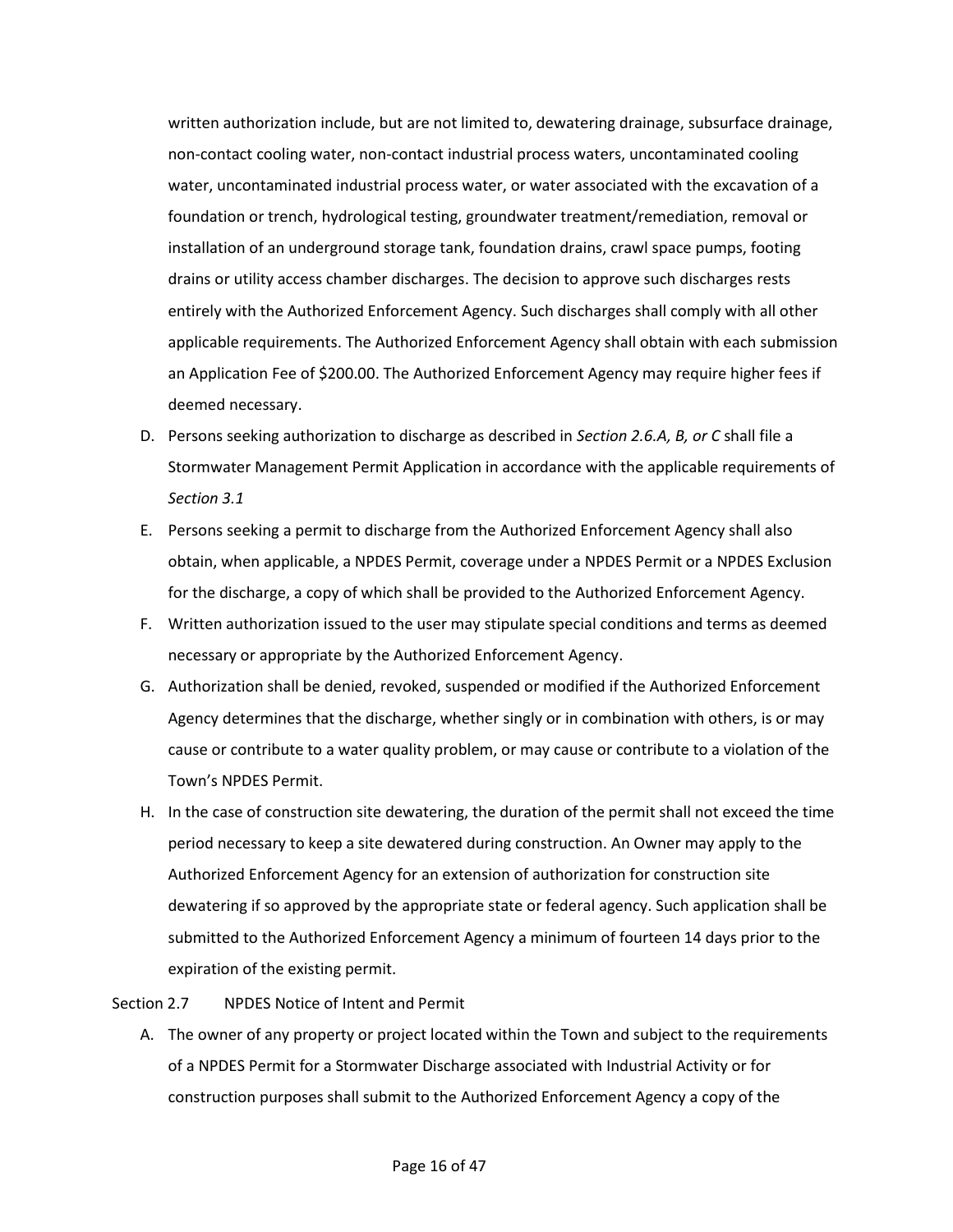written authorization include, but are not limited to, dewatering drainage, subsurface drainage, non-contact cooling water, non-contact industrial process waters, uncontaminated cooling water, uncontaminated industrial process water, or water associated with the excavation of a foundation or trench, hydrological testing, groundwater treatment/remediation, removal or installation of an underground storage tank, foundation drains, crawl space pumps, footing drains or utility access chamber discharges. The decision to approve such discharges rests entirely with the Authorized Enforcement Agency. Such discharges shall comply with all other applicable requirements. The Authorized Enforcement Agency shall obtain with each submission an Application Fee of $200.00. The Authorized Enforcement Agency may require higher fees if deemed necessary.

D. Persons seeking authorization to discharge as described in *Section 2.6.A, B, or C* shall file a Stormwater Management Permit Application in accordance with the applicable requirements of *Section 3.1*

E. Persons seeking a permit to discharge from the Authorized Enforcement Agency shall also obtain, when applicable, a NPDES Permit, coverage under a NPDES Permit or a NPDES Exclusion for the discharge, a copy of which shall be provided to the Authorized Enforcement Agency.

F. Written authorization issued to the user may stipulate special conditions and terms as deemed necessary or appropriate by the Authorized Enforcement Agency.

G. Authorization shall be denied, revoked, suspended or modified if the Authorized Enforcement Agency determines that the discharge, whether singly or in combination with others, is or may cause or contribute to a water quality problem, or may cause or contribute to a violation of the Town's NPDES Permit.

H. In the case of construction site dewatering, the duration of the permit shall not exceed the time period necessary to keep a site dewatered during construction. An Owner may apply to the Authorized Enforcement Agency for an extension of authorization for construction site dewatering if so approved by the appropriate state or federal agency. Such application shall be submitted to the Authorized Enforcement Agency a minimum of fourteen 14 days prior to the expiration of the existing permit.

Section 2.7 NPDES Notice of Intent and Permit

A. The owner of any property or project located within the Town and subject to the requirements of a NPDES Permit for a Stormwater Discharge associated with Industrial Activity or for construction purposes shall submit to the Authorized Enforcement Agency a copy of the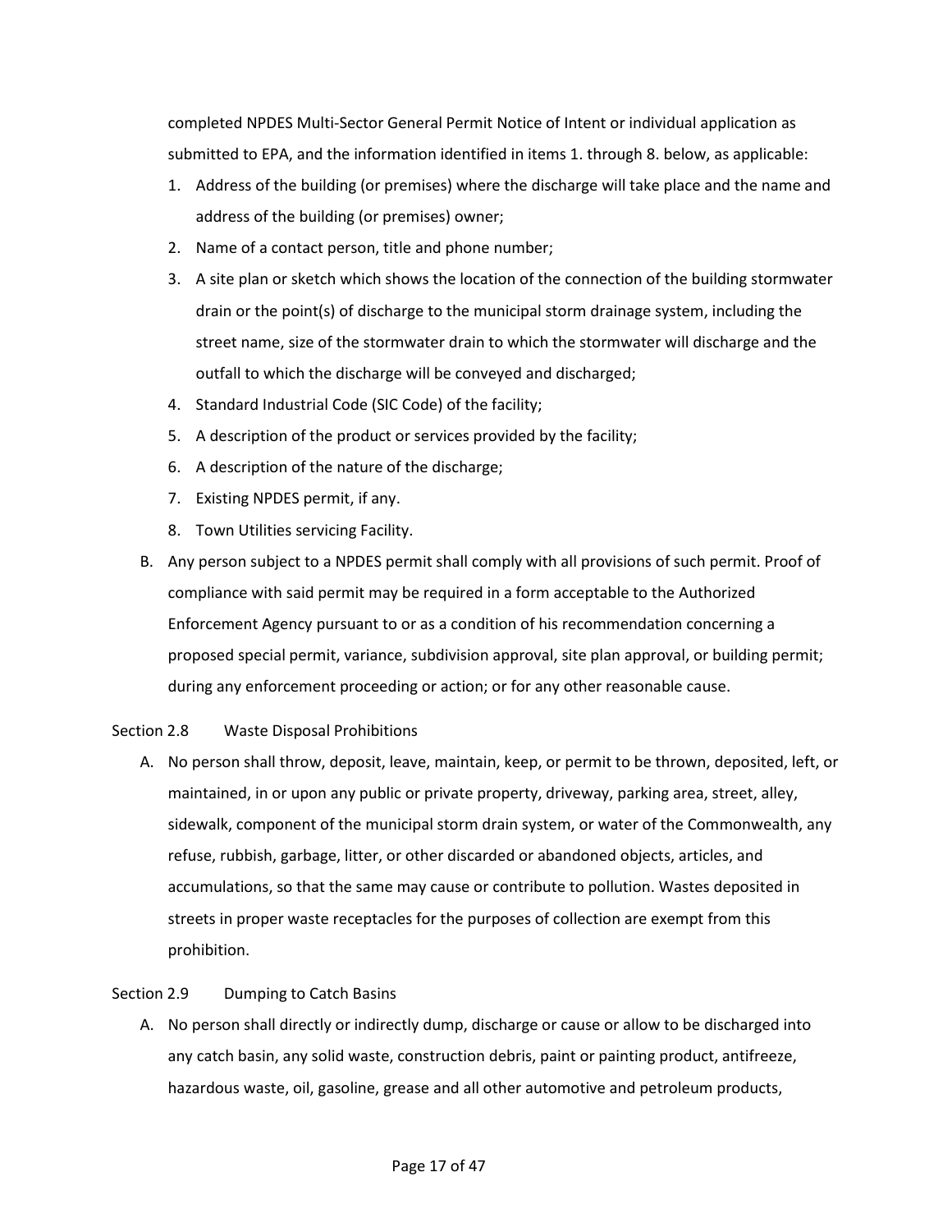completed NPDES Multi-Sector General Permit Notice of Intent or individual application as submitted to EPA, and the information identified in items 1. through 8. below, as applicable:

1. Address of the building (or premises) where the discharge will take place and the name and address of the building (or premises) owner;
2. Name of a contact person, title and phone number;
3. A site plan or sketch which shows the location of the connection of the building stormwater drain or the point(s) of discharge to the municipal storm drainage system, including the street name, size of the stormwater drain to which the stormwater will discharge and the outfall to which the discharge will be conveyed and discharged;
4. Standard Industrial Code (SIC Code) of the facility;
5. A description of the product or services provided by the facility;
6. A description of the nature of the discharge;
7. Existing NPDES permit, if any.
8. Town Utilities servicing Facility.

B. Any person subject to a NPDES permit shall comply with all provisions of such permit. Proof of compliance with said permit may be required in a form acceptable to the Authorized Enforcement Agency pursuant to or as a condition of his recommendation concerning a proposed special permit, variance, subdivision approval, site plan approval, or building permit; during any enforcement proceeding or action; or for any other reasonable cause.

Section 2.8 Waste Disposal Prohibitions

A. No person shall throw, deposit, leave, maintain, keep, or permit to be thrown, deposited, left, or maintained, in or upon any public or private property, driveway, parking area, street, alley, sidewalk, component of the municipal storm drain system, or water of the Commonwealth, any refuse, rubbish, garbage, litter, or other discarded or abandoned objects, articles, and accumulations, so that the same may cause or contribute to pollution. Wastes deposited in streets in proper waste receptacles for the purposes of collection are exempt from this prohibition.

Section 2.9 Dumping to Catch Basins

A. No person shall directly or indirectly dump, discharge or cause or allow to be discharged into any catch basin, any solid waste, construction debris, paint or painting product, antifreeze, hazardous waste, oil, gasoline, grease and all other automotive and petroleum products,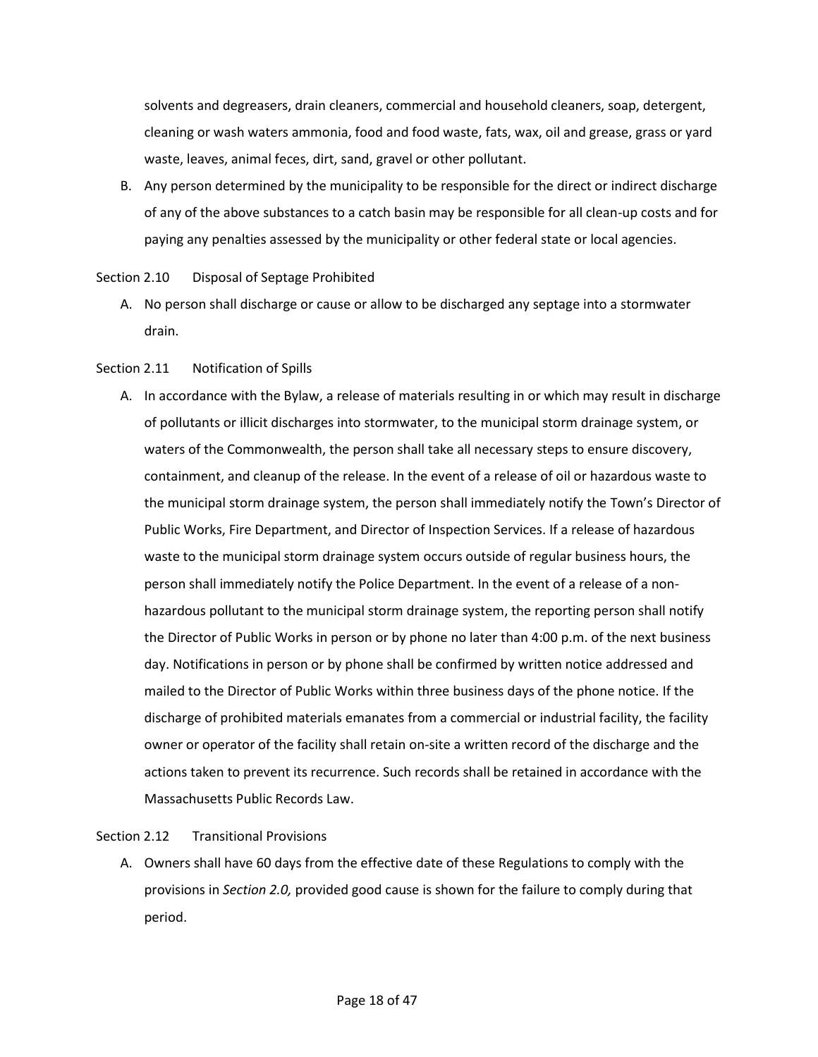solvents and degreasers, drain cleaners, commercial and household cleaners, soap, detergent, cleaning or wash waters ammonia, food and food waste, fats, wax, oil and grease, grass or yard waste, leaves, animal feces, dirt, sand, gravel or other pollutant.

B. Any person determined by the municipality to be responsible for the direct or indirect discharge of any of the above substances to a catch basin may be responsible for all clean-up costs and for paying any penalties assessed by the municipality or other federal state or local agencies.

Section 2.10 Disposal of Septage Prohibited

A. No person shall discharge or cause or allow to be discharged any septage into a stormwater drain.

Section 2.11 Notification of Spills

A. In accordance with the Bylaw, a release of materials resulting in or which may result in discharge of pollutants or illicit discharges into stormwater, to the municipal storm drainage system, or waters of the Commonwealth, the person shall take all necessary steps to ensure discovery, containment, and cleanup of the release. In the event of a release of oil or hazardous waste to the municipal storm drainage system, the person shall immediately notify the Town's Director of Public Works, Fire Department, and Director of Inspection Services. If a release of hazardous waste to the municipal storm drainage system occurs outside of regular business hours, the person shall immediately notify the Police Department. In the event of a release of a non-hazardous pollutant to the municipal storm drainage system, the reporting person shall notify the Director of Public Works in person or by phone no later than 4:00 p.m. of the next business day. Notifications in person or by phone shall be confirmed by written notice addressed and mailed to the Director of Public Works within three business days of the phone notice. If the discharge of prohibited materials emanates from a commercial or industrial facility, the facility owner or operator of the facility shall retain on-site a written record of the discharge and the actions taken to prevent its recurrence. Such records shall be retained in accordance with the Massachusetts Public Records Law.

Section 2.12 Transitional Provisions

A. Owners shall have 60 days from the effective date of these Regulations to comply with the provisions in *Section 2.0,* provided good cause is shown for the failure to comply during that period.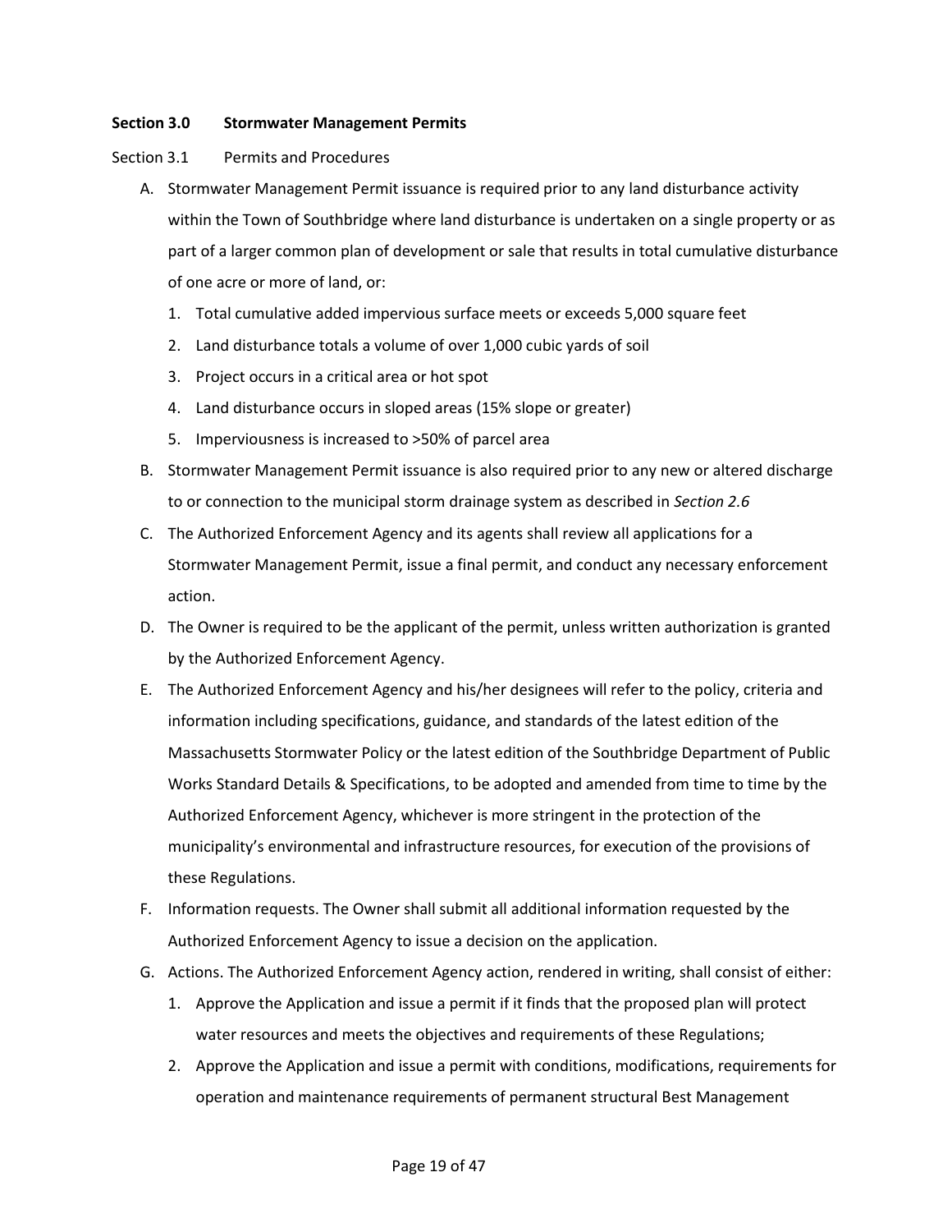**Section 3.0 Stormwater Management Permits**

Section 3.1 Permits and Procedures

A. Stormwater Management Permit issuance is required prior to any land disturbance activity within the Town of Southbridge where land disturbance is undertaken on a single property or as part of a larger common plan of development or sale that results in total cumulative disturbance of one acre or more of land, or:

    1. Total cumulative added impervious surface meets or exceeds 5,000 square feet
    2. Land disturbance totals a volume of over 1,000 cubic yards of soil
    3. Project occurs in a critical area or hot spot
    4. Land disturbance occurs in sloped areas (15% slope or greater)
    5. Imperviousness is increased to >50% of parcel area

B. Stormwater Management Permit issuance is also required prior to any new or altered discharge to or connection to the municipal storm drainage system as described in *Section 2.6*

C. The Authorized Enforcement Agency and its agents shall review all applications for a Stormwater Management Permit, issue a final permit, and conduct any necessary enforcement action.

D. The Owner is required to be the applicant of the permit, unless written authorization is granted by the Authorized Enforcement Agency.

E. The Authorized Enforcement Agency and his/her designees will refer to the policy, criteria and information including specifications, guidance, and standards of the latest edition of the Massachusetts Stormwater Policy or the latest edition of the Southbridge Department of Public Works Standard Details & Specifications, to be adopted and amended from time to time by the Authorized Enforcement Agency, whichever is more stringent in the protection of the municipality's environmental and infrastructure resources, for execution of the provisions of these Regulations.

F. Information requests. The Owner shall submit all additional information requested by the Authorized Enforcement Agency to issue a decision on the application.

G. Actions. The Authorized Enforcement Agency action, rendered in writing, shall consist of either:

    1. Approve the Application and issue a permit if it finds that the proposed plan will protect water resources and meets the objectives and requirements of these Regulations;
    2. Approve the Application and issue a permit with conditions, modifications, requirements for operation and maintenance requirements of permanent structural Best Management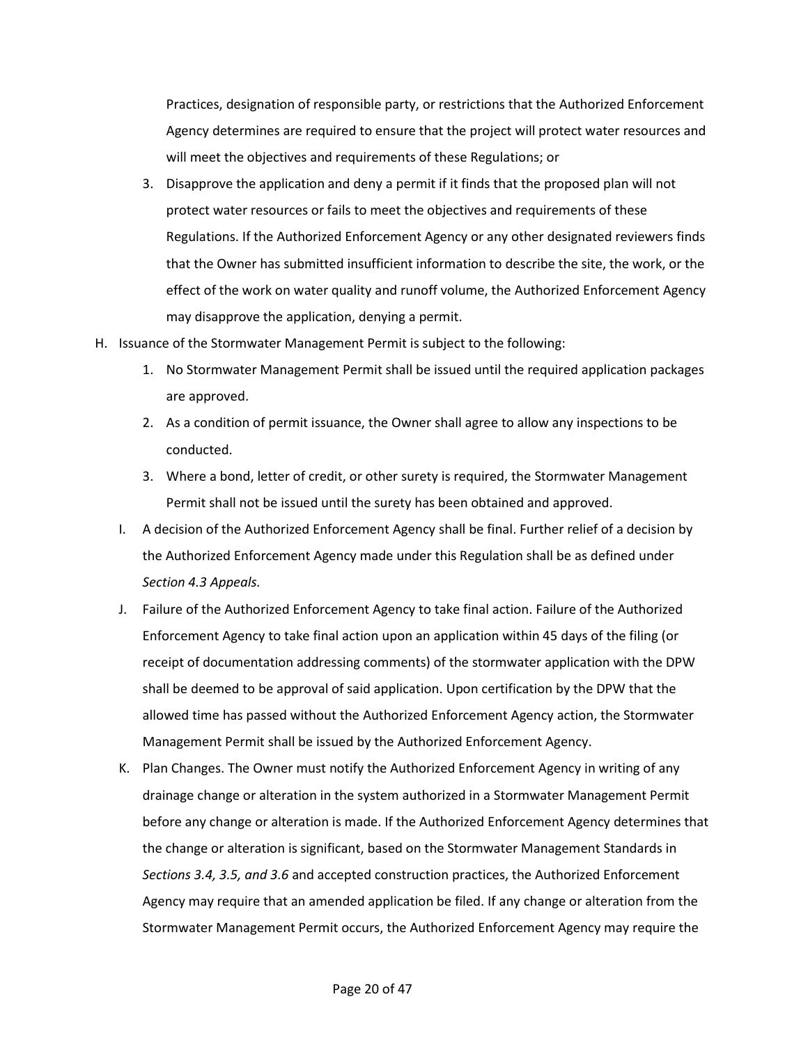Practices, designation of responsible party, or restrictions that the Authorized Enforcement Agency determines are required to ensure that the project will protect water resources and will meet the objectives and requirements of these Regulations; or

3. Disapprove the application and deny a permit if it finds that the proposed plan will not protect water resources or fails to meet the objectives and requirements of these Regulations. If the Authorized Enforcement Agency or any other designated reviewers finds that the Owner has submitted insufficient information to describe the site, the work, or the effect of the work on water quality and runoff volume, the Authorized Enforcement Agency may disapprove the application, denying a permit.

H. Issuance of the Stormwater Management Permit is subject to the following:

   1. No Stormwater Management Permit shall be issued until the required application packages are approved.
   2. As a condition of permit issuance, the Owner shall agree to allow any inspections to be conducted.
   3. Where a bond, letter of credit, or other surety is required, the Stormwater Management Permit shall not be issued until the surety has been obtained and approved.

I. A decision of the Authorized Enforcement Agency shall be final. Further relief of a decision by the Authorized Enforcement Agency made under this Regulation shall be as defined under *Section 4.3 Appeals.*

J. Failure of the Authorized Enforcement Agency to take final action. Failure of the Authorized Enforcement Agency to take final action upon an application within 45 days of the filing (or receipt of documentation addressing comments) of the stormwater application with the DPW shall be deemed to be approval of said application. Upon certification by the DPW that the allowed time has passed without the Authorized Enforcement Agency action, the Stormwater Management Permit shall be issued by the Authorized Enforcement Agency.

K. Plan Changes. The Owner must notify the Authorized Enforcement Agency in writing of any drainage change or alteration in the system authorized in a Stormwater Management Permit before any change or alteration is made. If the Authorized Enforcement Agency determines that the change or alteration is significant, based on the Stormwater Management Standards in *Sections 3.4, 3.5, and 3.6* and accepted construction practices, the Authorized Enforcement Agency may require that an amended application be filed. If any change or alteration from the Stormwater Management Permit occurs, the Authorized Enforcement Agency may require the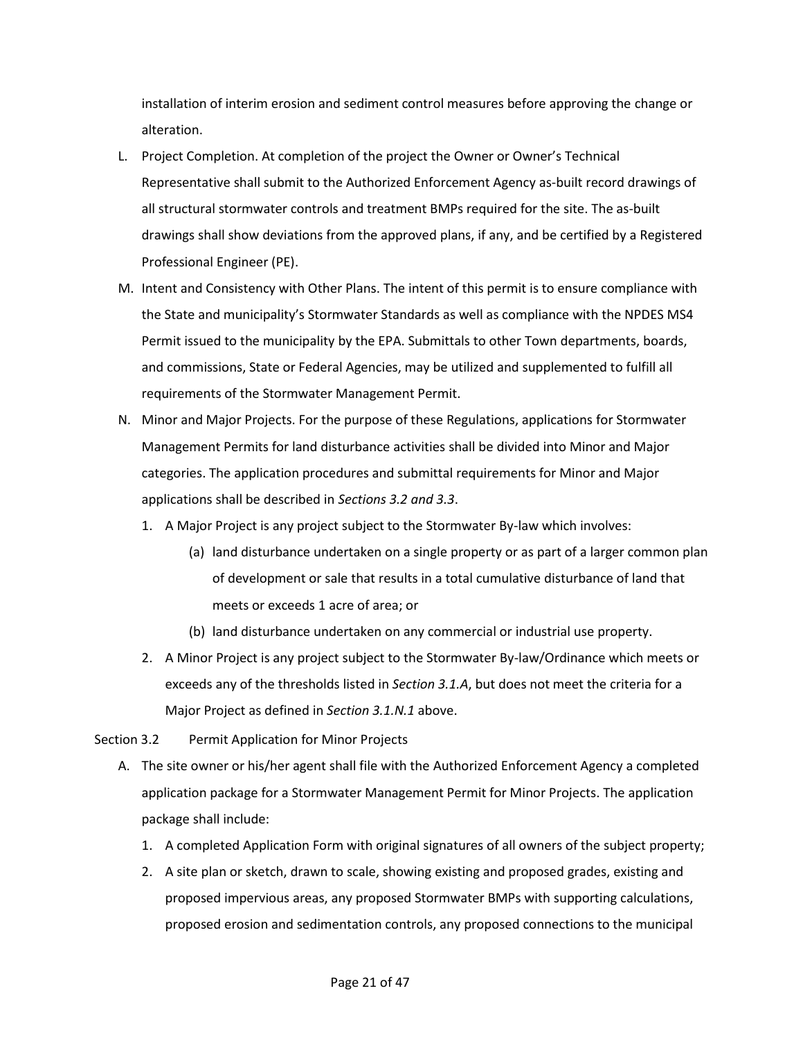installation of interim erosion and sediment control measures before approving the change or alteration.

L. Project Completion. At completion of the project the Owner or Owner's Technical Representative shall submit to the Authorized Enforcement Agency as-built record drawings of all structural stormwater controls and treatment BMPs required for the site. The as-built drawings shall show deviations from the approved plans, if any, and be certified by a Registered Professional Engineer (PE).

M. Intent and Consistency with Other Plans. The intent of this permit is to ensure compliance with the State and municipality's Stormwater Standards as well as compliance with the NPDES MS4 Permit issued to the municipality by the EPA. Submittals to other Town departments, boards, and commissions, State or Federal Agencies, may be utilized and supplemented to fulfill all requirements of the Stormwater Management Permit.

N. Minor and Major Projects. For the purpose of these Regulations, applications for Stormwater Management Permits for land disturbance activities shall be divided into Minor and Major categories. The application procedures and submittal requirements for Minor and Major applications shall be described in *Sections 3.2 and 3.3*.

   1. A Major Project is any project subject to the Stormwater By-law which involves:

      (a) land disturbance undertaken on a single property or as part of a larger common plan of development or sale that results in a total cumulative disturbance of land that meets or exceeds 1 acre of area; or

      (b) land disturbance undertaken on any commercial or industrial use property.

   2. A Minor Project is any project subject to the Stormwater By-law/Ordinance which meets or exceeds any of the thresholds listed in *Section 3.1.A*, but does not meet the criteria for a Major Project as defined in *Section 3.1.N.1* above.

## Section 3.2 Permit Application for Minor Projects

A. The site owner or his/her agent shall file with the Authorized Enforcement Agency a completed application package for a Stormwater Management Permit for Minor Projects. The application package shall include:

   1. A completed Application Form with original signatures of all owners of the subject property;

   2. A site plan or sketch, drawn to scale, showing existing and proposed grades, existing and proposed impervious areas, any proposed Stormwater BMPs with supporting calculations, proposed erosion and sedimentation controls, any proposed connections to the municipal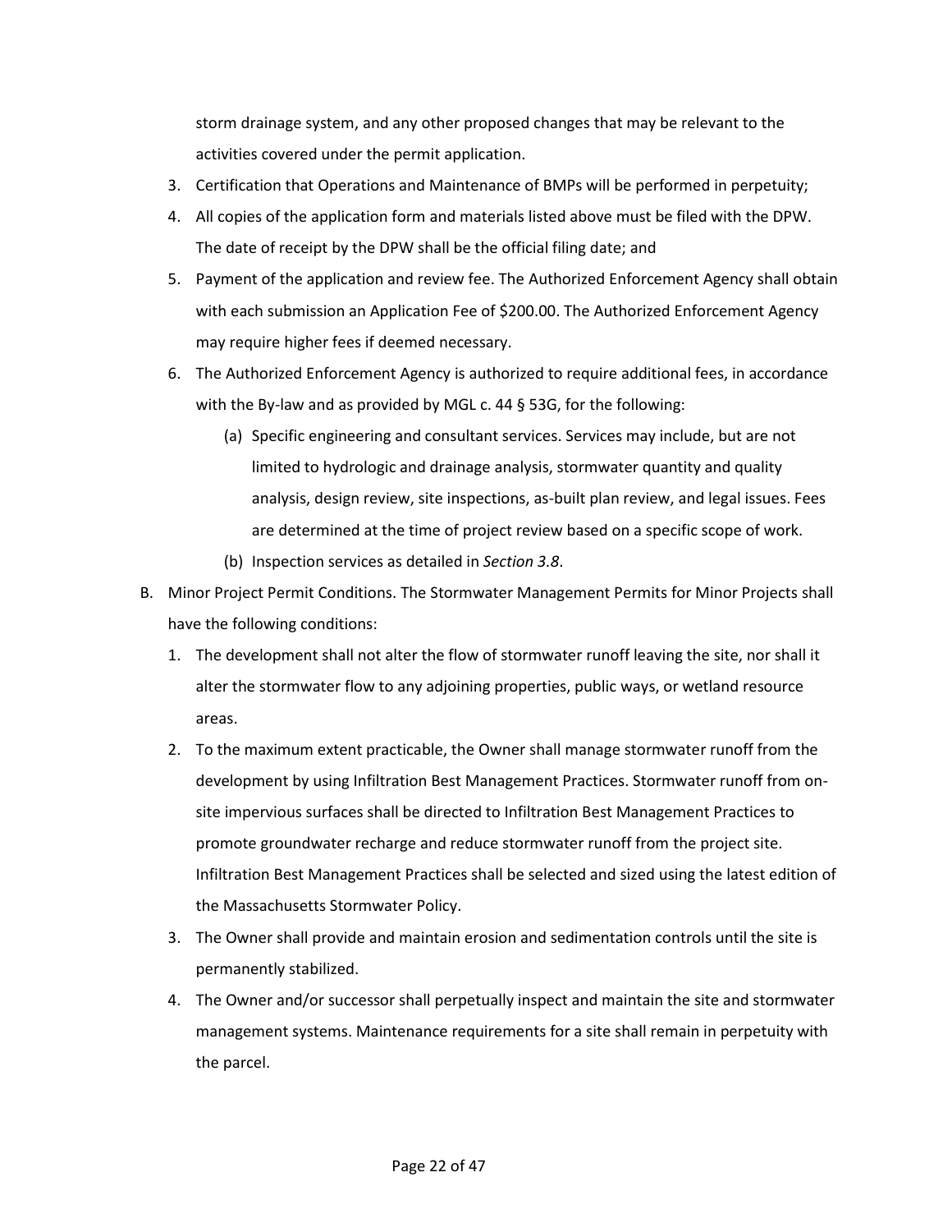storm drainage system, and any other proposed changes that may be relevant to the activities covered under the permit application.

3. Certification that Operations and Maintenance of BMPs will be performed in perpetuity;
4. All copies of the application form and materials listed above must be filed with the DPW. The date of receipt by the DPW shall be the official filing date; and
5. Payment of the application and review fee. The Authorized Enforcement Agency shall obtain with each submission an Application Fee of $200.00. The Authorized Enforcement Agency may require higher fees if deemed necessary.
6. The Authorized Enforcement Agency is authorized to require additional fees, in accordance with the By-law and as provided by MGL c. 44 § 53G, for the following:
   (a) Specific engineering and consultant services. Services may include, but are not limited to hydrologic and drainage analysis, stormwater quantity and quality analysis, design review, site inspections, as-built plan review, and legal issues. Fees are determined at the time of project review based on a specific scope of work.
   (b) Inspection services as detailed in *Section 3.8*.

B. Minor Project Permit Conditions. The Stormwater Management Permits for Minor Projects shall have the following conditions:

1. The development shall not alter the flow of stormwater runoff leaving the site, nor shall it alter the stormwater flow to any adjoining properties, public ways, or wetland resource areas.
2. To the maximum extent practicable, the Owner shall manage stormwater runoff from the development by using Infiltration Best Management Practices. Stormwater runoff from on-site impervious surfaces shall be directed to Infiltration Best Management Practices to promote groundwater recharge and reduce stormwater runoff from the project site. Infiltration Best Management Practices shall be selected and sized using the latest edition of the Massachusetts Stormwater Policy.
3. The Owner shall provide and maintain erosion and sedimentation controls until the site is permanently stabilized.
4. The Owner and/or successor shall perpetually inspect and maintain the site and stormwater management systems. Maintenance requirements for a site shall remain in perpetuity with the parcel.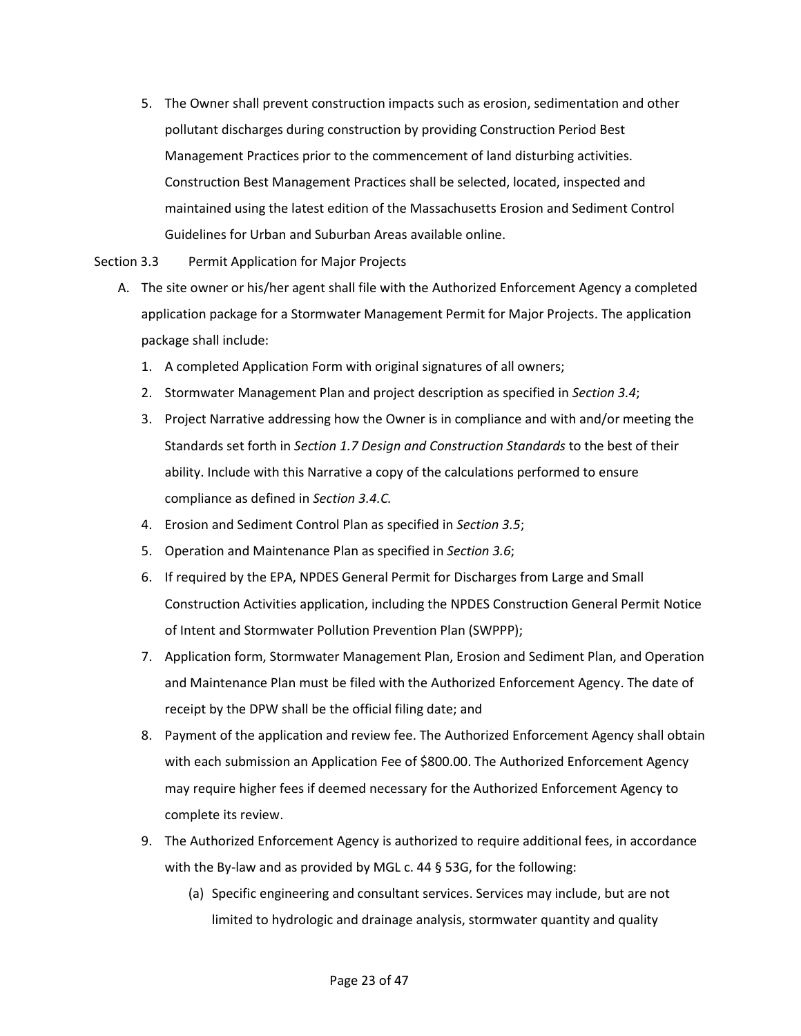5. The Owner shall prevent construction impacts such as erosion, sedimentation and other pollutant discharges during construction by providing Construction Period Best Management Practices prior to the commencement of land disturbing activities. Construction Best Management Practices shall be selected, located, inspected and maintained using the latest edition of the Massachusetts Erosion and Sediment Control Guidelines for Urban and Suburban Areas available online.

Section 3.3 Permit Application for Major Projects

A. The site owner or his/her agent shall file with the Authorized Enforcement Agency a completed application package for a Stormwater Management Permit for Major Projects. The application package shall include:

   1. A completed Application Form with original signatures of all owners;
   2. Stormwater Management Plan and project description as specified in *Section 3.4*;
   3. Project Narrative addressing how the Owner is in compliance and with and/or meeting the Standards set forth in *Section 1.7 Design and Construction Standards* to the best of their ability. Include with this Narrative a copy of the calculations performed to ensure compliance as defined in *Section 3.4.C.*
   4. Erosion and Sediment Control Plan as specified in *Section 3.5*;
   5. Operation and Maintenance Plan as specified in *Section 3.6*;
   6. If required by the EPA, NPDES General Permit for Discharges from Large and Small Construction Activities application, including the NPDES Construction General Permit Notice of Intent and Stormwater Pollution Prevention Plan (SWPPP);
   7. Application form, Stormwater Management Plan, Erosion and Sediment Plan, and Operation and Maintenance Plan must be filed with the Authorized Enforcement Agency. The date of receipt by the DPW shall be the official filing date; and
   8. Payment of the application and review fee. The Authorized Enforcement Agency shall obtain with each submission an Application Fee of $800.00. The Authorized Enforcement Agency may require higher fees if deemed necessary for the Authorized Enforcement Agency to complete its review.
   9. The Authorized Enforcement Agency is authorized to require additional fees, in accordance with the By-law and as provided by MGL c. 44 § 53G, for the following:
      (a) Specific engineering and consultant services. Services may include, but are not limited to hydrologic and drainage analysis, stormwater quantity and quality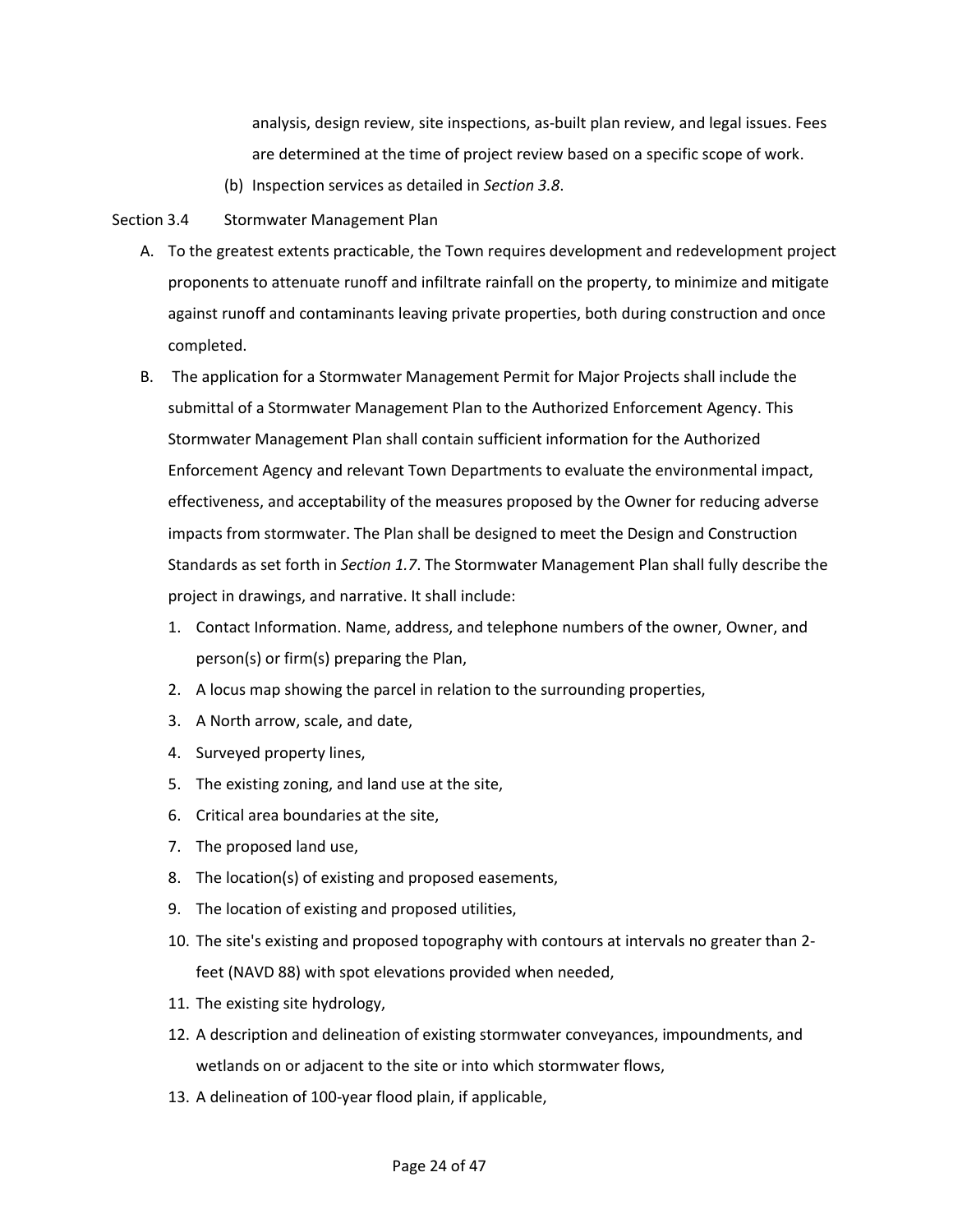analysis, design review, site inspections, as-built plan review, and legal issues. Fees are determined at the time of project review based on a specific scope of work.

(b) Inspection services as detailed in *Section 3.8*.

## Section 3.4 Stormwater Management Plan

A. To the greatest extents practicable, the Town requires development and redevelopment project proponents to attenuate runoff and infiltrate rainfall on the property, to minimize and mitigate against runoff and contaminants leaving private properties, both during construction and once completed.

B. The application for a Stormwater Management Permit for Major Projects shall include the submittal of a Stormwater Management Plan to the Authorized Enforcement Agency. This Stormwater Management Plan shall contain sufficient information for the Authorized Enforcement Agency and relevant Town Departments to evaluate the environmental impact, effectiveness, and acceptability of the measures proposed by the Owner for reducing adverse impacts from stormwater. The Plan shall be designed to meet the Design and Construction Standards as set forth in *Section 1.7*. The Stormwater Management Plan shall fully describe the project in drawings, and narrative. It shall include:

1. Contact Information. Name, address, and telephone numbers of the owner, Owner, and person(s) or firm(s) preparing the Plan,
2. A locus map showing the parcel in relation to the surrounding properties,
3. A North arrow, scale, and date,
4. Surveyed property lines,
5. The existing zoning, and land use at the site,
6. Critical area boundaries at the site,
7. The proposed land use,
8. The location(s) of existing and proposed easements,
9. The location of existing and proposed utilities,
10. The site's existing and proposed topography with contours at intervals no greater than 2-feet (NAVD 88) with spot elevations provided when needed,
11. The existing site hydrology,
12. A description and delineation of existing stormwater conveyances, impoundments, and wetlands on or adjacent to the site or into which stormwater flows,
13. A delineation of 100-year flood plain, if applicable,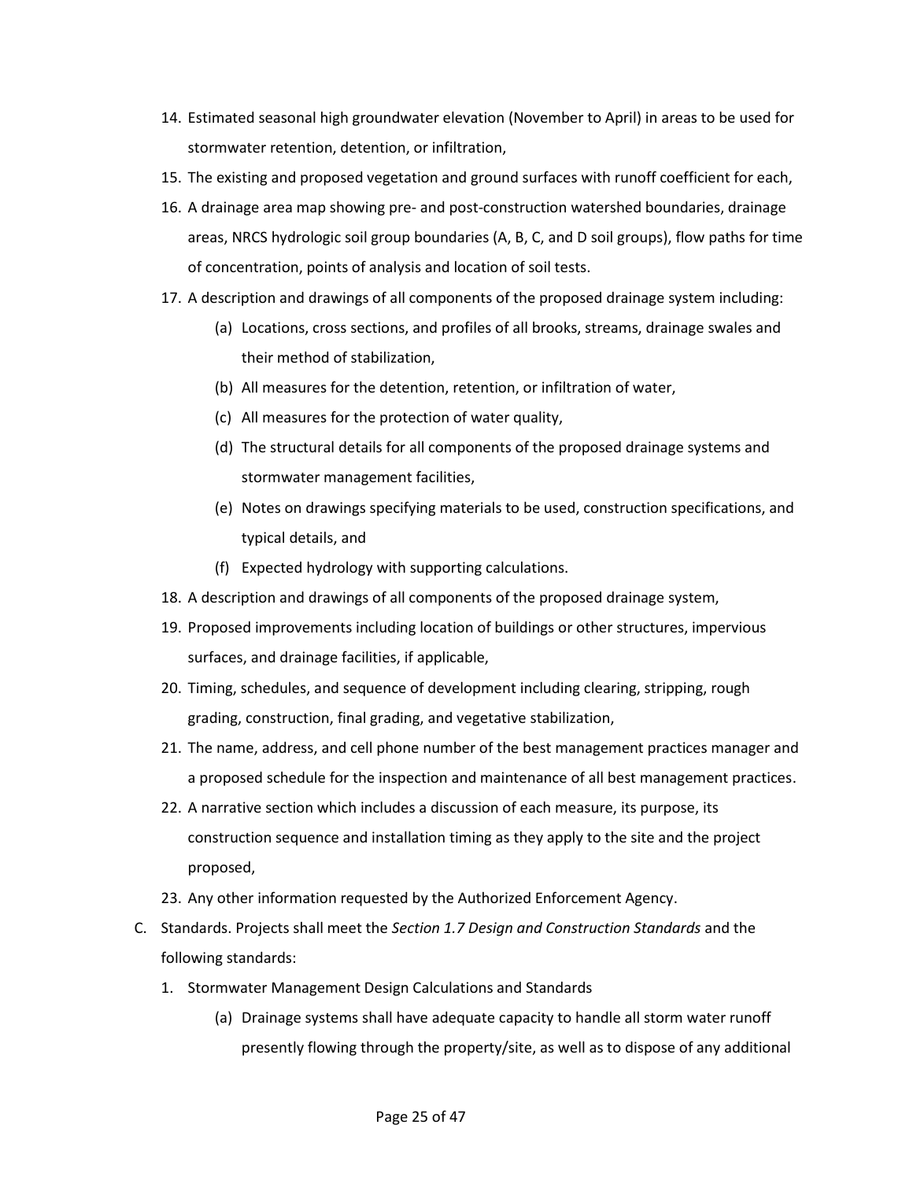14. Estimated seasonal high groundwater elevation (November to April) in areas to be used for stormwater retention, detention, or infiltration,
15. The existing and proposed vegetation and ground surfaces with runoff coefficient for each,
16. A drainage area map showing pre- and post-construction watershed boundaries, drainage areas, NRCS hydrologic soil group boundaries (A, B, C, and D soil groups), flow paths for time of concentration, points of analysis and location of soil tests.
17. A description and drawings of all components of the proposed drainage system including:
    - (a) Locations, cross sections, and profiles of all brooks, streams, drainage swales and their method of stabilization,
    - (b) All measures for the detention, retention, or infiltration of water,
    - (c) All measures for the protection of water quality,
    - (d) The structural details for all components of the proposed drainage systems and stormwater management facilities,
    - (e) Notes on drawings specifying materials to be used, construction specifications, and typical details, and
    - (f) Expected hydrology with supporting calculations.
18. A description and drawings of all components of the proposed drainage system,
19. Proposed improvements including location of buildings or other structures, impervious surfaces, and drainage facilities, if applicable,
20. Timing, schedules, and sequence of development including clearing, stripping, rough grading, construction, final grading, and vegetative stabilization,
21. The name, address, and cell phone number of the best management practices manager and a proposed schedule for the inspection and maintenance of all best management practices.
22. A narrative section which includes a discussion of each measure, its purpose, its construction sequence and installation timing as they apply to the site and the project proposed,
23. Any other information requested by the Authorized Enforcement Agency.

C. Standards. Projects shall meet the *Section 1.7 Design and Construction Standards* and the following standards:

1. Stormwater Management Design Calculations and Standards
    - (a) Drainage systems shall have adequate capacity to handle all storm water runoff presently flowing through the property/site, as well as to dispose of any additional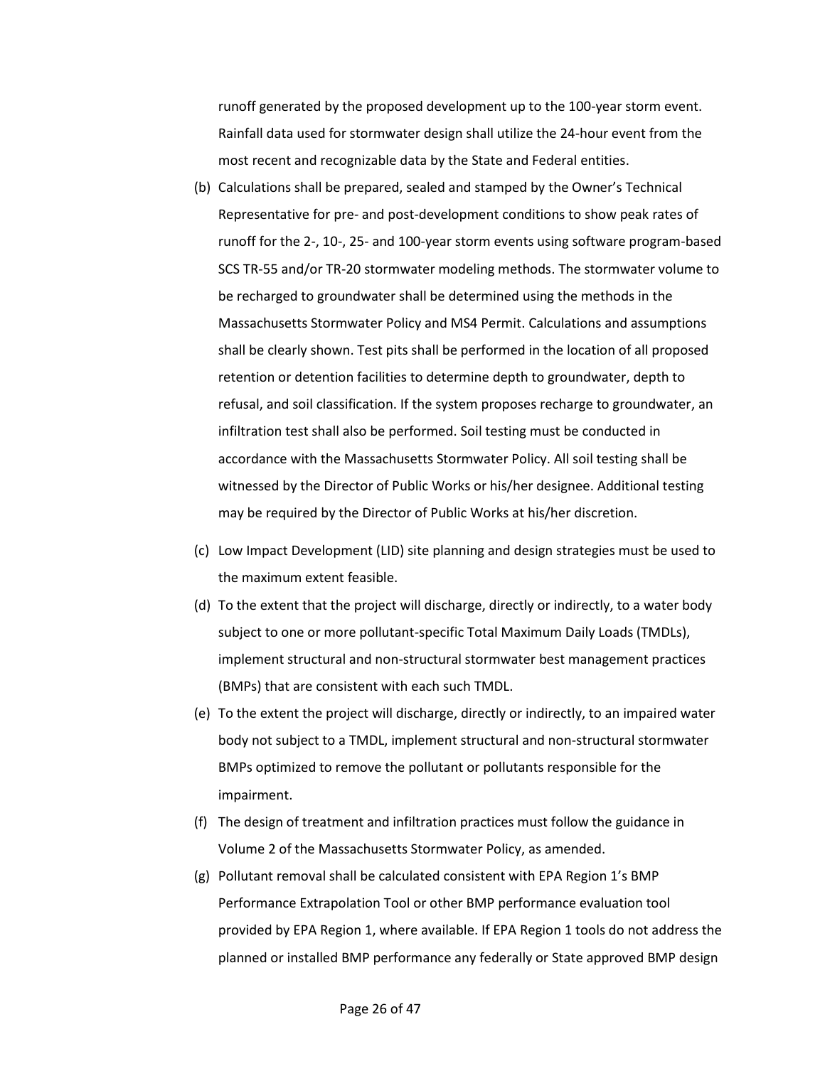runoff generated by the proposed development up to the 100-year storm event. Rainfall data used for stormwater design shall utilize the 24-hour event from the most recent and recognizable data by the State and Federal entities.

(b) Calculations shall be prepared, sealed and stamped by the Owner's Technical Representative for pre- and post-development conditions to show peak rates of runoff for the 2-, 10-, 25- and 100-year storm events using software program-based SCS TR-55 and/or TR-20 stormwater modeling methods. The stormwater volume to be recharged to groundwater shall be determined using the methods in the Massachusetts Stormwater Policy and MS4 Permit. Calculations and assumptions shall be clearly shown. Test pits shall be performed in the location of all proposed retention or detention facilities to determine depth to groundwater, depth to refusal, and soil classification. If the system proposes recharge to groundwater, an infiltration test shall also be performed. Soil testing must be conducted in accordance with the Massachusetts Stormwater Policy. All soil testing shall be witnessed by the Director of Public Works or his/her designee. Additional testing may be required by the Director of Public Works at his/her discretion.

(c) Low Impact Development (LID) site planning and design strategies must be used to the maximum extent feasible.

(d) To the extent that the project will discharge, directly or indirectly, to a water body subject to one or more pollutant-specific Total Maximum Daily Loads (TMDLs), implement structural and non-structural stormwater best management practices (BMPs) that are consistent with each such TMDL.

(e) To the extent the project will discharge, directly or indirectly, to an impaired water body not subject to a TMDL, implement structural and non-structural stormwater BMPs optimized to remove the pollutant or pollutants responsible for the impairment.

(f) The design of treatment and infiltration practices must follow the guidance in Volume 2 of the Massachusetts Stormwater Policy, as amended.

(g) Pollutant removal shall be calculated consistent with EPA Region 1's BMP Performance Extrapolation Tool or other BMP performance evaluation tool provided by EPA Region 1, where available. If EPA Region 1 tools do not address the planned or installed BMP performance any federally or State approved BMP design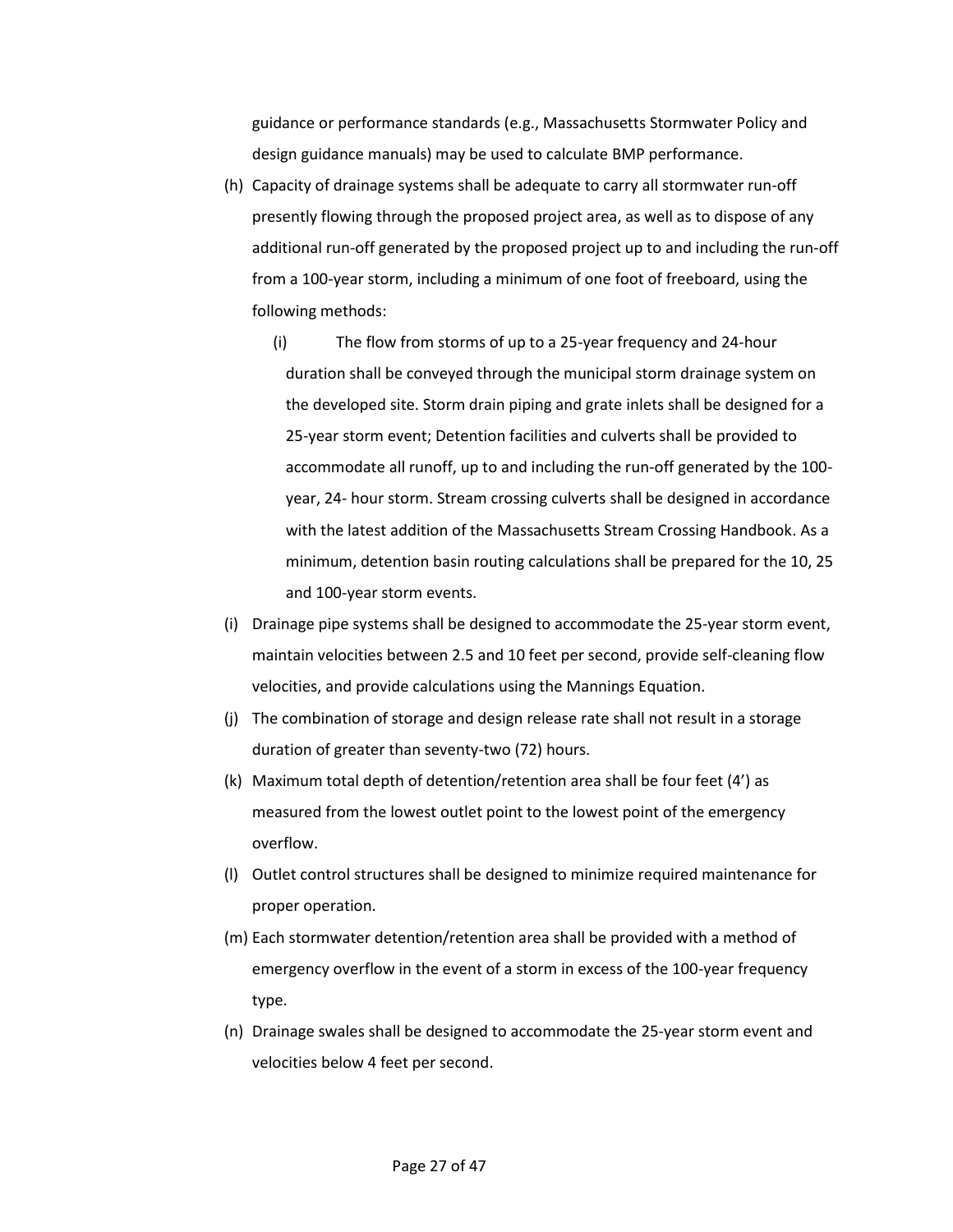guidance or performance standards (e.g., Massachusetts Stormwater Policy and design guidance manuals) may be used to calculate BMP performance.

(h) Capacity of drainage systems shall be adequate to carry all stormwater run-off presently flowing through the proposed project area, as well as to dispose of any additional run-off generated by the proposed project up to and including the run-off from a 100-year storm, including a minimum of one foot of freeboard, using the following methods:

  (i) The flow from storms of up to a 25-year frequency and 24-hour duration shall be conveyed through the municipal storm drainage system on the developed site. Storm drain piping and grate inlets shall be designed for a 25-year storm event; Detention facilities and culverts shall be provided to accommodate all runoff, up to and including the run-off generated by the 100-year, 24- hour storm. Stream crossing culverts shall be designed in accordance with the latest addition of the Massachusetts Stream Crossing Handbook. As a minimum, detention basin routing calculations shall be prepared for the 10, 25 and 100-year storm events.

(i) Drainage pipe systems shall be designed to accommodate the 25-year storm event, maintain velocities between 2.5 and 10 feet per second, provide self-cleaning flow velocities, and provide calculations using the Mannings Equation.

(j) The combination of storage and design release rate shall not result in a storage duration of greater than seventy-two (72) hours.

(k) Maximum total depth of detention/retention area shall be four feet (4') as measured from the lowest outlet point to the lowest point of the emergency overflow.

(l) Outlet control structures shall be designed to minimize required maintenance for proper operation.

(m) Each stormwater detention/retention area shall be provided with a method of emergency overflow in the event of a storm in excess of the 100-year frequency type.

(n) Drainage swales shall be designed to accommodate the 25-year storm event and velocities below 4 feet per second.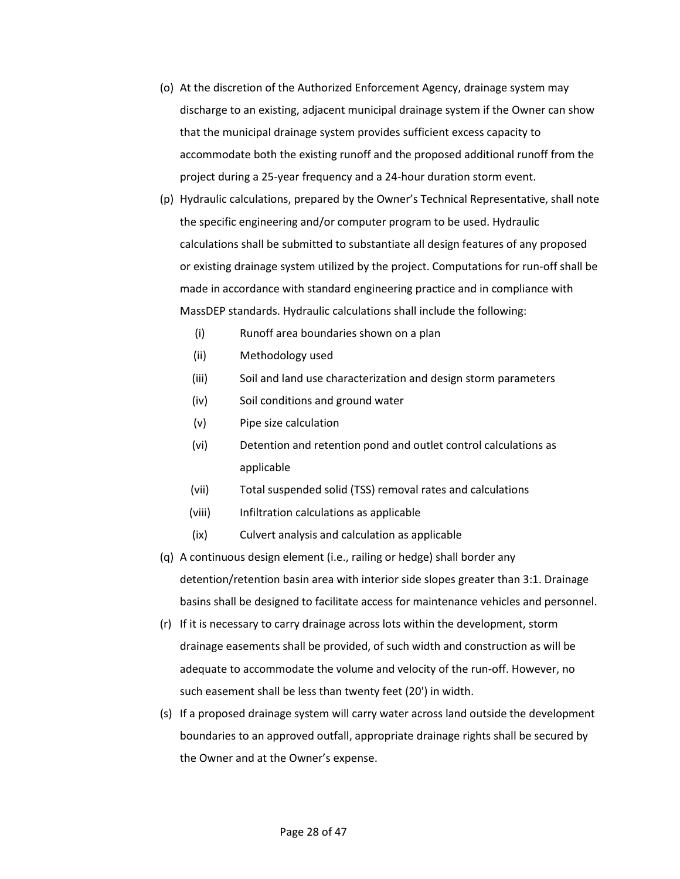(o) At the discretion of the Authorized Enforcement Agency, drainage system may discharge to an existing, adjacent municipal drainage system if the Owner can show that the municipal drainage system provides sufficient excess capacity to accommodate both the existing runoff and the proposed additional runoff from the project during a 25-year frequency and a 24-hour duration storm event.

(p) Hydraulic calculations, prepared by the Owner's Technical Representative, shall note the specific engineering and/or computer program to be used. Hydraulic calculations shall be submitted to substantiate all design features of any proposed or existing drainage system utilized by the project. Computations for run-off shall be made in accordance with standard engineering practice and in compliance with MassDEP standards. Hydraulic calculations shall include the following:

  - (i) Runoff area boundaries shown on a plan
  - (ii) Methodology used
  - (iii) Soil and land use characterization and design storm parameters
  - (iv) Soil conditions and ground water
  - (v) Pipe size calculation
  - (vi) Detention and retention pond and outlet control calculations as applicable
  - (vii) Total suspended solid (TSS) removal rates and calculations
  - (viii) Infiltration calculations as applicable
  - (ix) Culvert analysis and calculation as applicable

(q) A continuous design element (i.e., railing or hedge) shall border any detention/retention basin area with interior side slopes greater than 3:1. Drainage basins shall be designed to facilitate access for maintenance vehicles and personnel.

(r) If it is necessary to carry drainage across lots within the development, storm drainage easements shall be provided, of such width and construction as will be adequate to accommodate the volume and velocity of the run-off. However, no such easement shall be less than twenty feet (20') in width.

(s) If a proposed drainage system will carry water across land outside the development boundaries to an approved outfall, appropriate drainage rights shall be secured by the Owner and at the Owner's expense.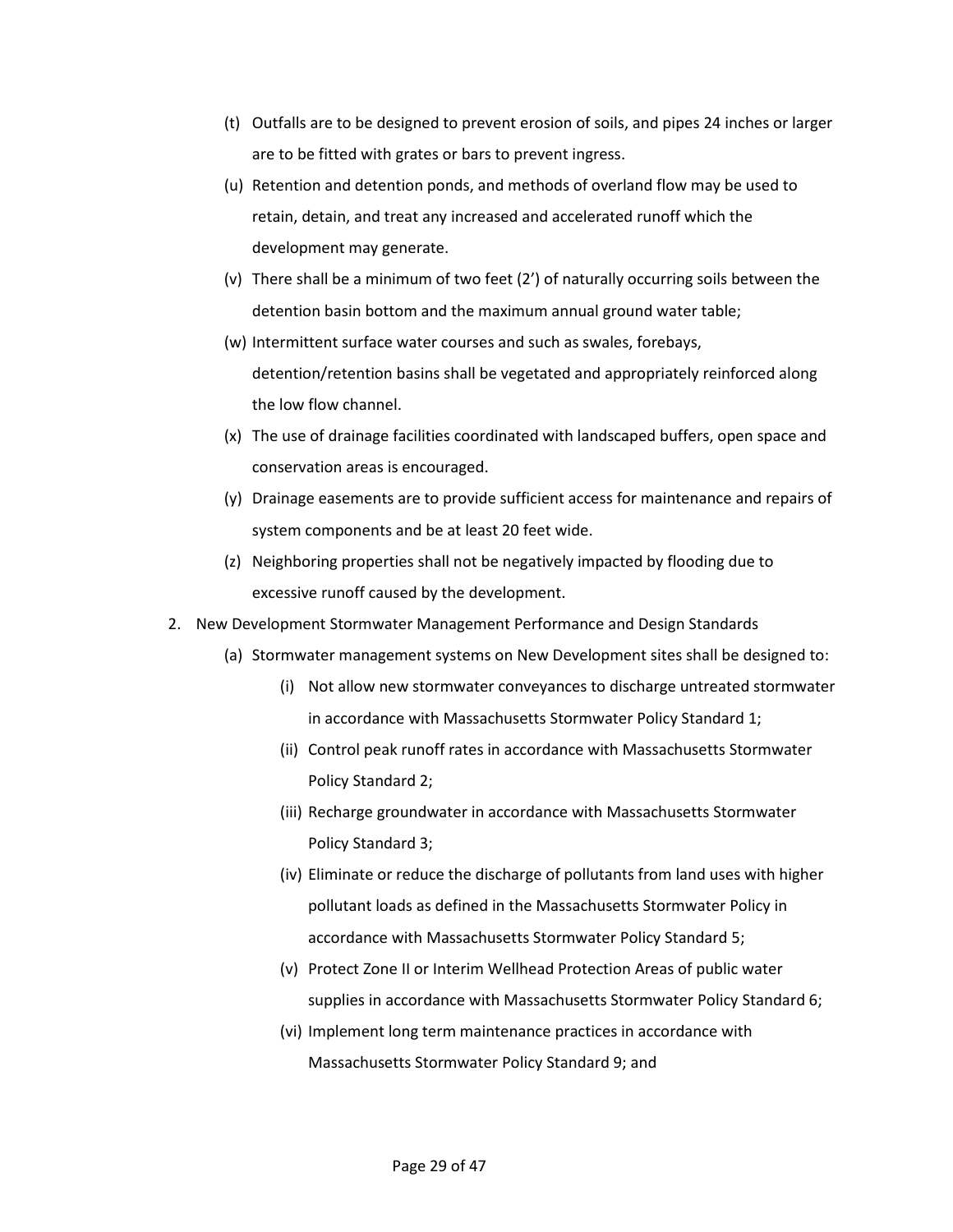(t) Outfalls are to be designed to prevent erosion of soils, and pipes 24 inches or larger are to be fitted with grates or bars to prevent ingress.

(u) Retention and detention ponds, and methods of overland flow may be used to retain, detain, and treat any increased and accelerated runoff which the development may generate.

(v) There shall be a minimum of two feet (2') of naturally occurring soils between the detention basin bottom and the maximum annual ground water table;

(w) Intermittent surface water courses and such as swales, forebays, detention/retention basins shall be vegetated and appropriately reinforced along the low flow channel.

(x) The use of drainage facilities coordinated with landscaped buffers, open space and conservation areas is encouraged.

(y) Drainage easements are to provide sufficient access for maintenance and repairs of system components and be at least 20 feet wide.

(z) Neighboring properties shall not be negatively impacted by flooding due to excessive runoff caused by the development.

2. New Development Stormwater Management Performance and Design Standards

   (a) Stormwater management systems on New Development sites shall be designed to:

      (i) Not allow new stormwater conveyances to discharge untreated stormwater in accordance with Massachusetts Stormwater Policy Standard 1;

      (ii) Control peak runoff rates in accordance with Massachusetts Stormwater Policy Standard 2;

      (iii) Recharge groundwater in accordance with Massachusetts Stormwater Policy Standard 3;

      (iv) Eliminate or reduce the discharge of pollutants from land uses with higher pollutant loads as defined in the Massachusetts Stormwater Policy in accordance with Massachusetts Stormwater Policy Standard 5;

      (v) Protect Zone II or Interim Wellhead Protection Areas of public water supplies in accordance with Massachusetts Stormwater Policy Standard 6;

      (vi) Implement long term maintenance practices in accordance with Massachusetts Stormwater Policy Standard 9; and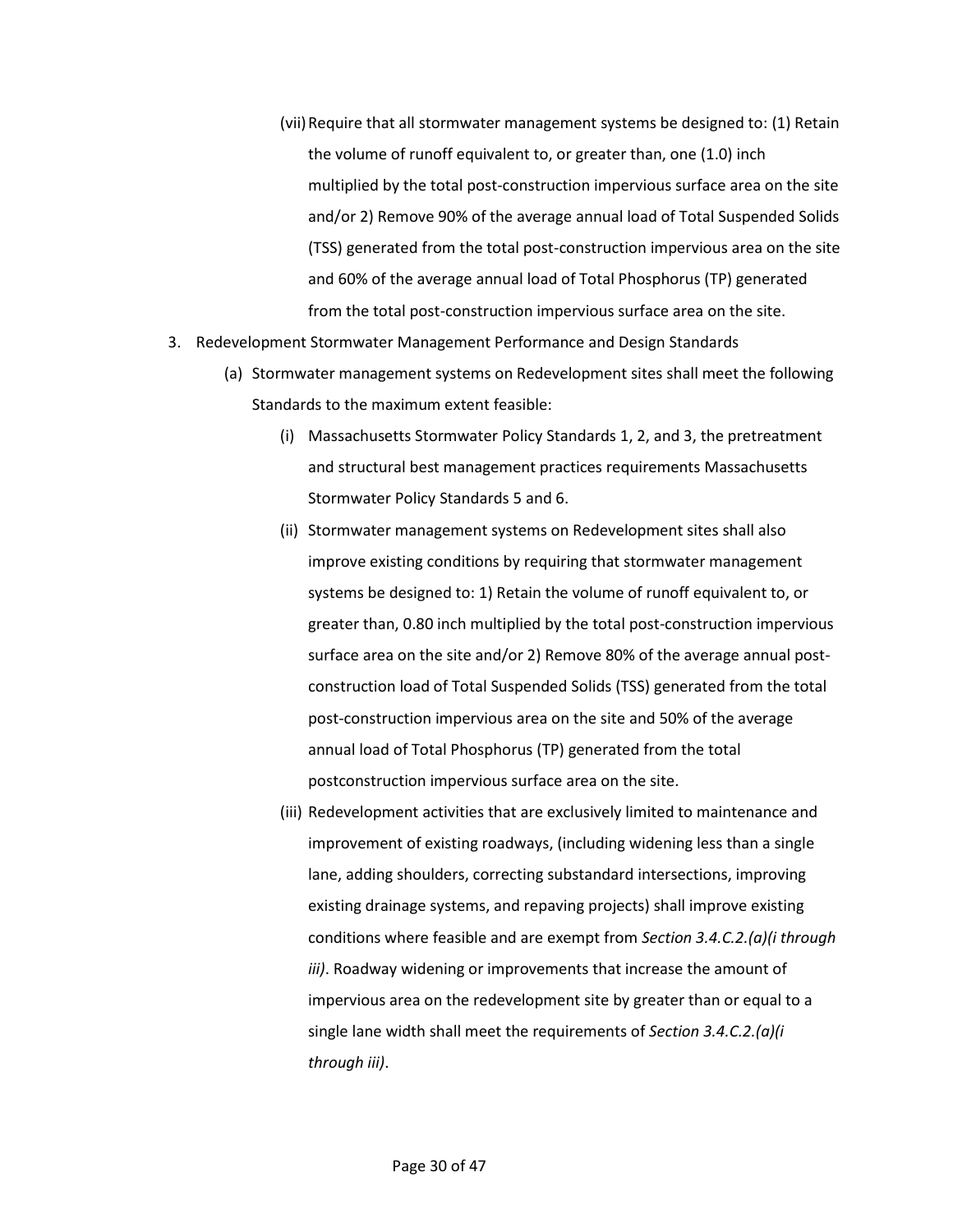(vii) Require that all stormwater management systems be designed to: (1) Retain the volume of runoff equivalent to, or greater than, one (1.0) inch multiplied by the total post-construction impervious surface area on the site and/or 2) Remove 90% of the average annual load of Total Suspended Solids (TSS) generated from the total post-construction impervious area on the site and 60% of the average annual load of Total Phosphorus (TP) generated from the total post-construction impervious surface area on the site.

3. Redevelopment Stormwater Management Performance and Design Standards

   (a) Stormwater management systems on Redevelopment sites shall meet the following Standards to the maximum extent feasible:

      (i) Massachusetts Stormwater Policy Standards 1, 2, and 3, the pretreatment and structural best management practices requirements Massachusetts Stormwater Policy Standards 5 and 6.

      (ii) Stormwater management systems on Redevelopment sites shall also improve existing conditions by requiring that stormwater management systems be designed to: 1) Retain the volume of runoff equivalent to, or greater than, 0.80 inch multiplied by the total post-construction impervious surface area on the site and/or 2) Remove 80% of the average annual post-construction load of Total Suspended Solids (TSS) generated from the total post-construction impervious area on the site and 50% of the average annual load of Total Phosphorus (TP) generated from the total postconstruction impervious surface area on the site.

      (iii) Redevelopment activities that are exclusively limited to maintenance and improvement of existing roadways, (including widening less than a single lane, adding shoulders, correcting substandard intersections, improving existing drainage systems, and repaving projects) shall improve existing conditions where feasible and are exempt from *Section 3.4.C.2.(a)(i through iii)*. Roadway widening or improvements that increase the amount of impervious area on the redevelopment site by greater than or equal to a single lane width shall meet the requirements of *Section 3.4.C.2.(a)(i through iii)*.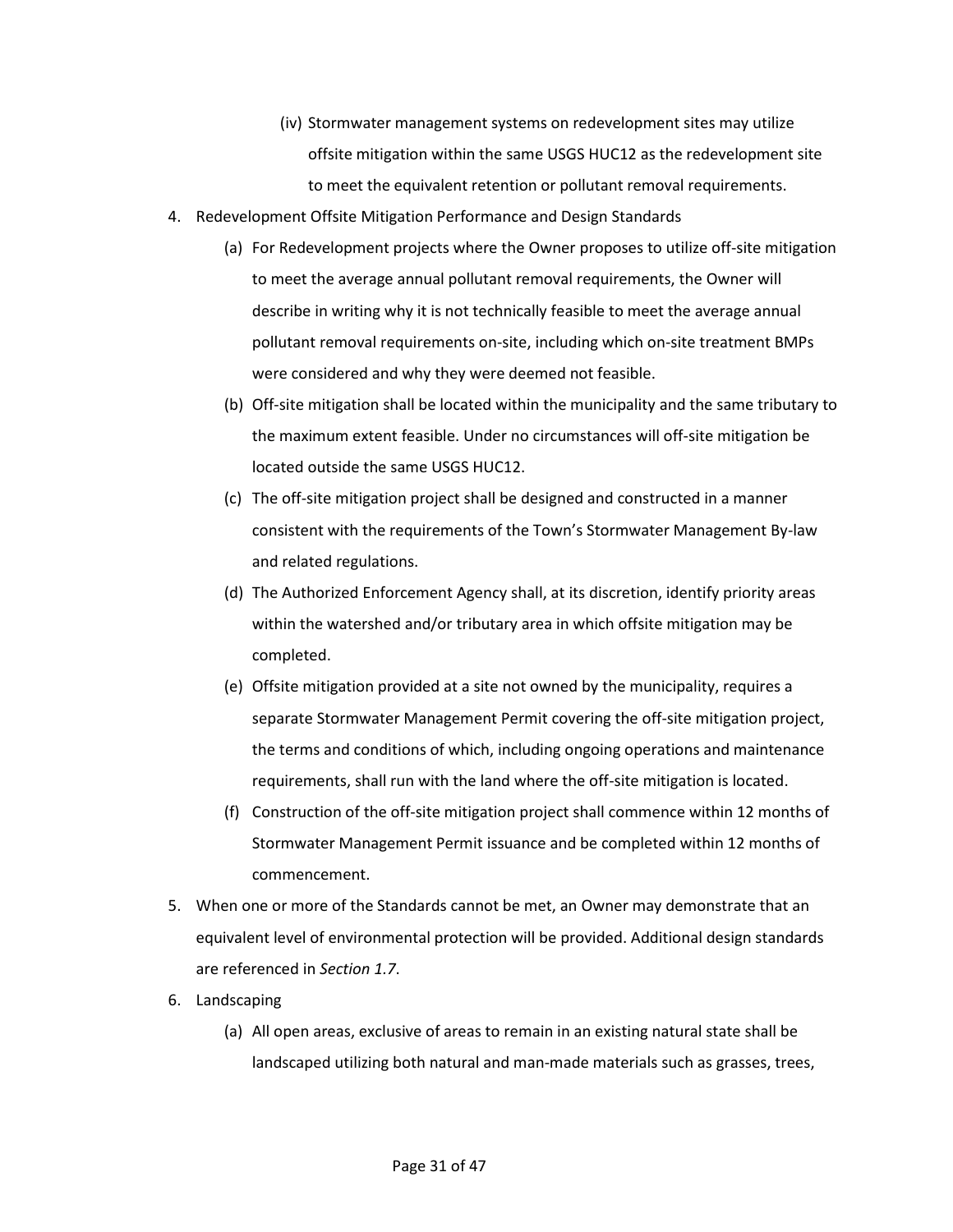(iv) Stormwater management systems on redevelopment sites may utilize offsite mitigation within the same USGS HUC12 as the redevelopment site to meet the equivalent retention or pollutant removal requirements.

4. Redevelopment Offsite Mitigation Performance and Design Standards

   (a) For Redevelopment projects where the Owner proposes to utilize off-site mitigation to meet the average annual pollutant removal requirements, the Owner will describe in writing why it is not technically feasible to meet the average annual pollutant removal requirements on-site, including which on-site treatment BMPs were considered and why they were deemed not feasible.

   (b) Off-site mitigation shall be located within the municipality and the same tributary to the maximum extent feasible. Under no circumstances will off-site mitigation be located outside the same USGS HUC12.

   (c) The off-site mitigation project shall be designed and constructed in a manner consistent with the requirements of the Town's Stormwater Management By-law and related regulations.

   (d) The Authorized Enforcement Agency shall, at its discretion, identify priority areas within the watershed and/or tributary area in which offsite mitigation may be completed.

   (e) Offsite mitigation provided at a site not owned by the municipality, requires a separate Stormwater Management Permit covering the off-site mitigation project, the terms and conditions of which, including ongoing operations and maintenance requirements, shall run with the land where the off-site mitigation is located.

   (f) Construction of the off-site mitigation project shall commence within 12 months of Stormwater Management Permit issuance and be completed within 12 months of commencement.

5. When one or more of the Standards cannot be met, an Owner may demonstrate that an equivalent level of environmental protection will be provided. Additional design standards are referenced in *Section 1.7*.

6. Landscaping

   (a) All open areas, exclusive of areas to remain in an existing natural state shall be landscaped utilizing both natural and man-made materials such as grasses, trees,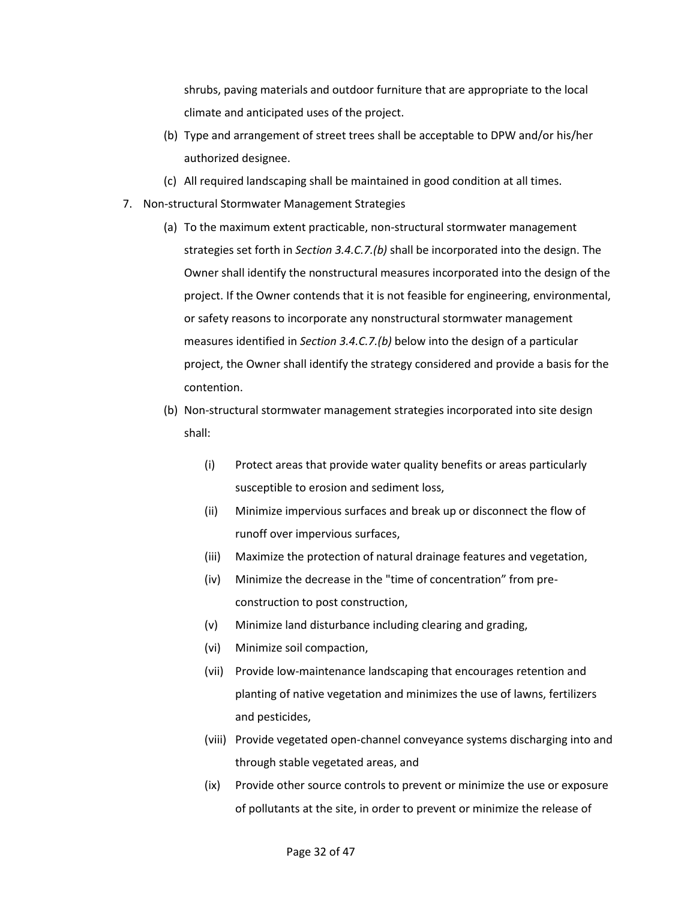shrubs, paving materials and outdoor furniture that are appropriate to the local climate and anticipated uses of the project.

(b) Type and arrangement of street trees shall be acceptable to DPW and/or his/her authorized designee.

(c) All required landscaping shall be maintained in good condition at all times.

7. Non-structural Stormwater Management Strategies

   (a) To the maximum extent practicable, non-structural stormwater management strategies set forth in *Section 3.4.C.7.(b)* shall be incorporated into the design. The Owner shall identify the nonstructural measures incorporated into the design of the project. If the Owner contends that it is not feasible for engineering, environmental, or safety reasons to incorporate any nonstructural stormwater management measures identified in *Section 3.4.C.7.(b)* below into the design of a particular project, the Owner shall identify the strategy considered and provide a basis for the contention.

   (b) Non-structural stormwater management strategies incorporated into site design shall:

      (i) Protect areas that provide water quality benefits or areas particularly susceptible to erosion and sediment loss,

      (ii) Minimize impervious surfaces and break up or disconnect the flow of runoff over impervious surfaces,

      (iii) Maximize the protection of natural drainage features and vegetation,

      (iv) Minimize the decrease in the "time of concentration" from pre-construction to post construction,

      (v) Minimize land disturbance including clearing and grading,

      (vi) Minimize soil compaction,

      (vii) Provide low-maintenance landscaping that encourages retention and planting of native vegetation and minimizes the use of lawns, fertilizers and pesticides,

      (viii) Provide vegetated open-channel conveyance systems discharging into and through stable vegetated areas, and

      (ix) Provide other source controls to prevent or minimize the use or exposure of pollutants at the site, in order to prevent or minimize the release of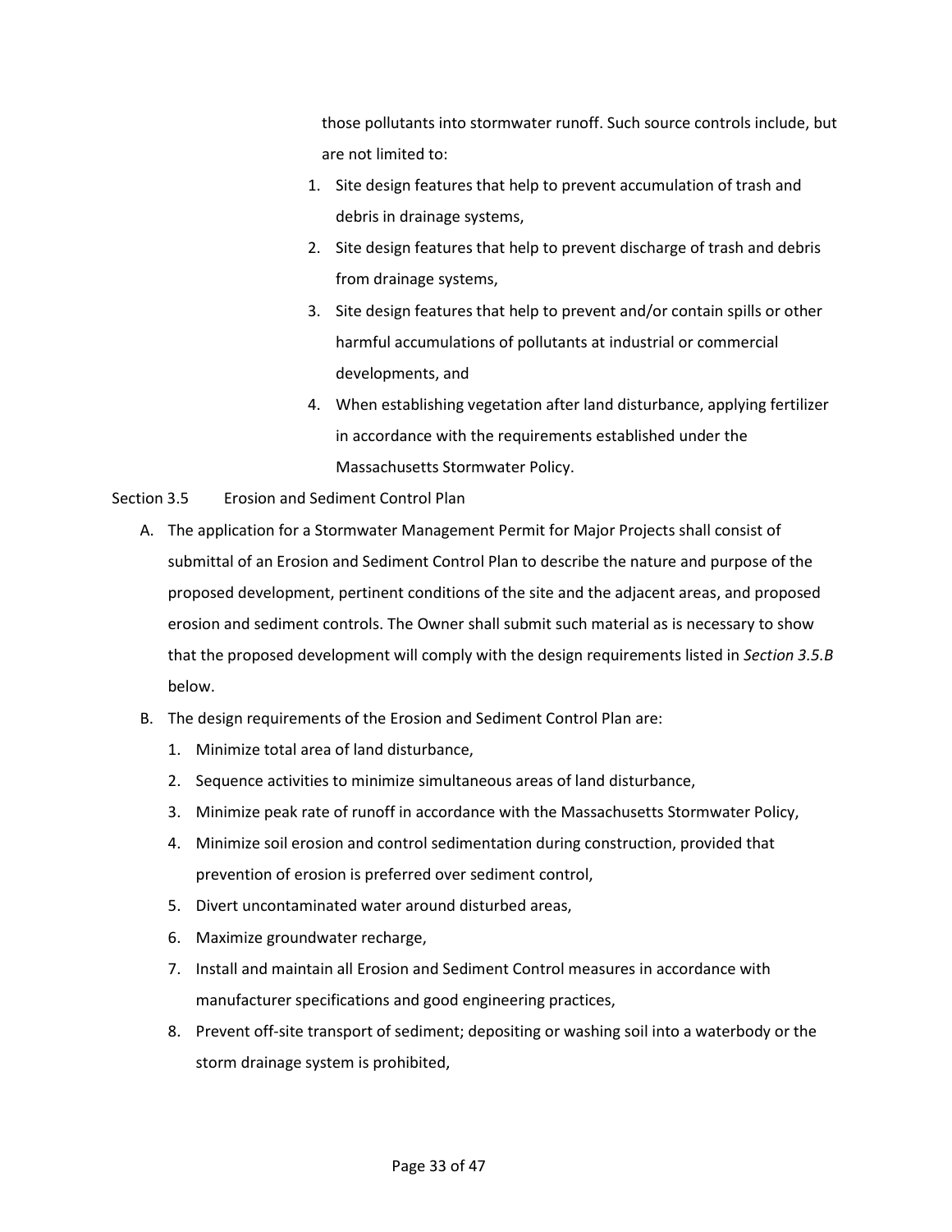those pollutants into stormwater runoff. Such source controls include, but are not limited to:

1. Site design features that help to prevent accumulation of trash and debris in drainage systems,
2. Site design features that help to prevent discharge of trash and debris from drainage systems,
3. Site design features that help to prevent and/or contain spills or other harmful accumulations of pollutants at industrial or commercial developments, and
4. When establishing vegetation after land disturbance, applying fertilizer in accordance with the requirements established under the Massachusetts Stormwater Policy.

## Section 3.5 Erosion and Sediment Control Plan

A. The application for a Stormwater Management Permit for Major Projects shall consist of submittal of an Erosion and Sediment Control Plan to describe the nature and purpose of the proposed development, pertinent conditions of the site and the adjacent areas, and proposed erosion and sediment controls. The Owner shall submit such material as is necessary to show that the proposed development will comply with the design requirements listed in *Section 3.5.B* below.

B. The design requirements of the Erosion and Sediment Control Plan are:

   1. Minimize total area of land disturbance,
   2. Sequence activities to minimize simultaneous areas of land disturbance,
   3. Minimize peak rate of runoff in accordance with the Massachusetts Stormwater Policy,
   4. Minimize soil erosion and control sedimentation during construction, provided that prevention of erosion is preferred over sediment control,
   5. Divert uncontaminated water around disturbed areas,
   6. Maximize groundwater recharge,
   7. Install and maintain all Erosion and Sediment Control measures in accordance with manufacturer specifications and good engineering practices,
   8. Prevent off-site transport of sediment; depositing or washing soil into a waterbody or the storm drainage system is prohibited,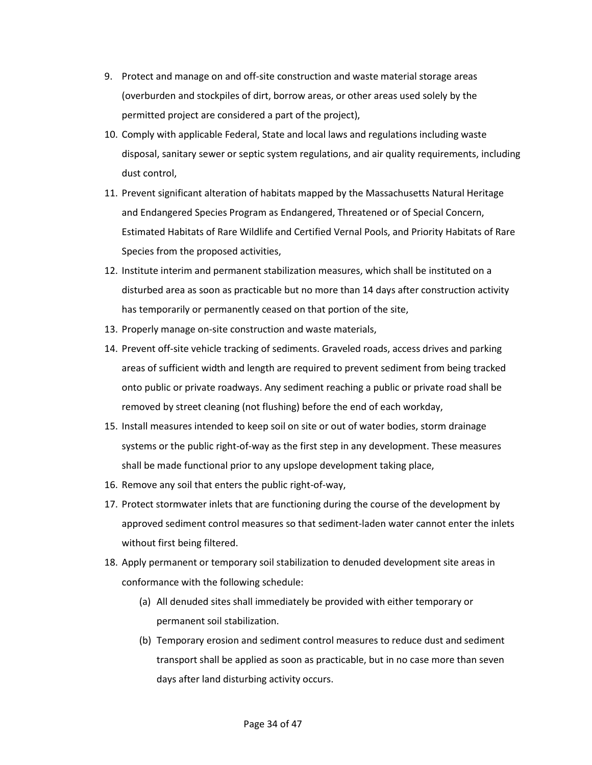9. Protect and manage on and off-site construction and waste material storage areas (overburden and stockpiles of dirt, borrow areas, or other areas used solely by the permitted project are considered a part of the project),
10. Comply with applicable Federal, State and local laws and regulations including waste disposal, sanitary sewer or septic system regulations, and air quality requirements, including dust control,
11. Prevent significant alteration of habitats mapped by the Massachusetts Natural Heritage and Endangered Species Program as Endangered, Threatened or of Special Concern, Estimated Habitats of Rare Wildlife and Certified Vernal Pools, and Priority Habitats of Rare Species from the proposed activities,
12. Institute interim and permanent stabilization measures, which shall be instituted on a disturbed area as soon as practicable but no more than 14 days after construction activity has temporarily or permanently ceased on that portion of the site,
13. Properly manage on-site construction and waste materials,
14. Prevent off-site vehicle tracking of sediments. Graveled roads, access drives and parking areas of sufficient width and length are required to prevent sediment from being tracked onto public or private roadways. Any sediment reaching a public or private road shall be removed by street cleaning (not flushing) before the end of each workday,
15. Install measures intended to keep soil on site or out of water bodies, storm drainage systems or the public right-of-way as the first step in any development. These measures shall be made functional prior to any upslope development taking place,
16. Remove any soil that enters the public right-of-way,
17. Protect stormwater inlets that are functioning during the course of the development by approved sediment control measures so that sediment-laden water cannot enter the inlets without first being filtered.
18. Apply permanent or temporary soil stabilization to denuded development site areas in conformance with the following schedule:
    (a) All denuded sites shall immediately be provided with either temporary or permanent soil stabilization.
    (b) Temporary erosion and sediment control measures to reduce dust and sediment transport shall be applied as soon as practicable, but in no case more than seven days after land disturbing activity occurs.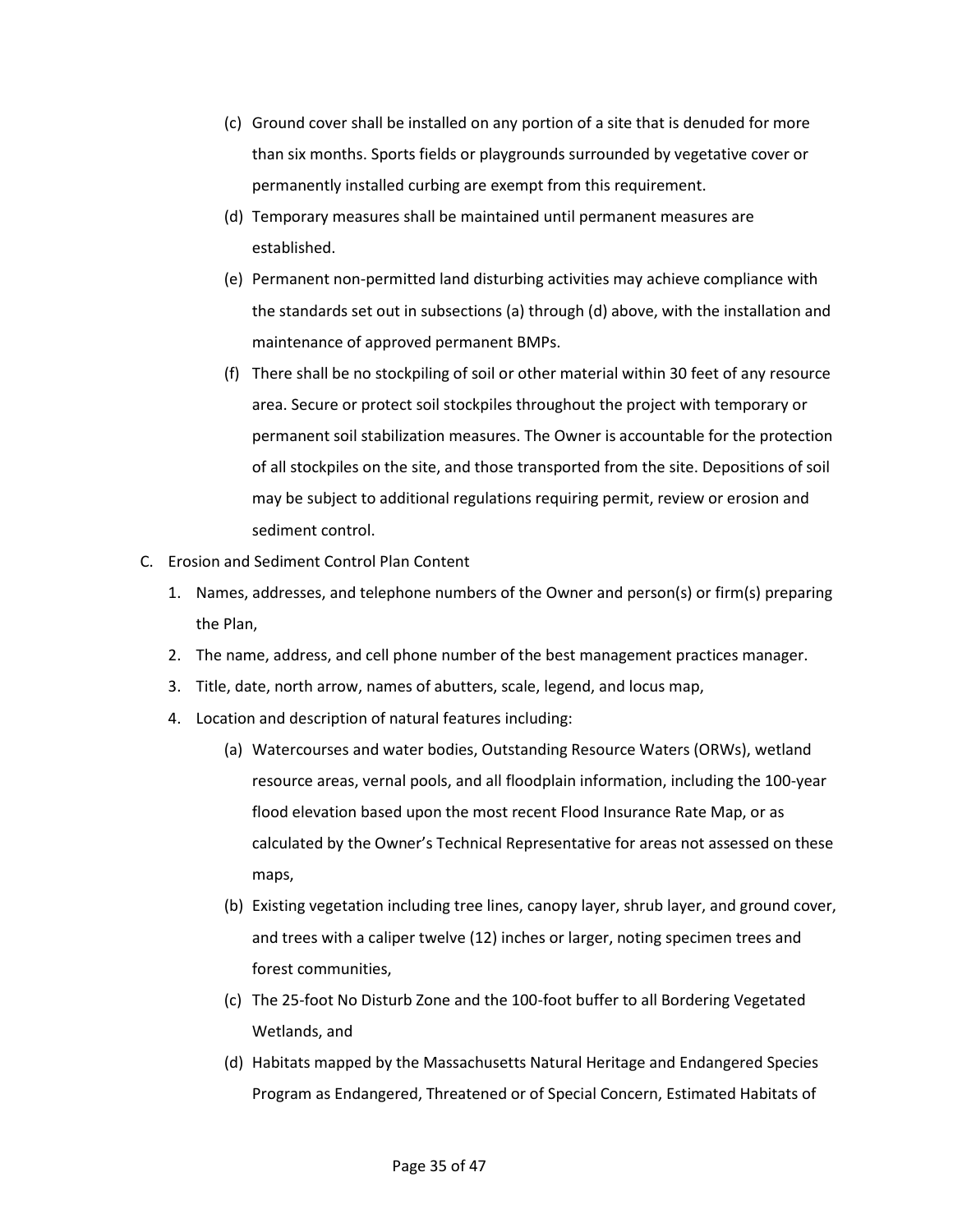(c) Ground cover shall be installed on any portion of a site that is denuded for more than six months. Sports fields or playgrounds surrounded by vegetative cover or permanently installed curbing are exempt from this requirement.

(d) Temporary measures shall be maintained until permanent measures are established.

(e) Permanent non-permitted land disturbing activities may achieve compliance with the standards set out in subsections (a) through (d) above, with the installation and maintenance of approved permanent BMPs.

(f) There shall be no stockpiling of soil or other material within 30 feet of any resource area. Secure or protect soil stockpiles throughout the project with temporary or permanent soil stabilization measures. The Owner is accountable for the protection of all stockpiles on the site, and those transported from the site. Depositions of soil may be subject to additional regulations requiring permit, review or erosion and sediment control.

C. Erosion and Sediment Control Plan Content

1. Names, addresses, and telephone numbers of the Owner and person(s) or firm(s) preparing the Plan,
2. The name, address, and cell phone number of the best management practices manager.
3. Title, date, north arrow, names of abutters, scale, legend, and locus map,
4. Location and description of natural features including:

    (a) Watercourses and water bodies, Outstanding Resource Waters (ORWs), wetland resource areas, vernal pools, and all floodplain information, including the 100-year flood elevation based upon the most recent Flood Insurance Rate Map, or as calculated by the Owner's Technical Representative for areas not assessed on these maps,

    (b) Existing vegetation including tree lines, canopy layer, shrub layer, and ground cover, and trees with a caliper twelve (12) inches or larger, noting specimen trees and forest communities,

    (c) The 25-foot No Disturb Zone and the 100-foot buffer to all Bordering Vegetated Wetlands, and

    (d) Habitats mapped by the Massachusetts Natural Heritage and Endangered Species Program as Endangered, Threatened or of Special Concern, Estimated Habitats of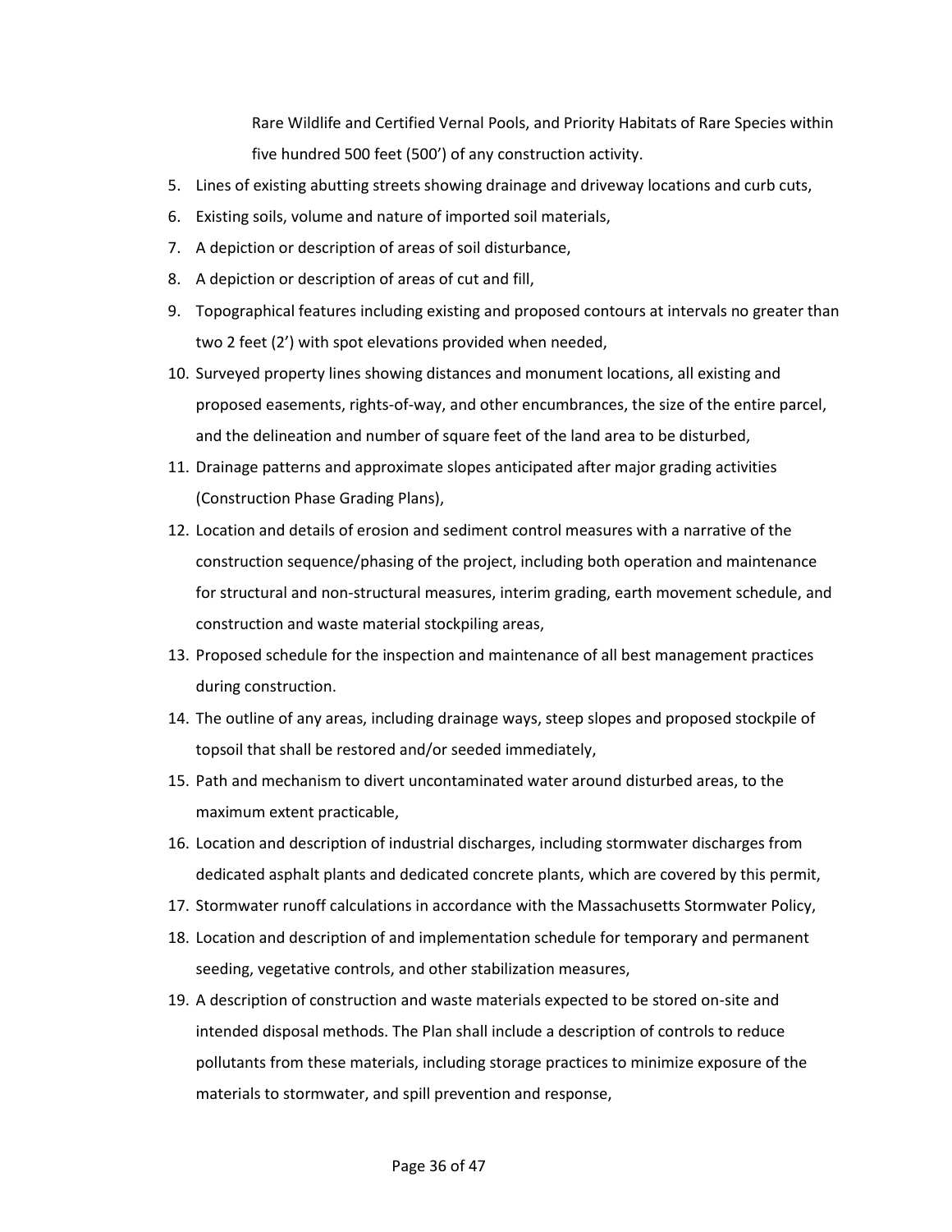Rare Wildlife and Certified Vernal Pools, and Priority Habitats of Rare Species within five hundred 500 feet (500') of any construction activity.

5. Lines of existing abutting streets showing drainage and driveway locations and curb cuts,
6. Existing soils, volume and nature of imported soil materials,
7. A depiction or description of areas of soil disturbance,
8. A depiction or description of areas of cut and fill,
9. Topographical features including existing and proposed contours at intervals no greater than two 2 feet (2') with spot elevations provided when needed,
10. Surveyed property lines showing distances and monument locations, all existing and proposed easements, rights-of-way, and other encumbrances, the size of the entire parcel, and the delineation and number of square feet of the land area to be disturbed,
11. Drainage patterns and approximate slopes anticipated after major grading activities (Construction Phase Grading Plans),
12. Location and details of erosion and sediment control measures with a narrative of the construction sequence/phasing of the project, including both operation and maintenance for structural and non-structural measures, interim grading, earth movement schedule, and construction and waste material stockpiling areas,
13. Proposed schedule for the inspection and maintenance of all best management practices during construction.
14. The outline of any areas, including drainage ways, steep slopes and proposed stockpile of topsoil that shall be restored and/or seeded immediately,
15. Path and mechanism to divert uncontaminated water around disturbed areas, to the maximum extent practicable,
16. Location and description of industrial discharges, including stormwater discharges from dedicated asphalt plants and dedicated concrete plants, which are covered by this permit,
17. Stormwater runoff calculations in accordance with the Massachusetts Stormwater Policy,
18. Location and description of and implementation schedule for temporary and permanent seeding, vegetative controls, and other stabilization measures,
19. A description of construction and waste materials expected to be stored on-site and intended disposal methods. The Plan shall include a description of controls to reduce pollutants from these materials, including storage practices to minimize exposure of the materials to stormwater, and spill prevention and response,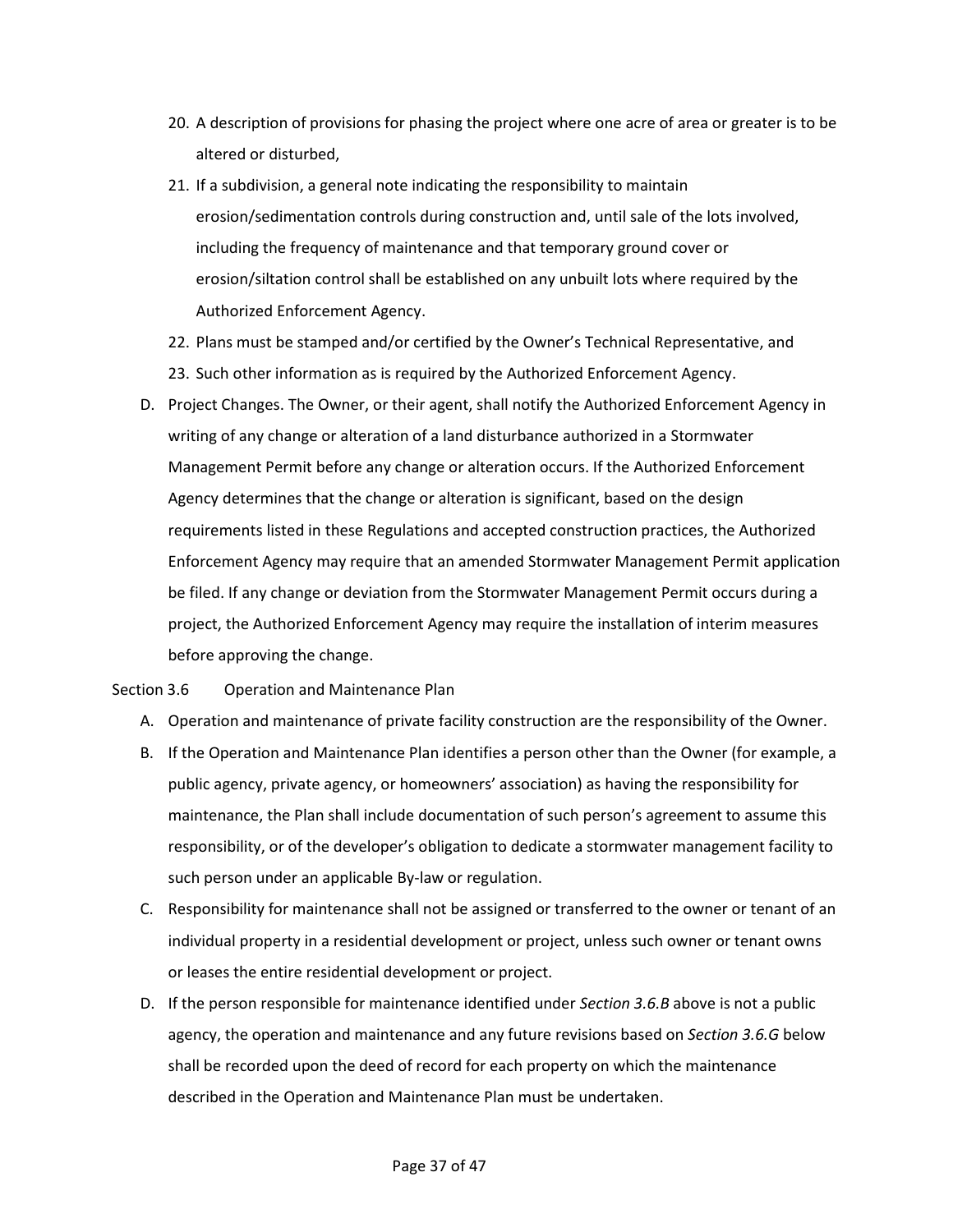20. A description of provisions for phasing the project where one acre of area or greater is to be altered or disturbed,
21. If a subdivision, a general note indicating the responsibility to maintain erosion/sedimentation controls during construction and, until sale of the lots involved, including the frequency of maintenance and that temporary ground cover or erosion/siltation control shall be established on any unbuilt lots where required by the Authorized Enforcement Agency.
22. Plans must be stamped and/or certified by the Owner's Technical Representative, and
23. Such other information as is required by the Authorized Enforcement Agency.

D. Project Changes. The Owner, or their agent, shall notify the Authorized Enforcement Agency in writing of any change or alteration of a land disturbance authorized in a Stormwater Management Permit before any change or alteration occurs. If the Authorized Enforcement Agency determines that the change or alteration is significant, based on the design requirements listed in these Regulations and accepted construction practices, the Authorized Enforcement Agency may require that an amended Stormwater Management Permit application be filed. If any change or deviation from the Stormwater Management Permit occurs during a project, the Authorized Enforcement Agency may require the installation of interim measures before approving the change.

## Section 3.6 Operation and Maintenance Plan

A. Operation and maintenance of private facility construction are the responsibility of the Owner.

B. If the Operation and Maintenance Plan identifies a person other than the Owner (for example, a public agency, private agency, or homeowners' association) as having the responsibility for maintenance, the Plan shall include documentation of such person's agreement to assume this responsibility, or of the developer's obligation to dedicate a stormwater management facility to such person under an applicable By-law or regulation.

C. Responsibility for maintenance shall not be assigned or transferred to the owner or tenant of an individual property in a residential development or project, unless such owner or tenant owns or leases the entire residential development or project.

D. If the person responsible for maintenance identified under *Section 3.6.B* above is not a public agency, the operation and maintenance and any future revisions based on *Section 3.6.G* below shall be recorded upon the deed of record for each property on which the maintenance described in the Operation and Maintenance Plan must be undertaken.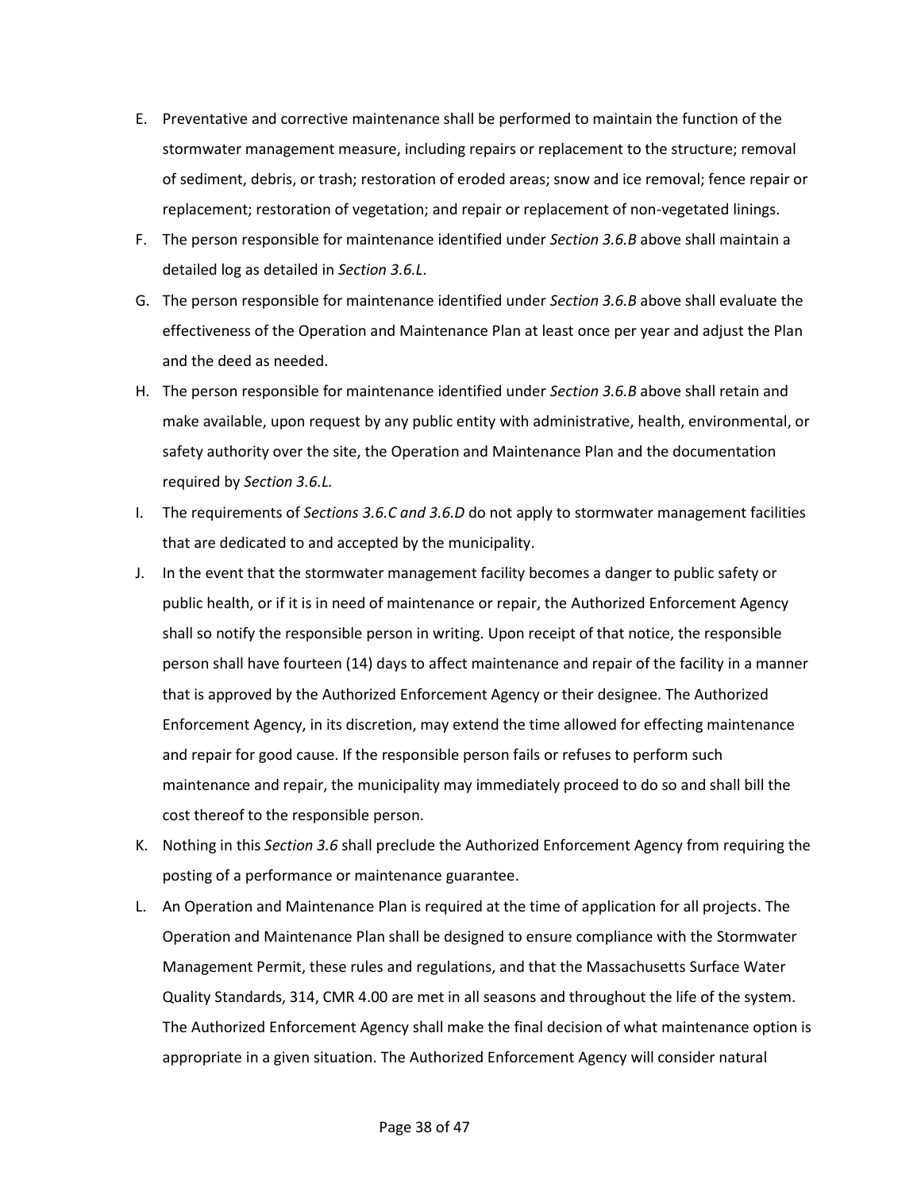E. Preventative and corrective maintenance shall be performed to maintain the function of the stormwater management measure, including repairs or replacement to the structure; removal of sediment, debris, or trash; restoration of eroded areas; snow and ice removal; fence repair or replacement; restoration of vegetation; and repair or replacement of non-vegetated linings.

F. The person responsible for maintenance identified under *Section 3.6.B* above shall maintain a detailed log as detailed in *Section 3.6.L*.

G. The person responsible for maintenance identified under *Section 3.6.B* above shall evaluate the effectiveness of the Operation and Maintenance Plan at least once per year and adjust the Plan and the deed as needed.

H. The person responsible for maintenance identified under *Section 3.6.B* above shall retain and make available, upon request by any public entity with administrative, health, environmental, or safety authority over the site, the Operation and Maintenance Plan and the documentation required by *Section 3.6.L.*

I. The requirements of *Sections 3.6.C and 3.6.D* do not apply to stormwater management facilities that are dedicated to and accepted by the municipality.

J. In the event that the stormwater management facility becomes a danger to public safety or public health, or if it is in need of maintenance or repair, the Authorized Enforcement Agency shall so notify the responsible person in writing. Upon receipt of that notice, the responsible person shall have fourteen (14) days to affect maintenance and repair of the facility in a manner that is approved by the Authorized Enforcement Agency or their designee. The Authorized Enforcement Agency, in its discretion, may extend the time allowed for effecting maintenance and repair for good cause. If the responsible person fails or refuses to perform such maintenance and repair, the municipality may immediately proceed to do so and shall bill the cost thereof to the responsible person.

K. Nothing in this *Section 3.6* shall preclude the Authorized Enforcement Agency from requiring the posting of a performance or maintenance guarantee.

L. An Operation and Maintenance Plan is required at the time of application for all projects. The Operation and Maintenance Plan shall be designed to ensure compliance with the Stormwater Management Permit, these rules and regulations, and that the Massachusetts Surface Water Quality Standards, 314, CMR 4.00 are met in all seasons and throughout the life of the system. The Authorized Enforcement Agency shall make the final decision of what maintenance option is appropriate in a given situation. The Authorized Enforcement Agency will consider natural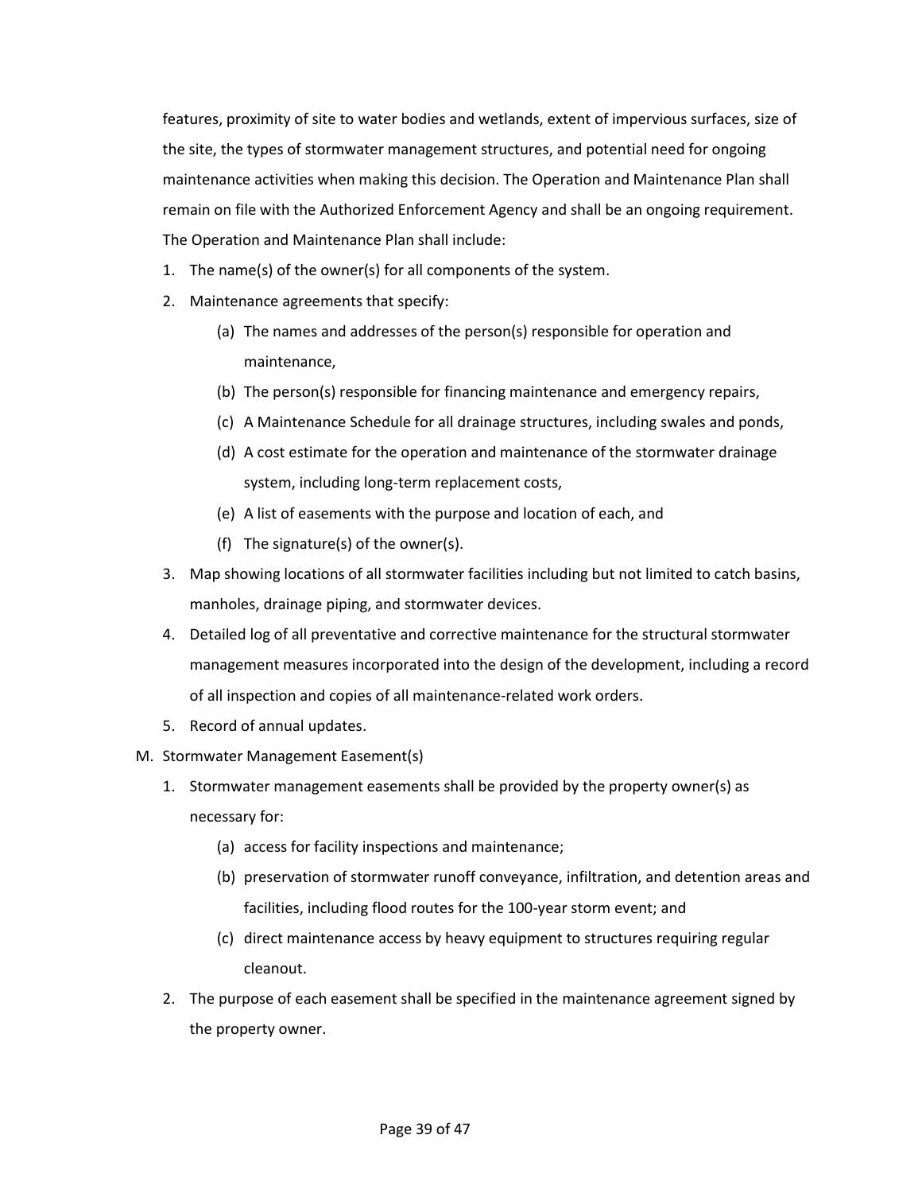features, proximity of site to water bodies and wetlands, extent of impervious surfaces, size of the site, the types of stormwater management structures, and potential need for ongoing maintenance activities when making this decision. The Operation and Maintenance Plan shall remain on file with the Authorized Enforcement Agency and shall be an ongoing requirement. The Operation and Maintenance Plan shall include:

1. The name(s) of the owner(s) for all components of the system.
2. Maintenance agreements that specify:
   - (a) The names and addresses of the person(s) responsible for operation and maintenance,
   - (b) The person(s) responsible for financing maintenance and emergency repairs,
   - (c) A Maintenance Schedule for all drainage structures, including swales and ponds,
   - (d) A cost estimate for the operation and maintenance of the stormwater drainage system, including long-term replacement costs,
   - (e) A list of easements with the purpose and location of each, and
   - (f) The signature(s) of the owner(s).
3. Map showing locations of all stormwater facilities including but not limited to catch basins, manholes, drainage piping, and stormwater devices.
4. Detailed log of all preventative and corrective maintenance for the structural stormwater management measures incorporated into the design of the development, including a record of all inspection and copies of all maintenance-related work orders.
5. Record of annual updates.

M. Stormwater Management Easement(s)

1. Stormwater management easements shall be provided by the property owner(s) as necessary for:
   - (a) access for facility inspections and maintenance;
   - (b) preservation of stormwater runoff conveyance, infiltration, and detention areas and facilities, including flood routes for the 100-year storm event; and
   - (c) direct maintenance access by heavy equipment to structures requiring regular cleanout.
2. The purpose of each easement shall be specified in the maintenance agreement signed by the property owner.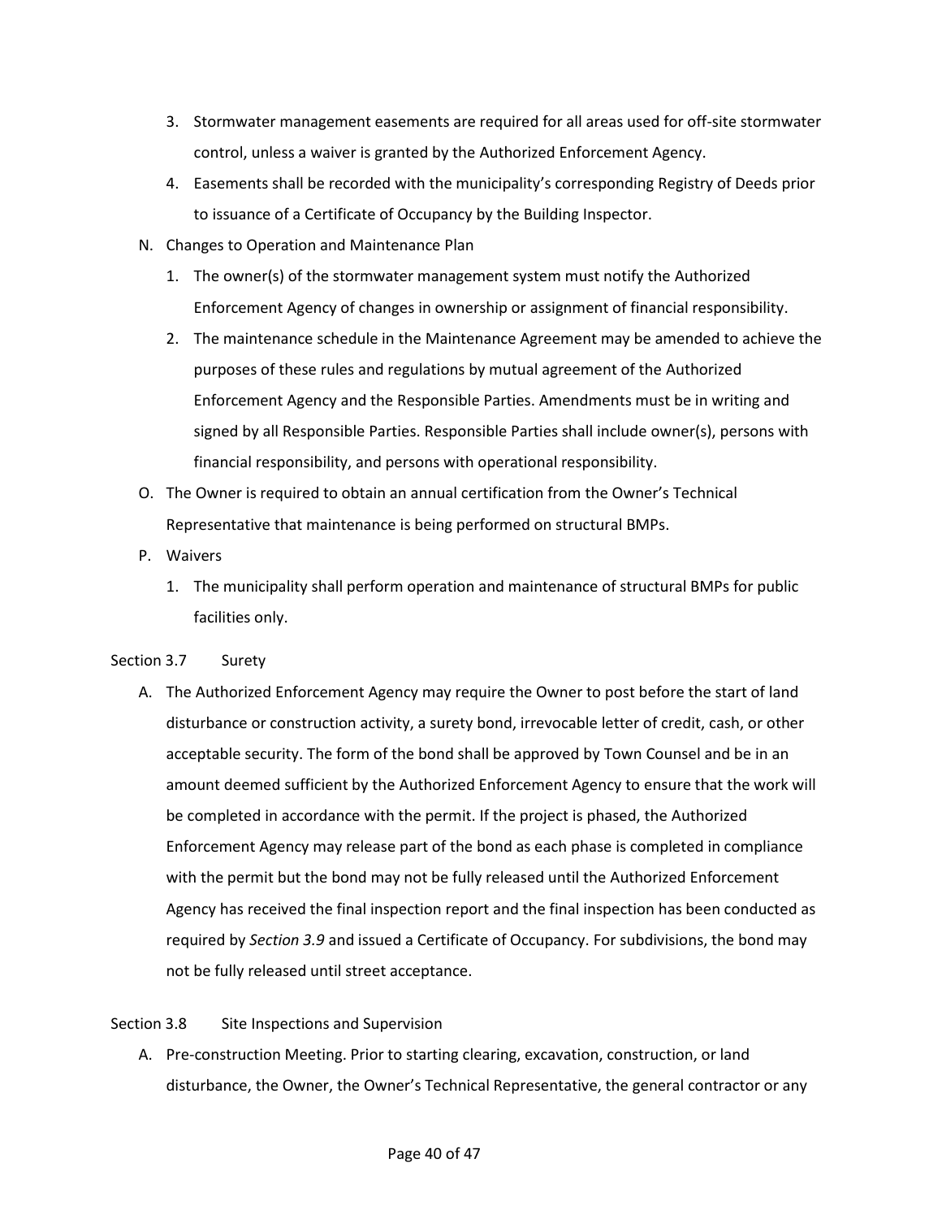3. Stormwater management easements are required for all areas used for off-site stormwater control, unless a waiver is granted by the Authorized Enforcement Agency.
4. Easements shall be recorded with the municipality's corresponding Registry of Deeds prior to issuance of a Certificate of Occupancy by the Building Inspector.

N. Changes to Operation and Maintenance Plan

1. The owner(s) of the stormwater management system must notify the Authorized Enforcement Agency of changes in ownership or assignment of financial responsibility.
2. The maintenance schedule in the Maintenance Agreement may be amended to achieve the purposes of these rules and regulations by mutual agreement of the Authorized Enforcement Agency and the Responsible Parties. Amendments must be in writing and signed by all Responsible Parties. Responsible Parties shall include owner(s), persons with financial responsibility, and persons with operational responsibility.

O. The Owner is required to obtain an annual certification from the Owner's Technical Representative that maintenance is being performed on structural BMPs.

P. Waivers

1. The municipality shall perform operation and maintenance of structural BMPs for public facilities only.

## Section 3.7 Surety

A. The Authorized Enforcement Agency may require the Owner to post before the start of land disturbance or construction activity, a surety bond, irrevocable letter of credit, cash, or other acceptable security. The form of the bond shall be approved by Town Counsel and be in an amount deemed sufficient by the Authorized Enforcement Agency to ensure that the work will be completed in accordance with the permit. If the project is phased, the Authorized Enforcement Agency may release part of the bond as each phase is completed in compliance with the permit but the bond may not be fully released until the Authorized Enforcement Agency has received the final inspection report and the final inspection has been conducted as required by *Section 3.9* and issued a Certificate of Occupancy. For subdivisions, the bond may not be fully released until street acceptance.

## Section 3.8 Site Inspections and Supervision

A. Pre-construction Meeting. Prior to starting clearing, excavation, construction, or land disturbance, the Owner, the Owner's Technical Representative, the general contractor or any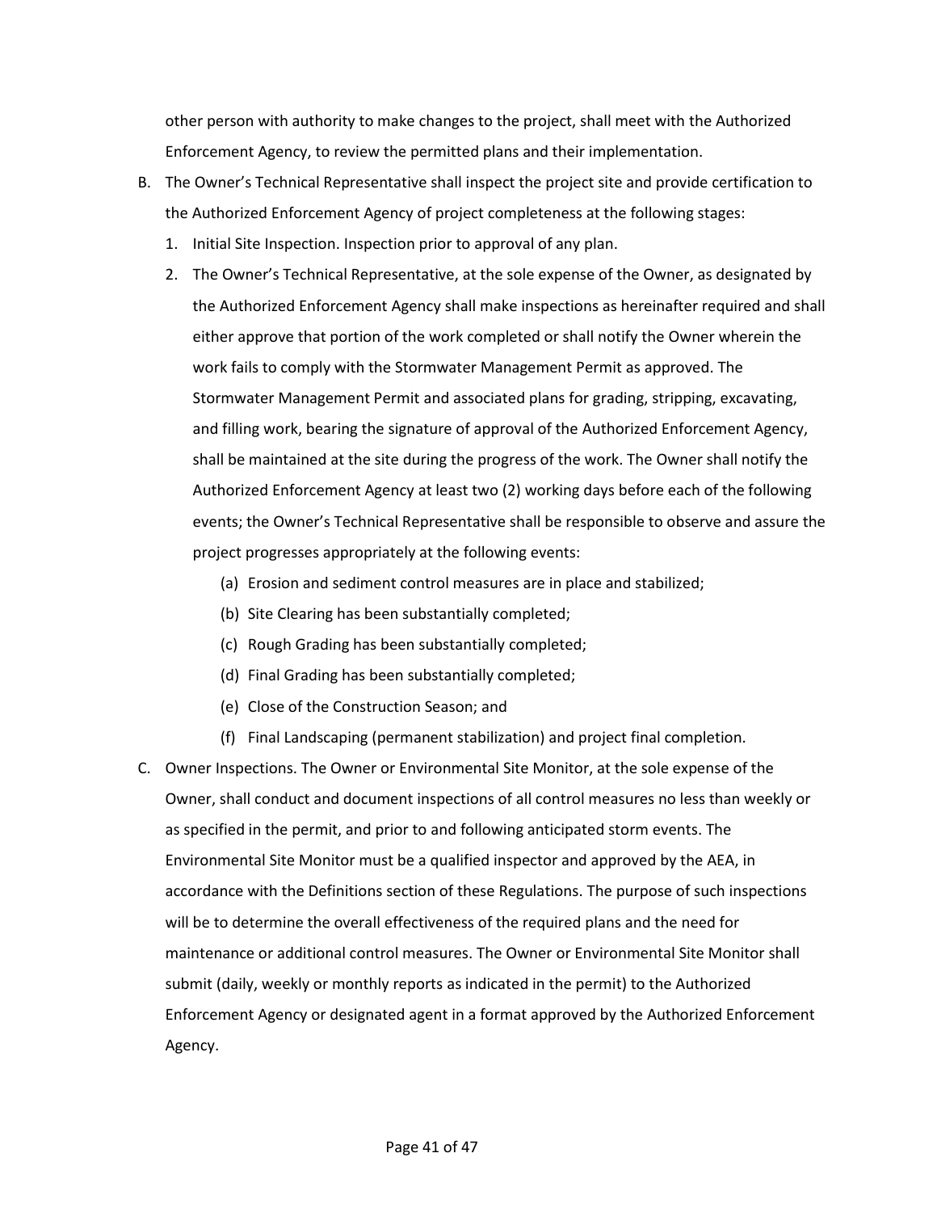other person with authority to make changes to the project, shall meet with the Authorized Enforcement Agency, to review the permitted plans and their implementation.

B. The Owner's Technical Representative shall inspect the project site and provide certification to the Authorized Enforcement Agency of project completeness at the following stages:
   1. Initial Site Inspection. Inspection prior to approval of any plan.
   2. The Owner's Technical Representative, at the sole expense of the Owner, as designated by the Authorized Enforcement Agency shall make inspections as hereinafter required and shall either approve that portion of the work completed or shall notify the Owner wherein the work fails to comply with the Stormwater Management Permit as approved. The Stormwater Management Permit and associated plans for grading, stripping, excavating, and filling work, bearing the signature of approval of the Authorized Enforcement Agency, shall be maintained at the site during the progress of the work. The Owner shall notify the Authorized Enforcement Agency at least two (2) working days before each of the following events; the Owner's Technical Representative shall be responsible to observe and assure the project progresses appropriately at the following events:
      (a) Erosion and sediment control measures are in place and stabilized;
      (b) Site Clearing has been substantially completed;
      (c) Rough Grading has been substantially completed;
      (d) Final Grading has been substantially completed;
      (e) Close of the Construction Season; and
      (f) Final Landscaping (permanent stabilization) and project final completion.

C. Owner Inspections. The Owner or Environmental Site Monitor, at the sole expense of the Owner, shall conduct and document inspections of all control measures no less than weekly or as specified in the permit, and prior to and following anticipated storm events. The Environmental Site Monitor must be a qualified inspector and approved by the AEA, in accordance with the Definitions section of these Regulations. The purpose of such inspections will be to determine the overall effectiveness of the required plans and the need for maintenance or additional control measures. The Owner or Environmental Site Monitor shall submit (daily, weekly or monthly reports as indicated in the permit) to the Authorized Enforcement Agency or designated agent in a format approved by the Authorized Enforcement Agency.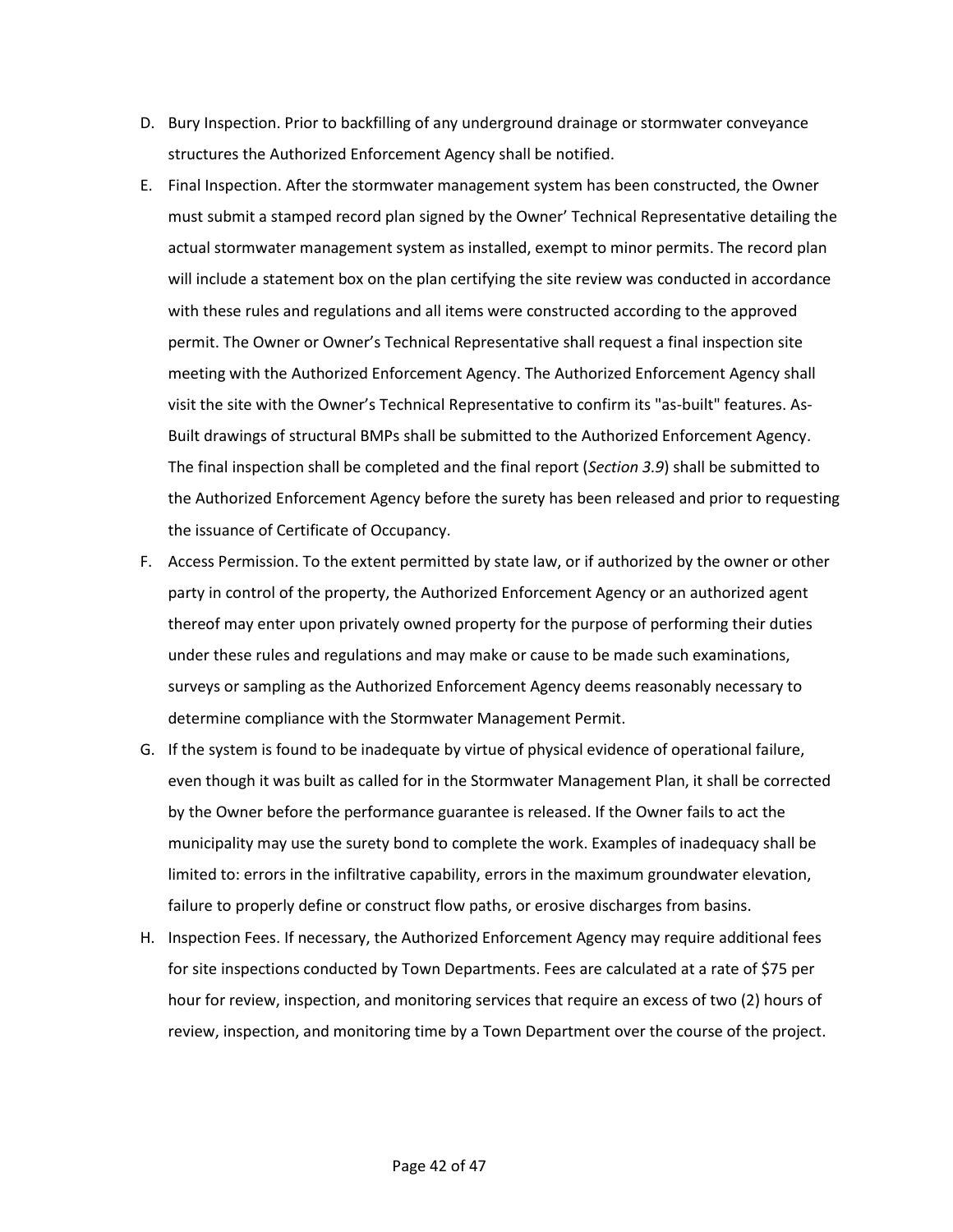D. Bury Inspection. Prior to backfilling of any underground drainage or stormwater conveyance structures the Authorized Enforcement Agency shall be notified.

E. Final Inspection. After the stormwater management system has been constructed, the Owner must submit a stamped record plan signed by the Owner' Technical Representative detailing the actual stormwater management system as installed, exempt to minor permits. The record plan will include a statement box on the plan certifying the site review was conducted in accordance with these rules and regulations and all items were constructed according to the approved permit. The Owner or Owner's Technical Representative shall request a final inspection site meeting with the Authorized Enforcement Agency. The Authorized Enforcement Agency shall visit the site with the Owner's Technical Representative to confirm its "as-built" features. As-Built drawings of structural BMPs shall be submitted to the Authorized Enforcement Agency. The final inspection shall be completed and the final report (*Section 3.9*) shall be submitted to the Authorized Enforcement Agency before the surety has been released and prior to requesting the issuance of Certificate of Occupancy.

F. Access Permission. To the extent permitted by state law, or if authorized by the owner or other party in control of the property, the Authorized Enforcement Agency or an authorized agent thereof may enter upon privately owned property for the purpose of performing their duties under these rules and regulations and may make or cause to be made such examinations, surveys or sampling as the Authorized Enforcement Agency deems reasonably necessary to determine compliance with the Stormwater Management Permit.

G. If the system is found to be inadequate by virtue of physical evidence of operational failure, even though it was built as called for in the Stormwater Management Plan, it shall be corrected by the Owner before the performance guarantee is released. If the Owner fails to act the municipality may use the surety bond to complete the work. Examples of inadequacy shall be limited to: errors in the infiltrative capability, errors in the maximum groundwater elevation, failure to properly define or construct flow paths, or erosive discharges from basins.

H. Inspection Fees. If necessary, the Authorized Enforcement Agency may require additional fees for site inspections conducted by Town Departments. Fees are calculated at a rate of $75 per hour for review, inspection, and monitoring services that require an excess of two (2) hours of review, inspection, and monitoring time by a Town Department over the course of the project.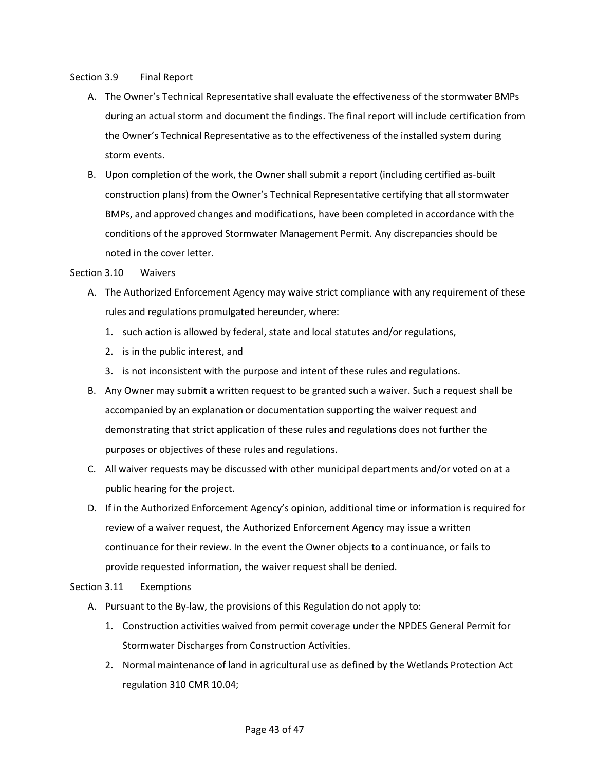## Section 3.9 Final Report

A. The Owner's Technical Representative shall evaluate the effectiveness of the stormwater BMPs during an actual storm and document the findings. The final report will include certification from the Owner's Technical Representative as to the effectiveness of the installed system during storm events.

B. Upon completion of the work, the Owner shall submit a report (including certified as-built construction plans) from the Owner's Technical Representative certifying that all stormwater BMPs, and approved changes and modifications, have been completed in accordance with the conditions of the approved Stormwater Management Permit. Any discrepancies should be noted in the cover letter.

## Section 3.10 Waivers

A. The Authorized Enforcement Agency may waive strict compliance with any requirement of these rules and regulations promulgated hereunder, where:

   1. such action is allowed by federal, state and local statutes and/or regulations,
   2. is in the public interest, and
   3. is not inconsistent with the purpose and intent of these rules and regulations.

B. Any Owner may submit a written request to be granted such a waiver. Such a request shall be accompanied by an explanation or documentation supporting the waiver request and demonstrating that strict application of these rules and regulations does not further the purposes or objectives of these rules and regulations.

C. All waiver requests may be discussed with other municipal departments and/or voted on at a public hearing for the project.

D. If in the Authorized Enforcement Agency's opinion, additional time or information is required for review of a waiver request, the Authorized Enforcement Agency may issue a written continuance for their review. In the event the Owner objects to a continuance, or fails to provide requested information, the waiver request shall be denied.

## Section 3.11 Exemptions

A. Pursuant to the By-law, the provisions of this Regulation do not apply to:

   1. Construction activities waived from permit coverage under the NPDES General Permit for Stormwater Discharges from Construction Activities.
   2. Normal maintenance of land in agricultural use as defined by the Wetlands Protection Act regulation 310 CMR 10.04;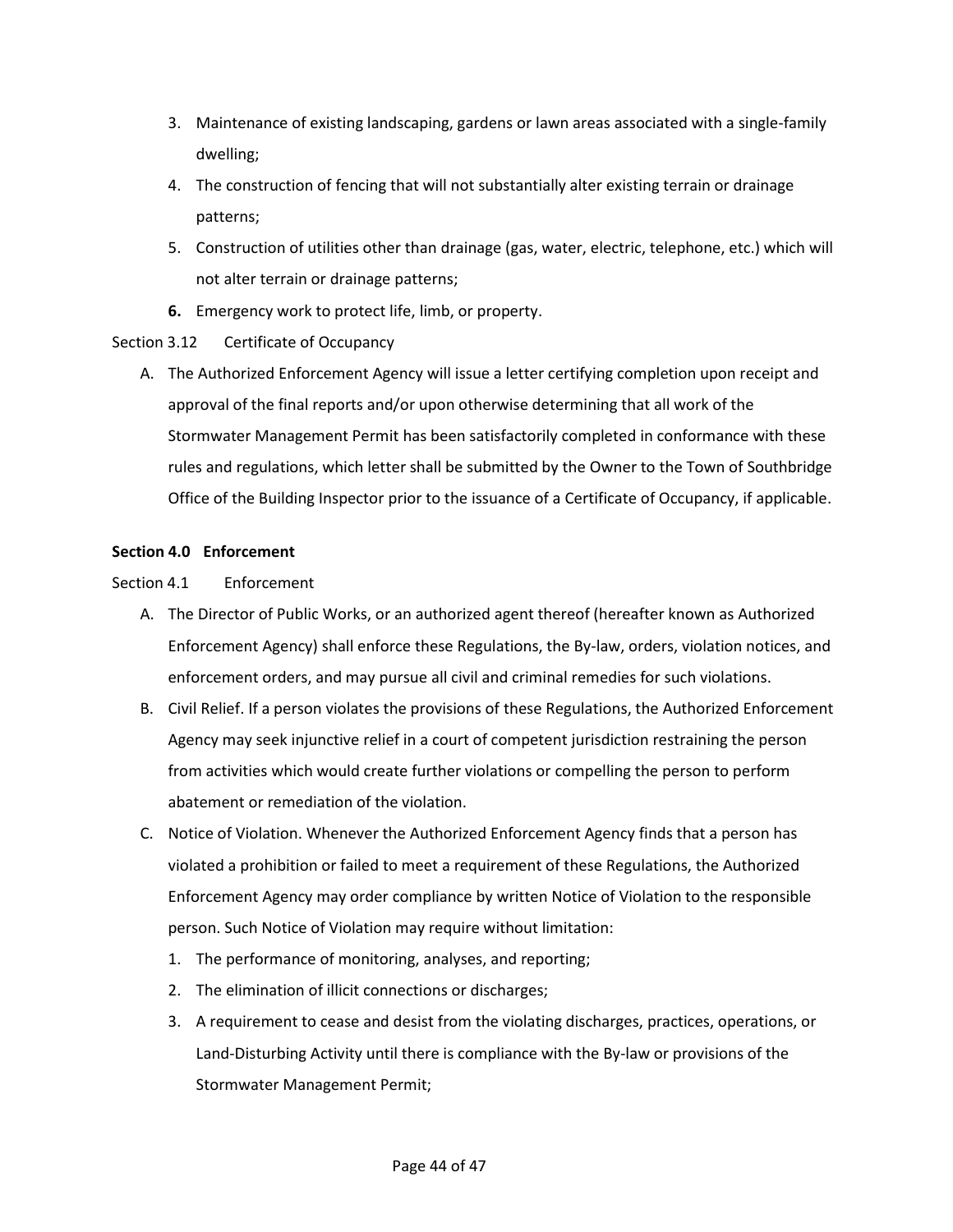3. Maintenance of existing landscaping, gardens or lawn areas associated with a single-family dwelling;
4. The construction of fencing that will not substantially alter existing terrain or drainage patterns;
5. Construction of utilities other than drainage (gas, water, electric, telephone, etc.) which will not alter terrain or drainage patterns;
6. Emergency work to protect life, limb, or property.

Section 3.12 Certificate of Occupancy

A. The Authorized Enforcement Agency will issue a letter certifying completion upon receipt and approval of the final reports and/or upon otherwise determining that all work of the Stormwater Management Permit has been satisfactorily completed in conformance with these rules and regulations, which letter shall be submitted by the Owner to the Town of Southbridge Office of the Building Inspector prior to the issuance of a Certificate of Occupancy, if applicable.

## Section 4.0 Enforcement

Section 4.1 Enforcement

A. The Director of Public Works, or an authorized agent thereof (hereafter known as Authorized Enforcement Agency) shall enforce these Regulations, the By-law, orders, violation notices, and enforcement orders, and may pursue all civil and criminal remedies for such violations.
B. Civil Relief. If a person violates the provisions of these Regulations, the Authorized Enforcement Agency may seek injunctive relief in a court of competent jurisdiction restraining the person from activities which would create further violations or compelling the person to perform abatement or remediation of the violation.
C. Notice of Violation. Whenever the Authorized Enforcement Agency finds that a person has violated a prohibition or failed to meet a requirement of these Regulations, the Authorized Enforcement Agency may order compliance by written Notice of Violation to the responsible person. Such Notice of Violation may require without limitation:
   1. The performance of monitoring, analyses, and reporting;
   2. The elimination of illicit connections or discharges;
   3. A requirement to cease and desist from the violating discharges, practices, operations, or Land-Disturbing Activity until there is compliance with the By-law or provisions of the Stormwater Management Permit;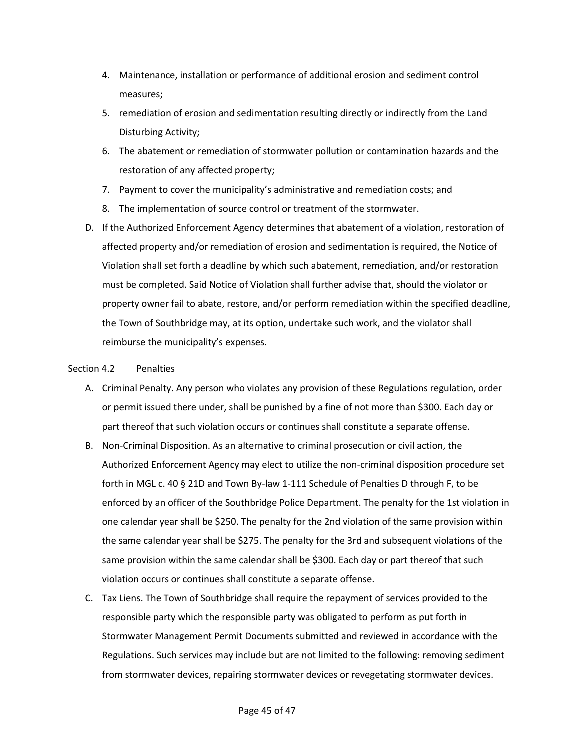4. Maintenance, installation or performance of additional erosion and sediment control measures;
5. remediation of erosion and sedimentation resulting directly or indirectly from the Land Disturbing Activity;
6. The abatement or remediation of stormwater pollution or contamination hazards and the restoration of any affected property;
7. Payment to cover the municipality's administrative and remediation costs; and
8. The implementation of source control or treatment of the stormwater.

D. If the Authorized Enforcement Agency determines that abatement of a violation, restoration of affected property and/or remediation of erosion and sedimentation is required, the Notice of Violation shall set forth a deadline by which such abatement, remediation, and/or restoration must be completed. Said Notice of Violation shall further advise that, should the violator or property owner fail to abate, restore, and/or perform remediation within the specified deadline, the Town of Southbridge may, at its option, undertake such work, and the violator shall reimburse the municipality's expenses.

Section 4.2 Penalties

A. Criminal Penalty. Any person who violates any provision of these Regulations regulation, order or permit issued there under, shall be punished by a fine of not more than $300. Each day or part thereof that such violation occurs or continues shall constitute a separate offense.

B. Non-Criminal Disposition. As an alternative to criminal prosecution or civil action, the Authorized Enforcement Agency may elect to utilize the non-criminal disposition procedure set forth in MGL c. 40 § 21D and Town By-law 1-111 Schedule of Penalties D through F, to be enforced by an officer of the Southbridge Police Department. The penalty for the 1st violation in one calendar year shall be $250. The penalty for the 2nd violation of the same provision within the same calendar year shall be $275. The penalty for the 3rd and subsequent violations of the same provision within the same calendar shall be $300. Each day or part thereof that such violation occurs or continues shall constitute a separate offense.

C. Tax Liens. The Town of Southbridge shall require the repayment of services provided to the responsible party which the responsible party was obligated to perform as put forth in Stormwater Management Permit Documents submitted and reviewed in accordance with the Regulations. Such services may include but are not limited to the following: removing sediment from stormwater devices, repairing stormwater devices or revegetating stormwater devices.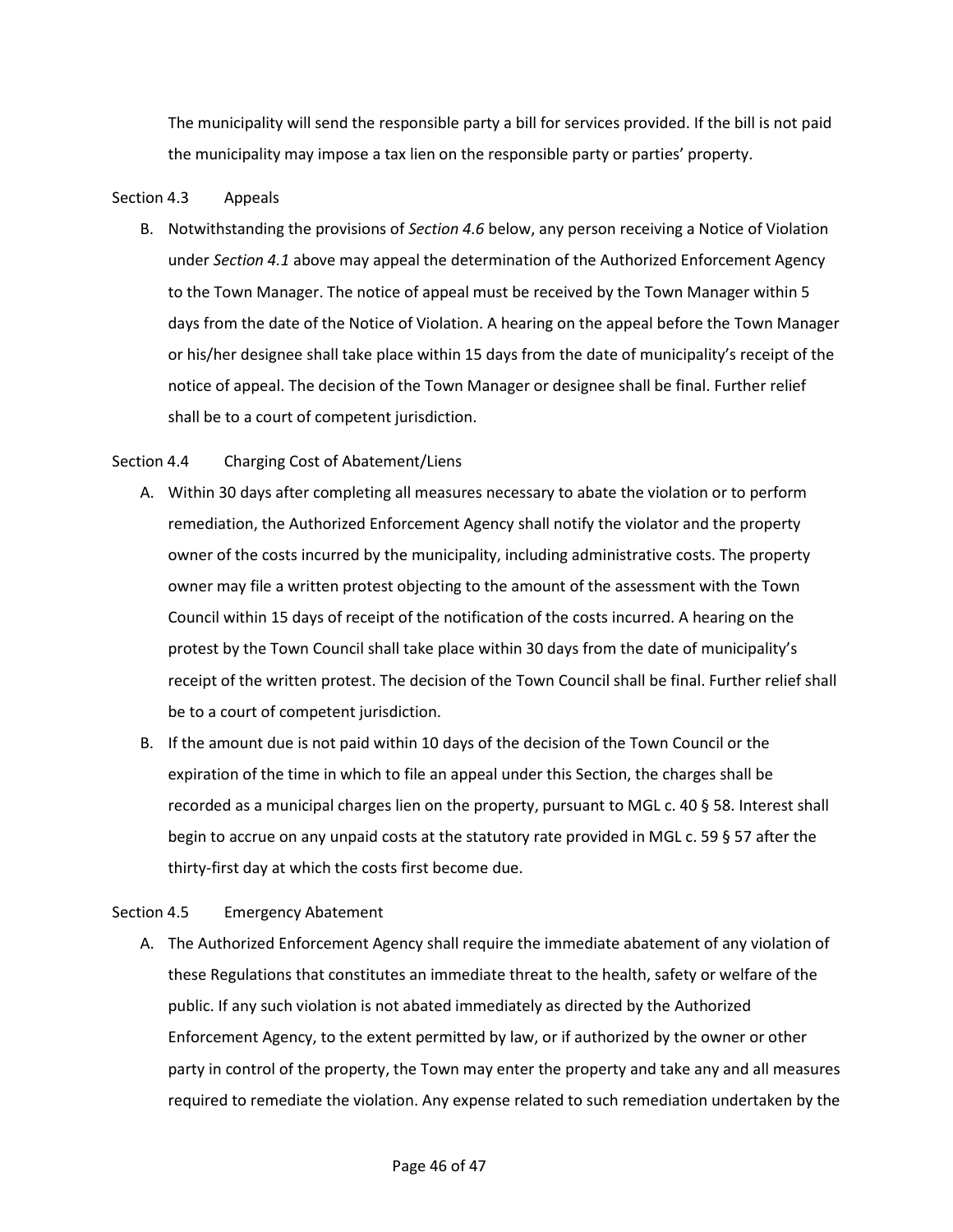The municipality will send the responsible party a bill for services provided. If the bill is not paid the municipality may impose a tax lien on the responsible party or parties' property.

Section 4.3 Appeals

B. Notwithstanding the provisions of *Section 4.6* below, any person receiving a Notice of Violation under *Section 4.1* above may appeal the determination of the Authorized Enforcement Agency to the Town Manager. The notice of appeal must be received by the Town Manager within 5 days from the date of the Notice of Violation. A hearing on the appeal before the Town Manager or his/her designee shall take place within 15 days from the date of municipality's receipt of the notice of appeal. The decision of the Town Manager or designee shall be final. Further relief shall be to a court of competent jurisdiction.

Section 4.4 Charging Cost of Abatement/Liens

A. Within 30 days after completing all measures necessary to abate the violation or to perform remediation, the Authorized Enforcement Agency shall notify the violator and the property owner of the costs incurred by the municipality, including administrative costs. The property owner may file a written protest objecting to the amount of the assessment with the Town Council within 15 days of receipt of the notification of the costs incurred. A hearing on the protest by the Town Council shall take place within 30 days from the date of municipality's receipt of the written protest. The decision of the Town Council shall be final. Further relief shall be to a court of competent jurisdiction.
B. If the amount due is not paid within 10 days of the decision of the Town Council or the expiration of the time in which to file an appeal under this Section, the charges shall be recorded as a municipal charges lien on the property, pursuant to MGL c. 40 § 58. Interest shall begin to accrue on any unpaid costs at the statutory rate provided in MGL c. 59 § 57 after the thirty-first day at which the costs first become due.

Section 4.5 Emergency Abatement

A. The Authorized Enforcement Agency shall require the immediate abatement of any violation of these Regulations that constitutes an immediate threat to the health, safety or welfare of the public. If any such violation is not abated immediately as directed by the Authorized Enforcement Agency, to the extent permitted by law, or if authorized by the owner or other party in control of the property, the Town may enter the property and take any and all measures required to remediate the violation. Any expense related to such remediation undertaken by the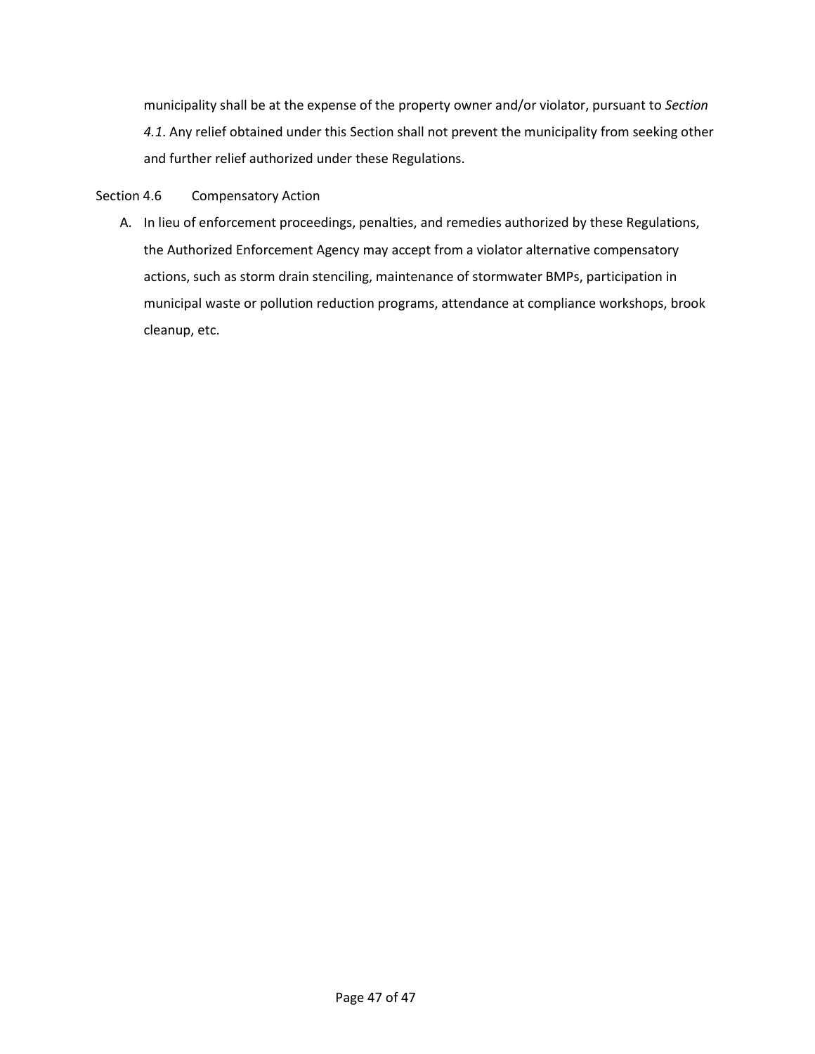municipality shall be at the expense of the property owner and/or violator, pursuant to *Section 4.1*. Any relief obtained under this Section shall not prevent the municipality from seeking other and further relief authorized under these Regulations.

## Section 4.6 Compensatory Action

A. In lieu of enforcement proceedings, penalties, and remedies authorized by these Regulations, the Authorized Enforcement Agency may accept from a violator alternative compensatory actions, such as storm drain stenciling, maintenance of stormwater BMPs, participation in municipal waste or pollution reduction programs, attendance at compliance workshops, brook cleanup, etc.